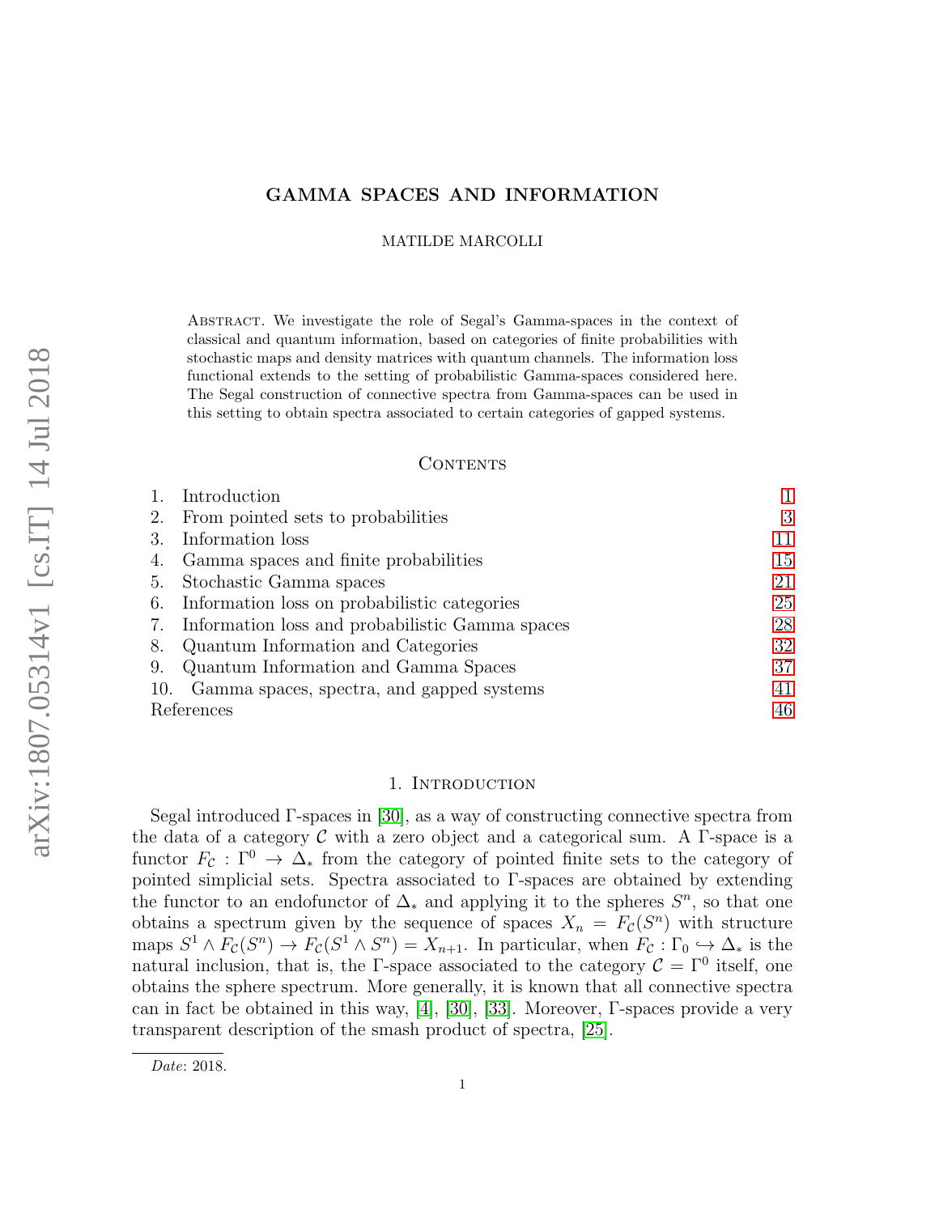# GAMMA SPACES AND INFORMATION

MATILDE MARCOLLI

Abstract. We investigate the role of Segal's Gamma-spaces in the context of classical and quantum information, based on categories of finite probabilities with stochastic maps and density matrices with quantum channels. The information loss functional extends to the setting of probabilistic Gamma-spaces considered here. The Segal construction of connective spectra from Gamma-spaces can be used in this setting to obtain spectra associated to certain categories of gapped systems.

## Contents

1. Introduction 1
2. From pointed sets to probabilities 3
3. Information loss 11
4. Gamma spaces and finite probabilities 15
5. Stochastic Gamma spaces 21
6. Information loss on probabilistic categories 25
7. Information loss and probabilistic Gamma spaces 28
8. Quantum Information and Categories 32
9. Quantum Information and Gamma Spaces 37
10. Gamma spaces, spectra, and gapped systems 41

References 46

## 1. Introduction

Segal introduced $\Gamma$-spaces in [30], as a way of constructing connective spectra from the data of a category $\mathcal{C}$ with a zero object and a categorical sum. A $\Gamma$-space is a functor $F_{\mathcal{C}} : \Gamma^0 \to \Delta_*$ from the category of pointed finite sets to the category of pointed simplicial sets. Spectra associated to $\Gamma$-spaces are obtained by extending the functor to an endofunctor of $\Delta_*$ and applying it to the spheres $S^n$, so that one obtains a spectrum given by the sequence of spaces $X_n = F_{\mathcal{C}}(S^n)$ with structure maps $S^1 \wedge F_{\mathcal{C}}(S^n) \to F_{\mathcal{C}}(S^1 \wedge S^n) = X_{n+1}$. In particular, when $F_{\mathcal{C}} : \Gamma_0 \hookrightarrow \Delta_*$ is the natural inclusion, that is, the $\Gamma$-space associated to the category $\mathcal{C} = \Gamma^0$ itself, one obtains the sphere spectrum. More generally, it is known that all connective spectra can in fact be obtained in this way, [4], [30], [33]. Moreover, $\Gamma$-spaces provide a very transparent description of the smash product of spectra, [25].

*Date*: 2018.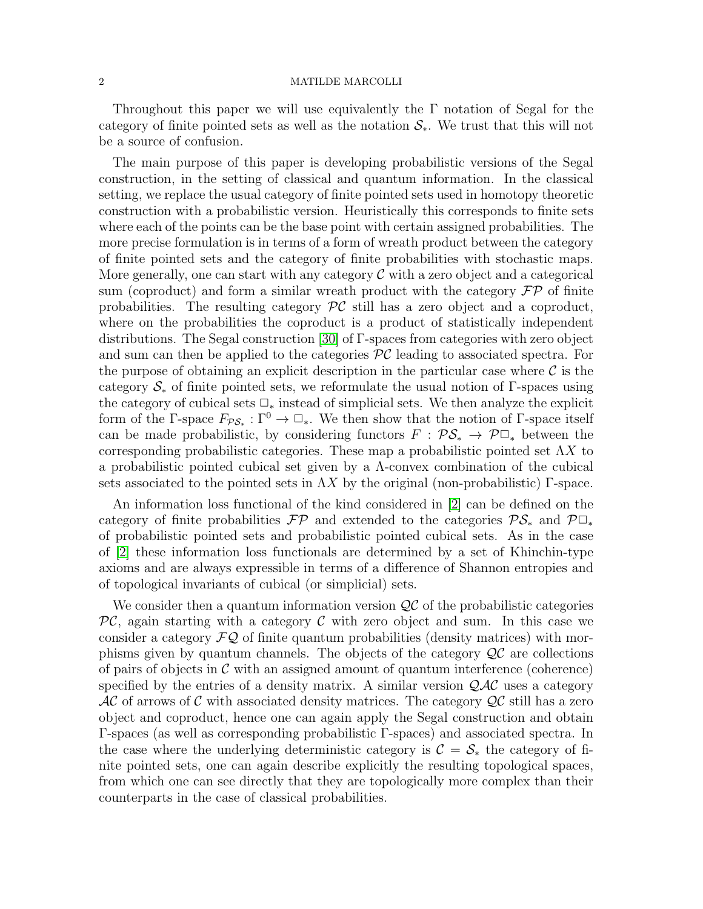Throughout this paper we will use equivalently the $\Gamma$ notation of Segal for the category of finite pointed sets as well as the notation $\mathcal{S}_*$. We trust that this will not be a source of confusion.

The main purpose of this paper is developing probabilistic versions of the Segal construction, in the setting of classical and quantum information. In the classical setting, we replace the usual category of finite pointed sets used in homotopy theoretic construction with a probabilistic version. Heuristically this corresponds to finite sets where each of the points can be the base point with certain assigned probabilities. The more precise formulation is in terms of a form of wreath product between the category of finite pointed sets and the category of finite probabilities with stochastic maps. More generally, one can start with any category $\mathcal{C}$ with a zero object and a categorical sum (coproduct) and form a similar wreath product with the category $\mathcal{FP}$ of finite probabilities. The resulting category $\mathcal{PC}$ still has a zero object and a coproduct, where on the probabilities the coproduct is a product of statistically independent distributions. The Segal construction [30] of $\Gamma$-spaces from categories with zero object and sum can then be applied to the categories $\mathcal{PC}$ leading to associated spectra. For the purpose of obtaining an explicit description in the particular case where $\mathcal{C}$ is the category $\mathcal{S}_*$ of finite pointed sets, we reformulate the usual notion of $\Gamma$-spaces using the category of cubical sets $\square_*$ instead of simplicial sets. We then analyze the explicit form of the $\Gamma$-space $F_{\mathcal{PS}_*} : \Gamma^0 \to \square_*$. We then show that the notion of $\Gamma$-space itself can be made probabilistic, by considering functors $F : \mathcal{PS}_* \to \mathcal{P}\square_*$ between the corresponding probabilistic categories. These map a probabilistic pointed set $\Lambda X$ to a probabilistic pointed cubical set given by a $\Lambda$-convex combination of the cubical sets associated to the pointed sets in $\Lambda X$ by the original (non-probabilistic) $\Gamma$-space.

An information loss functional of the kind considered in [2] can be defined on the category of finite probabilities $\mathcal{FP}$ and extended to the categories $\mathcal{PS}_*$ and $\mathcal{P}\square_*$ of probabilistic pointed sets and probabilistic pointed cubical sets. As in the case of [2] these information loss functionals are determined by a set of Khinchin-type axioms and are always expressible in terms of a difference of Shannon entropies and of topological invariants of cubical (or simplicial) sets.

We consider then a quantum information version $\mathcal{QC}$ of the probabilistic categories $\mathcal{PC}$, again starting with a category $\mathcal{C}$ with zero object and sum. In this case we consider a category $\mathcal{FQ}$ of finite quantum probabilities (density matrices) with morphisms given by quantum channels. The objects of the category $\mathcal{QC}$ are collections of pairs of objects in $\mathcal{C}$ with an assigned amount of quantum interference (coherence) specified by the entries of a density matrix. A similar version $\mathcal{QAC}$ uses a category $\mathcal{AC}$ of arrows of $\mathcal{C}$ with associated density matrices. The category $\mathcal{QC}$ still has a zero object and coproduct, hence one can again apply the Segal construction and obtain $\Gamma$-spaces (as well as corresponding probabilistic $\Gamma$-spaces) and associated spectra. In the case where the underlying deterministic category is $\mathcal{C} = \mathcal{S}_*$ the category of finite pointed sets, one can again describe explicitly the resulting topological spaces, from which one can see directly that they are topologically more complex than their counterparts in the case of classical probabilities.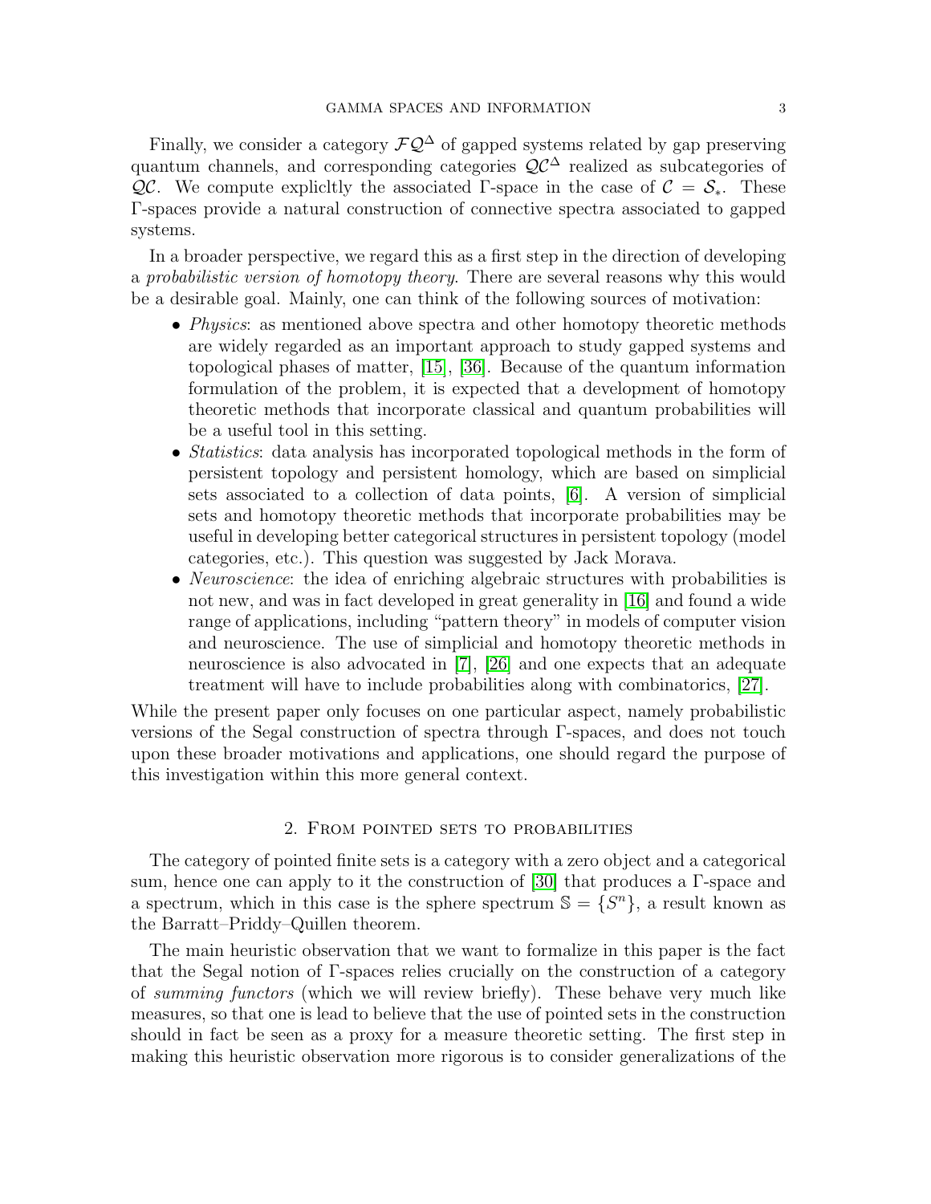Finally, we consider a category $\mathcal{FQ}^\Delta$ of gapped systems related by gap preserving quantum channels, and corresponding categories $\mathcal{QC}^\Delta$ realized as subcategories of $\mathcal{QC}$. We compute explicltly the associated $\Gamma$-space in the case of $\mathcal{C} = \mathcal{S}_*$. These $\Gamma$-spaces provide a natural construction of connective spectra associated to gapped systems.

In a broader perspective, we regard this as a first step in the direction of developing a *probabilistic version of homotopy theory*. There are several reasons why this would be a desirable goal. Mainly, one can think of the following sources of motivation:

- *Physics*: as mentioned above spectra and other homotopy theoretic methods are widely regarded as an important approach to study gapped systems and topological phases of matter, [15], [36]. Because of the quantum information formulation of the problem, it is expected that a development of homotopy theoretic methods that incorporate classical and quantum probabilities will be a useful tool in this setting.
- *Statistics*: data analysis has incorporated topological methods in the form of persistent topology and persistent homology, which are based on simplicial sets associated to a collection of data points, [6]. A version of simplicial sets and homotopy theoretic methods that incorporate probabilities may be useful in developing better categorical structures in persistent topology (model categories, etc.). This question was suggested by Jack Morava.
- *Neuroscience*: the idea of enriching algebraic structures with probabilities is not new, and was in fact developed in great generality in [16] and found a wide range of applications, including "pattern theory" in models of computer vision and neuroscience. The use of simplicial and homotopy theoretic methods in neuroscience is also advocated in [7], [26] and one expects that an adequate treatment will have to include probabilities along with combinatorics, [27].

While the present paper only focuses on one particular aspect, namely probabilistic versions of the Segal construction of spectra through $\Gamma$-spaces, and does not touch upon these broader motivations and applications, one should regard the purpose of this investigation within this more general context.

## 2. From pointed sets to probabilities

The category of pointed finite sets is a category with a zero object and a categorical sum, hence one can apply to it the construction of [30] that produces a $\Gamma$-space and a spectrum, which in this case is the sphere spectrum $\mathbb{S} = \{S^n\}$, a result known as the Barratt–Priddy–Quillen theorem.

The main heuristic observation that we want to formalize in this paper is the fact that the Segal notion of $\Gamma$-spaces relies crucially on the construction of a category of *summing functors* (which we will review briefly). These behave very much like measures, so that one is lead to believe that the use of pointed sets in the construction should in fact be seen as a proxy for a measure theoretic setting. The first step in making this heuristic observation more rigorous is to consider generalizations of the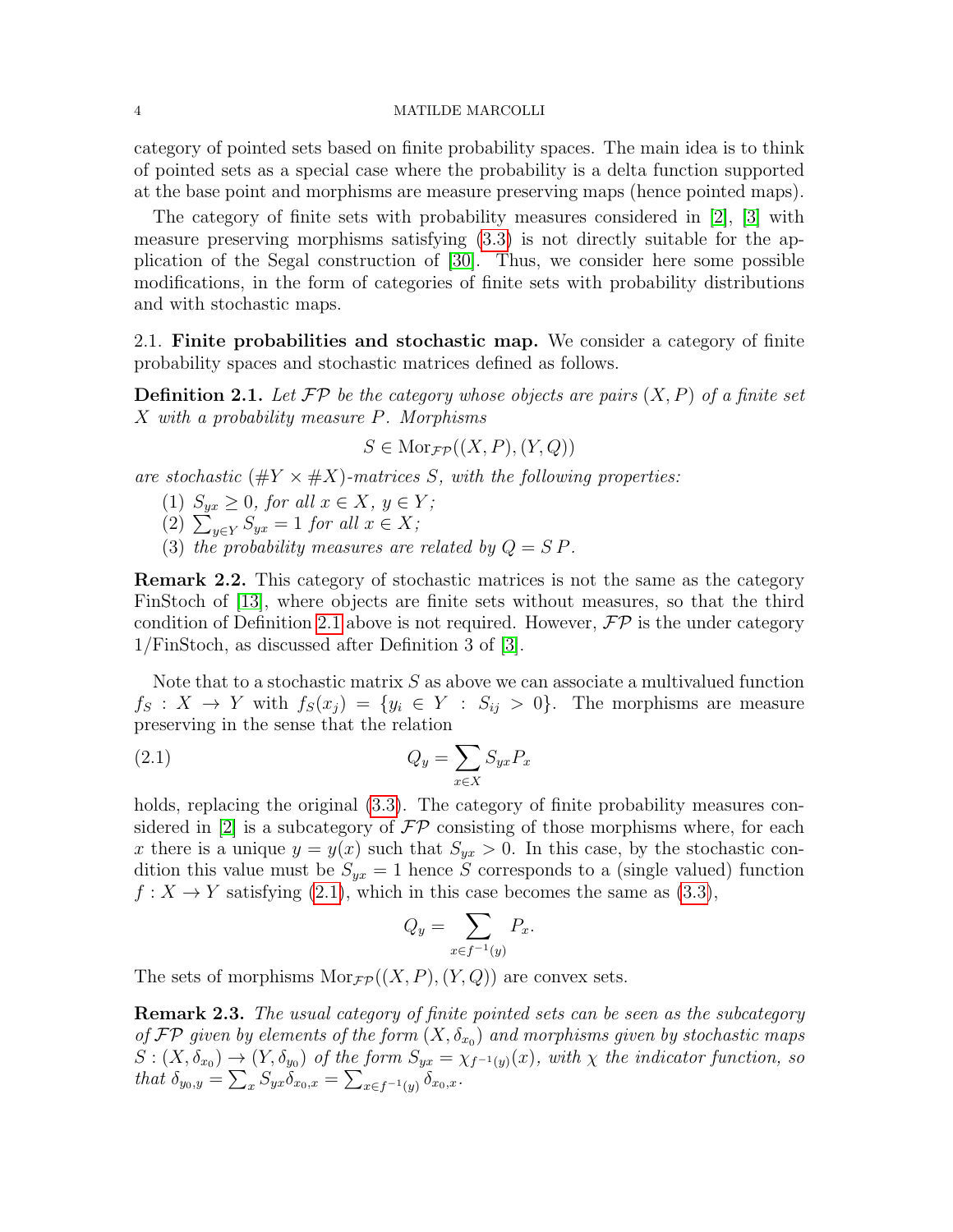category of pointed sets based on finite probability spaces. The main idea is to think of pointed sets as a special case where the probability is a delta function supported at the base point and morphisms are measure preserving maps (hence pointed maps).

The category of finite sets with probability measures considered in [2], [3] with measure preserving morphisms satisfying (3.3) is not directly suitable for the application of the Segal construction of [30]. Thus, we consider here some possible modifications, in the form of categories of finite sets with probability distributions and with stochastic maps.

2.1. **Finite probabilities and stochastic map.** We consider a category of finite probability spaces and stochastic matrices defined as follows.

**Definition 2.1.** *Let $\mathcal{FP}$ be the category whose objects are pairs $(X, P)$ of a finite set $X$ with a probability measure $P$. Morphisms*

$$S \in \mathrm{Mor}_{\mathcal{FP}}((X, P), (Y, Q))$$

*are stochastic $(\#Y \times \#X)$-matrices $S$, with the following properties:*

1. *$S_{yx} \geq 0$, for all $x \in X$, $y \in Y$;*
2. *$\sum_{y \in Y} S_{yx} = 1$ for all $x \in X$;*
3. *the probability measures are related by $Q = S\,P$.*

**Remark 2.2.** This category of stochastic matrices is not the same as the category FinStoch of [13], where objects are finite sets without measures, so that the third condition of Definition 2.1 above is not required. However, $\mathcal{FP}$ is the under category 1/FinStoch, as discussed after Definition 3 of [3].

Note that to a stochastic matrix $S$ as above we can associate a multivalued function $f_S : X \to Y$ with $f_S(x_j) = \{y_i \in Y : S_{ij} > 0\}$. The morphisms are measure preserving in the sense that the relation

$$Q_y = \sum_{x \in X} S_{yx} P_x \tag{2.1}$$

holds, replacing the original (3.3). The category of finite probability measures considered in [2] is a subcategory of $\mathcal{FP}$ consisting of those morphisms where, for each $x$ there is a unique $y = y(x)$ such that $S_{yx} > 0$. In this case, by the stochastic condition this value must be $S_{yx} = 1$ hence $S$ corresponds to a (single valued) function $f : X \to Y$ satisfying (2.1), which in this case becomes the same as (3.3),

$$Q_y = \sum_{x \in f^{-1}(y)} P_x.$$

The sets of morphisms $\mathrm{Mor}_{\mathcal{FP}}((X, P), (Y, Q))$ are convex sets.

**Remark 2.3.** *The usual category of finite pointed sets can be seen as the subcategory of $\mathcal{FP}$ given by elements of the form $(X, \delta_{x_0})$ and morphisms given by stochastic maps $S : (X, \delta_{x_0}) \to (Y, \delta_{y_0})$ of the form $S_{yx} = \chi_{f^{-1}(y)}(x)$, with $\chi$ the indicator function, so that $\delta_{y_0,y} = \sum_x S_{yx} \delta_{x_0,x} = \sum_{x \in f^{-1}(y)} \delta_{x_0,x}$.*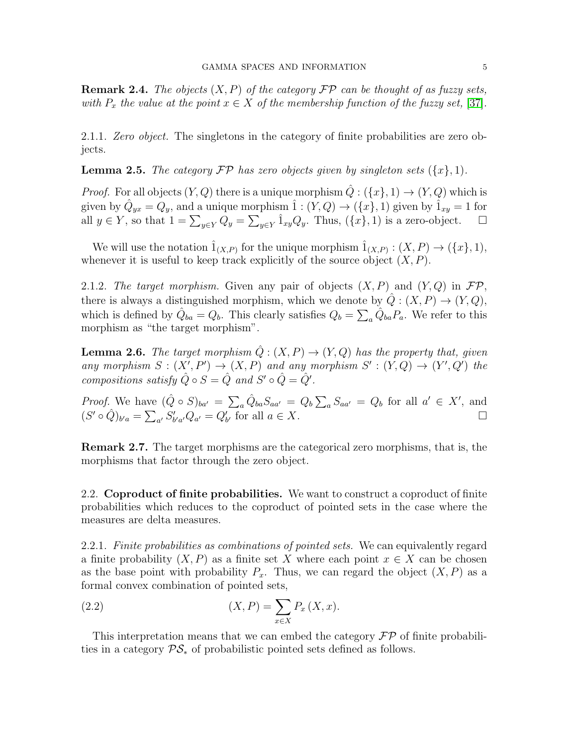**Remark 2.4.** *The objects $(X, P)$ of the category $\mathcal{FP}$ can be thought of as fuzzy sets, with $P_x$ the value at the point $x \in X$ of the membership function of the fuzzy set, [37].*

2.1.1. *Zero object.* The singletons in the category of finite probabilities are zero objects.

**Lemma 2.5.** *The category $\mathcal{FP}$ has zero objects given by singleton sets $(\{x\}, 1)$.*

*Proof.* For all objects $(Y, Q)$ there is a unique morphism $\hat{Q} : (\{x\}, 1) \to (Y, Q)$ which is given by $\hat{Q}_{yx} = Q_y$, and a unique morphism $\hat{1} : (Y, Q) \to (\{x\}, 1)$ given by $\hat{1}_{xy} = 1$ for all $y \in Y$, so that $1 = \sum_{y \in Y} Q_y = \sum_{y \in Y} \hat{1}_{xy} Q_y$. Thus, $(\{x\}, 1)$ is a zero-object. $\square$

We will use the notation $\hat{1}_{(X,P)}$ for the unique morphism $\hat{1}_{(X,P)} : (X, P) \to (\{x\}, 1)$, whenever it is useful to keep track explicitly of the source object $(X, P)$.

2.1.2. *The target morphism.* Given any pair of objects $(X, P)$ and $(Y, Q)$ in $\mathcal{FP}$, there is always a distinguished morphism, which we denote by $\hat{Q} : (X, P) \to (Y, Q)$, which is defined by $\hat{Q}_{ba} = Q_b$. This clearly satisfies $Q_b = \sum_a \hat{Q}_{ba} P_a$. We refer to this morphism as "the target morphism".

**Lemma 2.6.** *The target morphism $\hat{Q} : (X, P) \to (Y, Q)$ has the property that, given any morphism $S : (X', P') \to (X, P)$ and any morphism $S' : (Y, Q) \to (Y', Q')$ the compositions satisfy $\hat{Q} \circ S = \hat{Q}$ and $S' \circ \hat{Q} = \hat{Q}'$.*

*Proof.* We have $(\hat{Q} \circ S)_{ba'} = \sum_a \hat{Q}_{ba} S_{aa'} = Q_b \sum_a S_{aa'} = Q_b$ for all $a' \in X'$, and $(S' \circ \hat{Q})_{b'a} = \sum_{a'} S'_{b'a'} Q_{a'} = Q'_{b'}$ for all $a \in X$. $\square$

**Remark 2.7.** The target morphisms are the categorical zero morphisms, that is, the morphisms that factor through the zero object.

2.2. **Coproduct of finite probabilities.** We want to construct a coproduct of finite probabilities which reduces to the coproduct of pointed sets in the case where the measures are delta measures.

2.2.1. *Finite probabilities as combinations of pointed sets.* We can equivalently regard a finite probability $(X, P)$ as a finite set $X$ where each point $x \in X$ can be chosen as the base point with probability $P_x$. Thus, we can regard the object $(X, P)$ as a formal convex combination of pointed sets,

$$(X, P) = \sum_{x \in X} P_x \, (X, x). \tag{2.2}$$

This interpretation means that we can embed the category $\mathcal{FP}$ of finite probabilities in a category $\mathcal{PS}_*$ of probabilistic pointed sets defined as follows.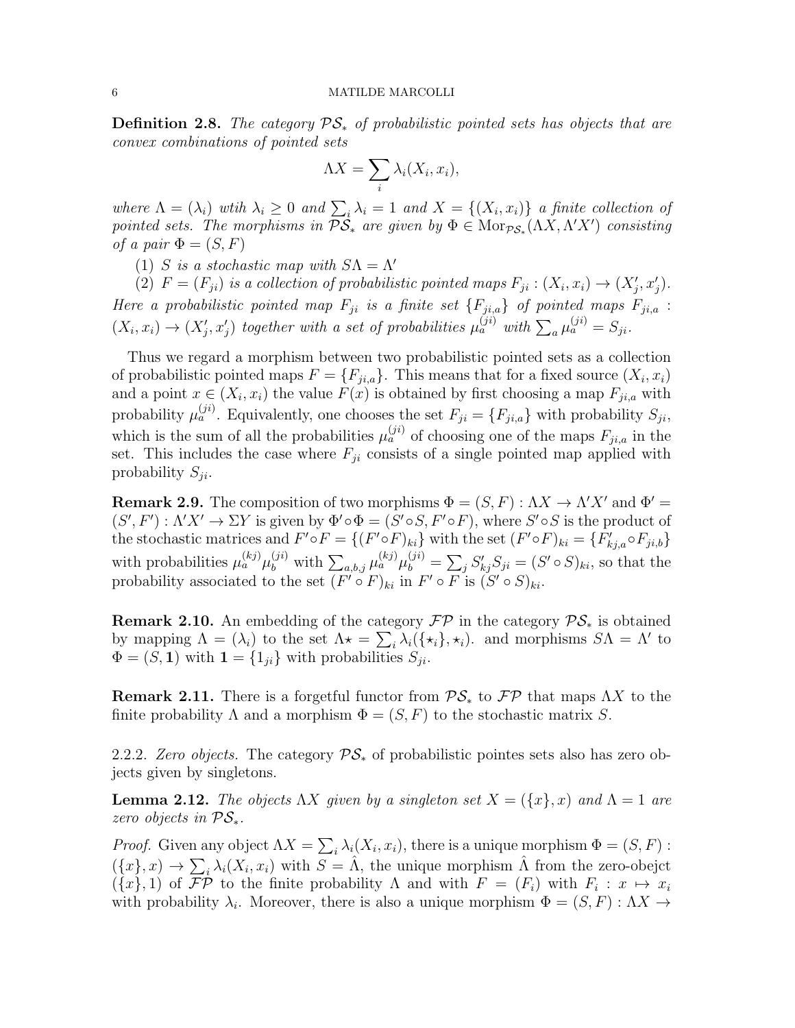**Definition 2.8.** *The category $\mathcal{PS}_*$ of probabilistic pointed sets has objects that are convex combinations of pointed sets*

$$\Lambda X = \sum_i \lambda_i (X_i, x_i),$$

*where $\Lambda = (\lambda_i)$ wtih $\lambda_i \geq 0$ and $\sum_i \lambda_i = 1$ and $X = \{(X_i, x_i)\}$ a finite collection of pointed sets. The morphisms in $\mathcal{PS}_*$ are given by $\Phi \in \mathrm{Mor}_{\mathcal{PS}_*}(\Lambda X, \Lambda' X')$ consisting of a pair $\Phi = (S, F)$*

1. *$S$ is a stochastic map with $S\Lambda = \Lambda'$*
2. *$F = (F_{ji})$ is a collection of probabilistic pointed maps $F_{ji} : (X_i, x_i) \to (X'_j, x'_j)$.*

*Here a probabilistic pointed map $F_{ji}$ is a finite set $\{F_{ji,a}\}$ of pointed maps $F_{ji,a} : (X_i, x_i) \to (X'_j, x'_j)$ together with a set of probabilities $\mu_a^{(ji)}$ with $\sum_a \mu_a^{(ji)} = S_{ji}$.*

Thus we regard a morphism between two probabilistic pointed sets as a collection of probabilistic pointed maps $F = \{F_{ji,a}\}$. This means that for a fixed source $(X_i, x_i)$ and a point $x \in (X_i, x_i)$ the value $F(x)$ is obtained by first choosing a map $F_{ji,a}$ with probability $\mu_a^{(ji)}$. Equivalently, one chooses the set $F_{ji} = \{F_{ji,a}\}$ with probability $S_{ji}$, which is the sum of all the probabilities $\mu_a^{(ji)}$ of choosing one of the maps $F_{ji,a}$ in the set. This includes the case where $F_{ji}$ consists of a single pointed map applied with probability $S_{ji}$.

**Remark 2.9.** The composition of two morphisms $\Phi = (S, F) : \Lambda X \to \Lambda' X'$ and $\Phi' = (S', F') : \Lambda' X' \to \Sigma Y$ is given by $\Phi' \circ \Phi = (S' \circ S, F' \circ F)$, where $S' \circ S$ is the product of the stochastic matrices and $F' \circ F = \{(F' \circ F)_{ki}\}$ with the set $(F' \circ F)_{ki} = \{F'_{kj,a} \circ F_{ji,b}\}$ with probabilities $\mu_a^{(kj)} \mu_b^{(ji)}$ with $\sum_{a,b,j} \mu_a^{(kj)} \mu_b^{(ji)} = \sum_j S'_{kj} S_{ji} = (S' \circ S)_{ki}$, so that the probability associated to the set $(F' \circ F)_{ki}$ in $F' \circ F$ is $(S' \circ S)_{ki}$.

**Remark 2.10.** An embedding of the category $\mathcal{FP}$ in the category $\mathcal{PS}_*$ is obtained by mapping $\Lambda = (\lambda_i)$ to the set $\Lambda \star = \sum_i \lambda_i (\{\star_i\}, \star_i)$. and morphisms $S\Lambda = \Lambda'$ to $\Phi = (S, \mathbf{1})$ with $\mathbf{1} = \{1_{ji}\}$ with probabilities $S_{ji}$.

**Remark 2.11.** There is a forgetful functor from $\mathcal{PS}_*$ to $\mathcal{FP}$ that maps $\Lambda X$ to the finite probability $\Lambda$ and a morphism $\Phi = (S, F)$ to the stochastic matrix $S$.

2.2.2. *Zero objects.* The category $\mathcal{PS}_*$ of probabilistic pointes sets also has zero objects given by singletons.

**Lemma 2.12.** *The objects $\Lambda X$ given by a singleton set $X = (\{x\}, x)$ and $\Lambda = 1$ are zero objects in $\mathcal{PS}_*$.*

*Proof.* Given any object $\Lambda X = \sum_i \lambda_i (X_i, x_i)$, there is a unique morphism $\Phi = (S, F) : (\{x\}, x) \to \sum_i \lambda_i (X_i, x_i)$ with $S = \hat{\Lambda}$, the unique morphism $\hat{\Lambda}$ from the zero-obejct $(\{x\}, 1)$ of $\mathcal{FP}$ to the finite probability $\Lambda$ and with $F = (F_i)$ with $F_i : x \mapsto x_i$ with probability $\lambda_i$. Moreover, there is also a unique morphism $\Phi = (S, F) : \Lambda X \to$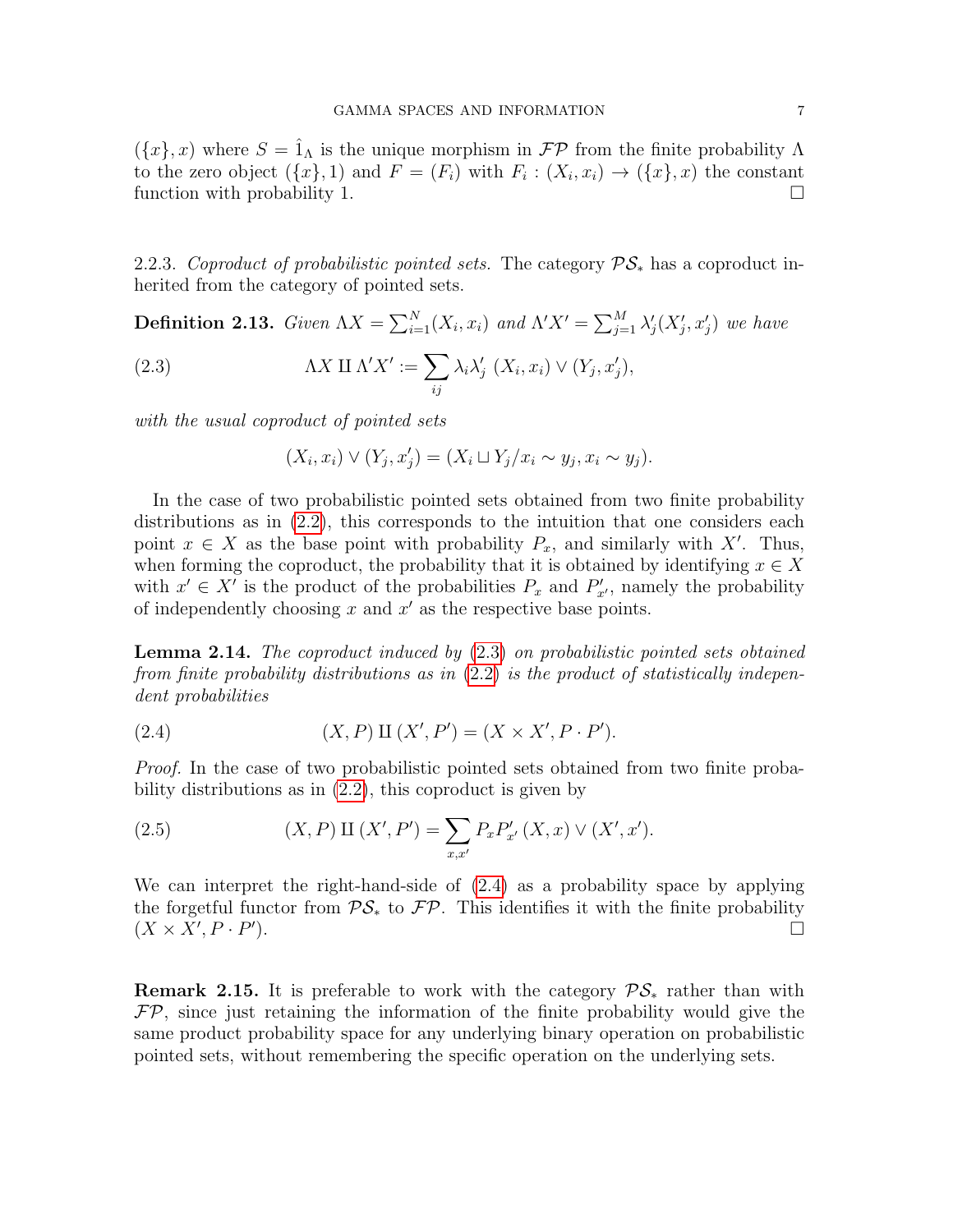$(\{x\}, x)$ where $S = \hat{1}_\Lambda$ is the unique morphism in $\mathcal{FP}$ from the finite probability $\Lambda$ to the zero object $(\{x\}, 1)$ and $F = (F_i)$ with $F_i : (X_i, x_i) \to (\{x\}, x)$ the constant function with probability 1. $\square$

2.2.3. *Coproduct of probabilistic pointed sets.* The category $\mathcal{PS}_*$ has a coproduct inherited from the category of pointed sets.

**Definition 2.13.** *Given $\Lambda X = \sum_{i=1}^N (X_i, x_i)$ and $\Lambda' X' = \sum_{j=1}^M \lambda'_j (X'_j, x'_j)$ we have*

$$\Lambda X \amalg \Lambda' X' := \sum_{ij} \lambda_i \lambda'_j \; (X_i, x_i) \vee (Y_j, x'_j), \tag{2.3}$$

*with the usual coproduct of pointed sets*

$$(X_i, x_i) \vee (Y_j, x'_j) = (X_i \sqcup Y_j / x_i \sim y_j, x_i \sim y_j).$$

In the case of two probabilistic pointed sets obtained from two finite probability distributions as in (2.2), this corresponds to the intuition that one considers each point $x \in X$ as the base point with probability $P_x$, and similarly with $X'$. Thus, when forming the coproduct, the probability that it is obtained by identifying $x \in X$ with $x' \in X'$ is the product of the probabilities $P_x$ and $P'_{x'}$, namely the probability of independently choosing $x$ and $x'$ as the respective base points.

**Lemma 2.14.** *The coproduct induced by (2.3) on probabilistic pointed sets obtained from finite probability distributions as in (2.2) is the product of statistically independent probabilities*

$$(X, P) \amalg (X', P') = (X \times X', P \cdot P'). \tag{2.4}$$

*Proof.* In the case of two probabilistic pointed sets obtained from two finite probability distributions as in (2.2), this coproduct is given by

$$(X, P) \amalg (X', P') = \sum_{x, x'} P_x P'_{x'} \, (X, x) \vee (X', x'). \tag{2.5}$$

We can interpret the right-hand-side of (2.4) as a probability space by applying the forgetful functor from $\mathcal{PS}_*$ to $\mathcal{FP}$. This identifies it with the finite probability $(X \times X', P \cdot P')$. $\square$

**Remark 2.15.** It is preferable to work with the category $\mathcal{PS}_*$ rather than with $\mathcal{FP}$, since just retaining the information of the finite probability would give the same product probability space for any underlying binary operation on probabilistic pointed sets, without remembering the specific operation on the underlying sets.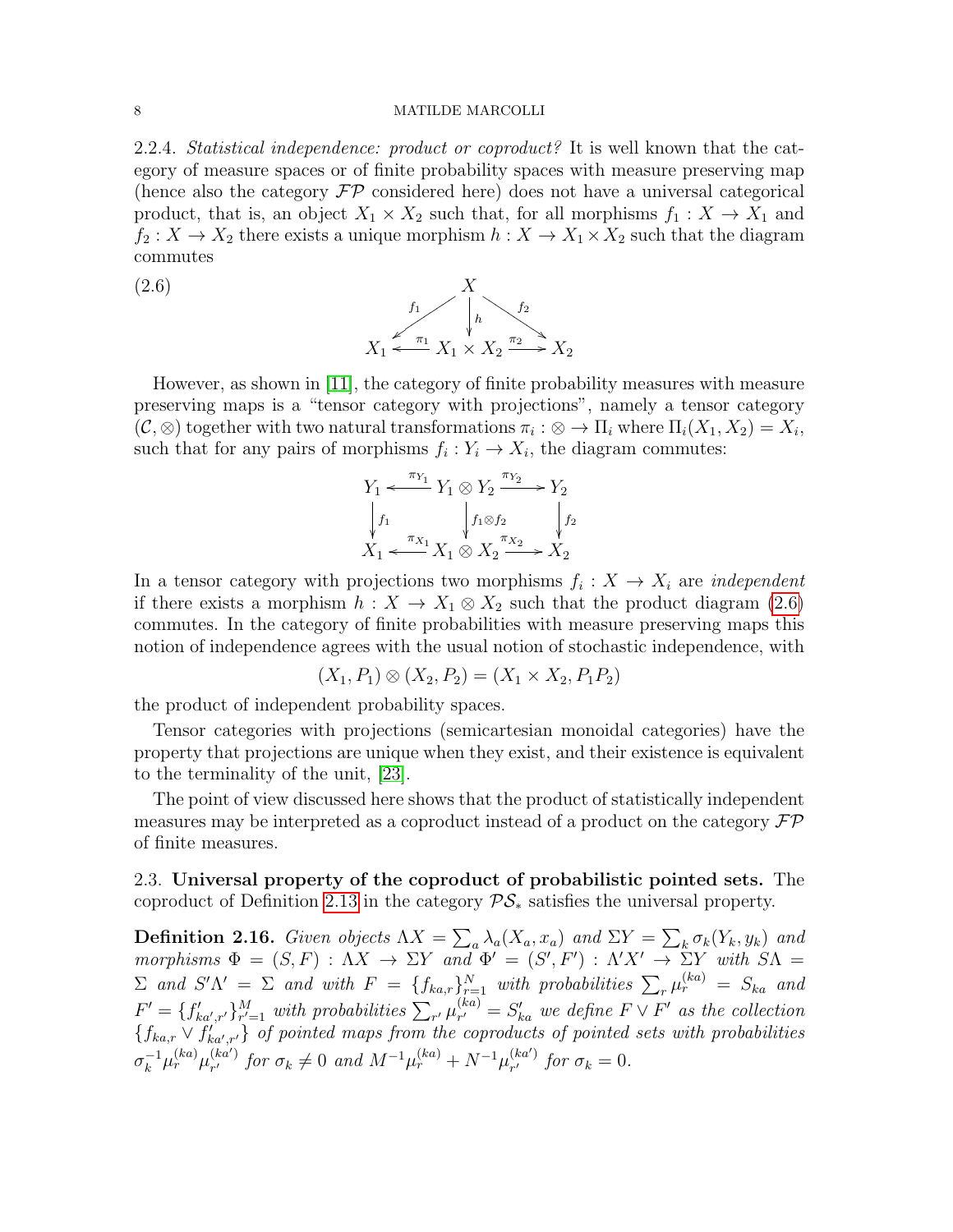2.2.4. *Statistical independence: product or coproduct?* It is well known that the category of measure spaces or of finite probability spaces with measure preserving map (hence also the category $\mathcal{FP}$ considered here) does not have a universal categorical product, that is, an object $X_1 \times X_2$ such that, for all morphisms $f_1 : X \to X_1$ and $f_2 : X \to X_2$ there exists a unique morphism $h : X \to X_1 \times X_2$ such that the diagram commutes

$$\begin{array}{ccccc} & & X & & \\ & \swarrow^{f_1} & \downarrow h & \searrow^{f_2} & \\ X_1 & \xleftarrow{\pi_1} & X_1 \times X_2 & \xrightarrow{\pi_2} & X_2 \end{array} \tag{2.6}$$

However, as shown in [11], the category of finite probability measures with measure preserving maps is a "tensor category with projections", namely a tensor category $(\mathcal{C}, \otimes)$ together with two natural transformations $\pi_i : \otimes \to \Pi_i$ where $\Pi_i(X_1, X_2) = X_i$, such that for any pairs of morphisms $f_i : Y_i \to X_i$, the diagram commutes:

$$\begin{array}{ccccc} Y_1 & \xleftarrow{\pi_{Y_1}} & Y_1 \otimes Y_2 & \xrightarrow{\pi_{Y_2}} & Y_2 \\ \downarrow f_1 & & \downarrow f_1 \otimes f_2 & & \downarrow f_2 \\ X_1 & \xleftarrow{\pi_{X_1}} & X_1 \otimes X_2 & \xrightarrow{\pi_{X_2}} & X_2 \end{array}$$

In a tensor category with projections two morphisms $f_i : X \to X_i$ are *independent* if there exists a morphism $h : X \to X_1 \otimes X_2$ such that the product diagram (2.6) commutes. In the category of finite probabilities with measure preserving maps this notion of independence agrees with the usual notion of stochastic independence, with

$$(X_1, P_1) \otimes (X_2, P_2) = (X_1 \times X_2, P_1 P_2)$$

the product of independent probability spaces.

Tensor categories with projections (semicartesian monoidal categories) have the property that projections are unique when they exist, and their existence is equivalent to the terminality of the unit, [23].

The point of view discussed here shows that the product of statistically independent measures may be interpreted as a coproduct instead of a product on the category $\mathcal{FP}$ of finite measures.

2.3. **Universal property of the coproduct of probabilistic pointed sets.** The coproduct of Definition 2.13 in the category $\mathcal{PS}_*$ satisfies the universal property.

**Definition 2.16.** *Given objects $\Lambda X = \sum_a \lambda_a (X_a, x_a)$ and $\Sigma Y = \sum_k \sigma_k (Y_k, y_k)$ and morphisms $\Phi = (S, F) : \Lambda X \to \Sigma Y$ and $\Phi' = (S', F') : \Lambda' X' \to \Sigma Y$ with $S\Lambda = \Sigma$ and $S'\Lambda' = \Sigma$ and with $F = \{f_{ka,r}\}_{r=1}^N$ with probabilities $\sum_r \mu_r^{(ka)} = S_{ka}$ and $F' = \{f'_{ka',r'}\}_{r'=1}^M$ with probabilities $\sum_{r'} \mu_{r'}^{(ka)} = S'_{ka}$ we define $F \vee F'$ as the collection $\{f_{ka,r} \vee f'_{ka',r'}\}$ of pointed maps from the coproducts of pointed sets with probabilities $\sigma_k^{-1} \mu_r^{(ka)} \mu_{r'}^{(ka')}$ for $\sigma_k \neq 0$ and $M^{-1} \mu_r^{(ka)} + N^{-1} \mu_{r'}^{(ka')}$ for $\sigma_k = 0$.*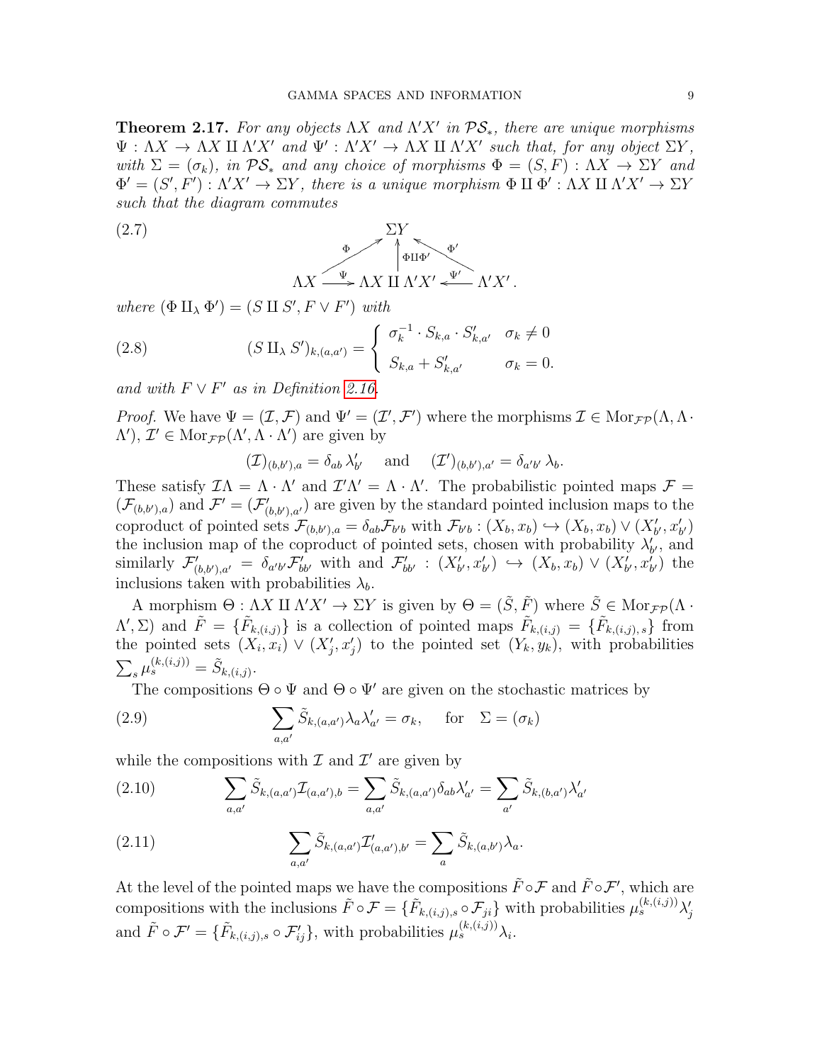**Theorem 2.17.** *For any objects $\Lambda X$ and $\Lambda' X'$ in $\mathcal{PS}_*$, there are unique morphisms $\Psi : \Lambda X \to \Lambda X \amalg \Lambda' X'$ and $\Psi' : \Lambda' X' \to \Lambda X \amalg \Lambda' X'$ such that, for any object $\Sigma Y$, with $\Sigma = (\sigma_k)$, in $\mathcal{PS}_*$ and any choice of morphisms $\Phi = (S, F) : \Lambda X \to \Sigma Y$ and $\Phi' = (S', F') : \Lambda' X' \to \Sigma Y$, there is a unique morphism $\Phi \amalg \Phi' : \Lambda X \amalg \Lambda' X' \to \Sigma Y$ such that the diagram commutes*

$$
\begin{array}{ccccc}
 & & \Sigma Y & & \\
 & \overset{\Phi}{\nearrow} & \uparrow{\scriptstyle \Phi\amalg\Phi'} & \overset{\Phi'}{\nwarrow} & \\
\Lambda X & \xrightarrow{\ \Psi\ } & \Lambda X \amalg \Lambda' X' & \xleftarrow{\ \Psi'\ } & \Lambda' X' .
\end{array}
\tag{2.7}
$$

*where $(\Phi \amalg_\lambda \Phi') = (S \amalg S', F \vee F')$ with*

$$
(S \amalg_\lambda S')_{k,(a,a')} = \begin{cases} \sigma_k^{-1} \cdot S_{k,a} \cdot S'_{k,a'} & \sigma_k \neq 0 \\ S_{k,a} + S'_{k,a'} & \sigma_k = 0. \end{cases}
\tag{2.8}
$$

*and with $F \vee F'$ as in Definition 2.16.*

*Proof.* We have $\Psi = (\mathcal{I}, \mathcal{F})$ and $\Psi' = (\mathcal{I}', \mathcal{F}')$ where the morphisms $\mathcal{I} \in \mathrm{Mor}_{\mathcal{FP}}(\Lambda, \Lambda \cdot \Lambda')$, $\mathcal{I}' \in \mathrm{Mor}_{\mathcal{FP}}(\Lambda', \Lambda \cdot \Lambda')$ are given by

$$
(\mathcal{I})_{(b,b'),a} = \delta_{ab}\, \lambda'_{b'} \quad \text{and} \quad (\mathcal{I}')_{(b,b'),a'} = \delta_{a'b'}\, \lambda_b .
$$

These satisfy $\mathcal{I}\Lambda = \Lambda \cdot \Lambda'$ and $\mathcal{I}'\Lambda' = \Lambda \cdot \Lambda'$. The probabilistic pointed maps $\mathcal{F} = (\mathcal{F}_{(b,b'),a})$ and $\mathcal{F}' = (\mathcal{F}'_{(b,b'),a'})$ are given by the standard pointed inclusion maps to the coproduct of pointed sets $\mathcal{F}_{(b,b'),a} = \delta_{ab} \mathcal{F}_{b'b}$ with $\mathcal{F}_{b'b} : (X_b, x_b) \hookrightarrow (X_b, x_b) \vee (X'_{b'}, x'_{b'})$ the inclusion map of the coproduct of pointed sets, chosen with probability $\lambda'_{b'}$, and similarly $\mathcal{F}'_{(b,b'),a'} = \delta_{a'b'} \mathcal{F}'_{bb'}$ with and $\mathcal{F}'_{bb'} : (X'_{b'}, x'_{b'}) \hookrightarrow (X_b, x_b) \vee (X'_{b'}, x'_{b'})$ the inclusions taken with probabilities $\lambda_b$.

A morphism $\Theta : \Lambda X \amalg \Lambda' X' \to \Sigma Y$ is given by $\Theta = (\tilde{S}, \tilde{F})$ where $\tilde{S} \in \mathrm{Mor}_{\mathcal{FP}}(\Lambda \cdot \Lambda', \Sigma)$ and $\tilde{F} = \{\tilde{F}_{k,(i,j)}\}$ is a collection of pointed maps $\tilde{F}_{k,(i,j)} = \{\tilde{F}_{k,(i,j),s}\}$ from the pointed sets $(X_i, x_i) \vee (X'_j, x'_j)$ to the pointed set $(Y_k, y_k)$, with probabilities $\sum_s \mu_s^{(k,(i,j))} = \tilde{S}_{k,(i,j)}$.

The compositions $\Theta \circ \Psi$ and $\Theta \circ \Psi'$ are given on the stochastic matrices by

$$
\sum_{a,a'} \tilde{S}_{k,(a,a')} \lambda_a \lambda'_{a'} = \sigma_k, \quad \text{for} \quad \Sigma = (\sigma_k)
\tag{2.9}
$$

while the compositions with $\mathcal{I}$ and $\mathcal{I}'$ are given by

$$
\sum_{a,a'} \tilde{S}_{k,(a,a')} \mathcal{I}_{(a,a'),b} = \sum_{a,a'} \tilde{S}_{k,(a,a')} \delta_{ab} \lambda'_{a'} = \sum_{a'} \tilde{S}_{k,(b,a')} \lambda'_{a'}
\tag{2.10}
$$

$$
\sum_{a,a'} \tilde{S}_{k,(a,a')} \mathcal{I}'_{(a,a'),b'} = \sum_{a} \tilde{S}_{k,(a,b')} \lambda_a .
\tag{2.11}
$$

At the level of the pointed maps we have the compositions $\tilde{F} \circ \mathcal{F}$ and $\tilde{F} \circ \mathcal{F}'$, which are compositions with the inclusions $\tilde{F} \circ \mathcal{F} = \{\tilde{F}_{k,(i,j),s} \circ \mathcal{F}_{ji}\}$ with probabilities $\mu_s^{(k,(i,j))} \lambda'_j$ and $\tilde{F} \circ \mathcal{F}' = \{\tilde{F}_{k,(i,j),s} \circ \mathcal{F}'_{ij}\}$, with probabilities $\mu_s^{(k,(i,j))} \lambda_i$.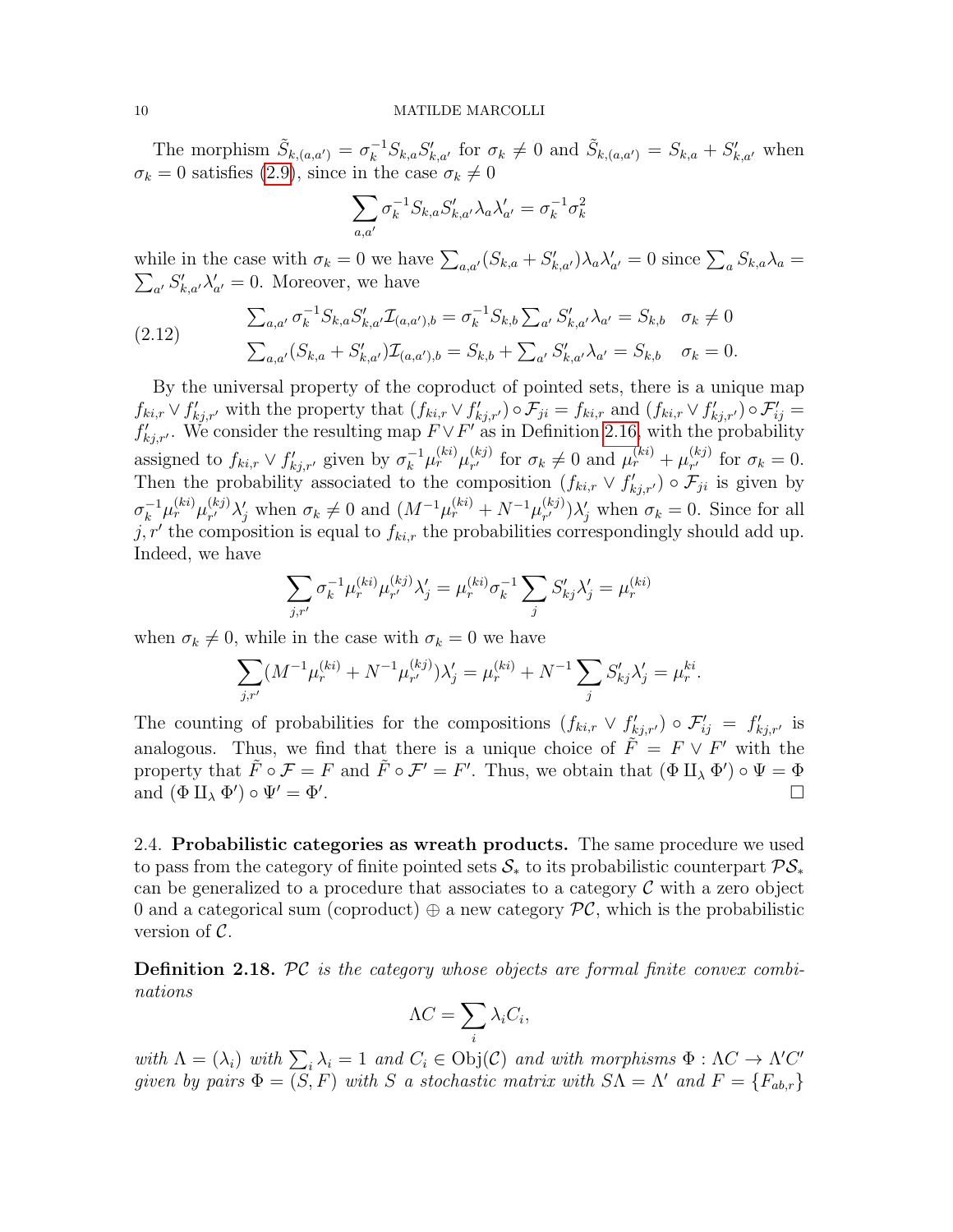The morphism $\tilde{S}_{k,(a,a')} = \sigma_k^{-1} S_{k,a} S'_{k,a'}$ for $\sigma_k \neq 0$ and $\tilde{S}_{k,(a,a')} = S_{k,a} + S'_{k,a'}$ when $\sigma_k = 0$ satisfies (2.9), since in the case $\sigma_k \neq 0$

$$\sum_{a,a'} \sigma_k^{-1} S_{k,a} S'_{k,a'} \lambda_a \lambda'_{a'} = \sigma_k^{-1} \sigma_k^2$$

while in the case with $\sigma_k = 0$ we have $\sum_{a,a'} (S_{k,a} + S'_{k,a'}) \lambda_a \lambda'_{a'} = 0$ since $\sum_a S_{k,a} \lambda_a = \sum_{a'} S'_{k,a'} \lambda'_{a'} = 0$. Moreover, we have

$$\begin{array}{ll} \sum_{a,a'} \sigma_k^{-1} S_{k,a} S'_{k,a'} \mathcal{I}_{(a,a'),b} = \sigma_k^{-1} S_{k,b} \sum_{a'} S'_{k,a'} \lambda_{a'} = S_{k,b} & \sigma_k \neq 0 \\ \sum_{a,a'} (S_{k,a} + S'_{k,a'}) \mathcal{I}_{(a,a'),b} = S_{k,b} + \sum_{a'} S'_{k,a'} \lambda_{a'} = S_{k,b} & \sigma_k = 0. \end{array} \tag{2.12}$$

By the universal property of the coproduct of pointed sets, there is a unique map $f_{ki,r} \vee f'_{kj,r'}$ with the property that $(f_{ki,r} \vee f'_{kj,r'}) \circ \mathcal{F}_{ji} = f_{ki,r}$ and $(f_{ki,r} \vee f'_{kj,r'}) \circ \mathcal{F}'_{ij} = f'_{kj,r'}$. We consider the resulting map $F \vee F'$ as in Definition 2.16, with the probability assigned to $f_{ki,r} \vee f'_{kj,r'}$ given by $\sigma_k^{-1} \mu_r^{(ki)} \mu_{r'}^{(kj)}$ for $\sigma_k \neq 0$ and $\mu_r^{(ki)} + \mu_{r'}^{(kj)}$ for $\sigma_k = 0$. Then the probability associated to the composition $(f_{ki,r} \vee f'_{kj,r'}) \circ \mathcal{F}_{ji}$ is given by $\sigma_k^{-1} \mu_r^{(ki)} \mu_{r'}^{(kj)} \lambda'_j$ when $\sigma_k \neq 0$ and $(M^{-1} \mu_r^{(ki)} + N^{-1} \mu_{r'}^{(kj)}) \lambda'_j$ when $\sigma_k = 0$. Since for all $j, r'$ the composition is equal to $f_{ki,r}$ the probabilities correspondingly should add up. Indeed, we have

$$\sum_{j,r'} \sigma_k^{-1} \mu_r^{(ki)} \mu_{r'}^{(kj)} \lambda'_j = \mu_r^{(ki)} \sigma_k^{-1} \sum_j S'_{kj} \lambda'_j = \mu_r^{(ki)}$$

when $\sigma_k \neq 0$, while in the case with $\sigma_k = 0$ we have

$$\sum_{j,r'} (M^{-1} \mu_r^{(ki)} + N^{-1} \mu_{r'}^{(kj)}) \lambda'_j = \mu_r^{(ki)} + N^{-1} \sum_j S'_{kj} \lambda'_j = \mu_r^{ki}.$$

The counting of probabilities for the compositions $(f_{ki,r} \vee f'_{kj,r'}) \circ \mathcal{F}'_{ij} = f'_{kj,r'}$ is analogous. Thus, we find that there is a unique choice of $\tilde{F} = F \vee F'$ with the property that $\tilde{F} \circ \mathcal{F} = F$ and $\tilde{F} \circ \mathcal{F}' = F'$. Thus, we obtain that $(\Phi \amalg_\lambda \Phi') \circ \Psi = \Phi$ and $(\Phi \amalg_\lambda \Phi') \circ \Psi' = \Phi'$. □

## 2.4. Probabilistic categories as wreath products.

The same procedure we used to pass from the category of finite pointed sets $\mathcal{S}_*$ to its probabilistic counterpart $\mathcal{PS}_*$ can be generalized to a procedure that associates to a category $\mathcal{C}$ with a zero object 0 and a categorical sum (coproduct) $\oplus$ a new category $\mathcal{PC}$, which is the probabilistic version of $\mathcal{C}$.

**Definition 2.18.** *$\mathcal{PC}$ is the category whose objects are formal finite convex combinations*

$$\Lambda C = \sum_i \lambda_i C_i,$$

*with $\Lambda = (\lambda_i)$ with $\sum_i \lambda_i = 1$ and $C_i \in \mathrm{Obj}(\mathcal{C})$ and with morphisms $\Phi : \Lambda C \to \Lambda' C'$ given by pairs $\Phi = (S, F)$ with $S$ a stochastic matrix with $S\Lambda = \Lambda'$ and $F = \{F_{ab,r}\}$*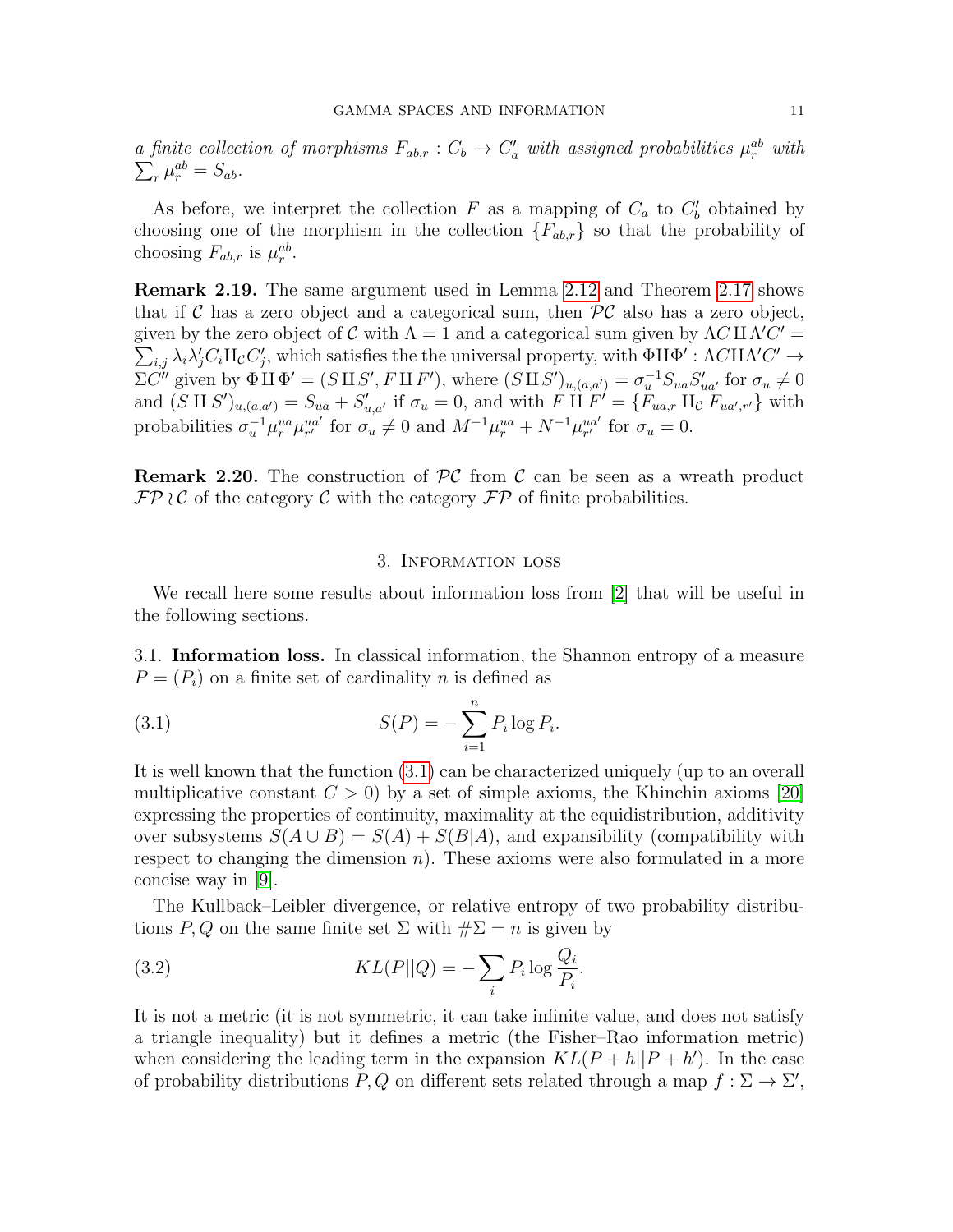*a finite collection of morphisms $F_{ab,r} : C_b \to C'_a$ with assigned probabilities $\mu_r^{ab}$ with $\sum_r \mu_r^{ab} = S_{ab}$.*

As before, we interpret the collection $F$ as a mapping of $C_a$ to $C'_b$ obtained by choosing one of the morphism in the collection $\{F_{ab,r}\}$ so that the probability of choosing $F_{ab,r}$ is $\mu_r^{ab}$.

**Remark 2.19.** The same argument used in Lemma 2.12 and Theorem 2.17 shows that if $\mathcal{C}$ has a zero object and a categorical sum, then $\mathcal{PC}$ also has a zero object, given by the zero object of $\mathcal{C}$ with $\Lambda = 1$ and a categorical sum given by $\Lambda C \amalg \Lambda' C' = \sum_{i,j} \lambda_i \lambda'_j C_i \amalg_{\mathcal{C}} C'_j$, which satisfies the the universal property, with $\Phi \amalg \Phi' : \Lambda C \amalg \Lambda' C' \to \Sigma C''$ given by $\Phi \amalg \Phi' = (S \amalg S', F \amalg F')$, where $(S \amalg S')_{u,(a,a')} = \sigma_u^{-1} S_{ua} S'_{ua'}$ for $\sigma_u \neq 0$ and $(S \amalg S')_{u,(a,a')} = S_{ua} + S'_{u,a'}$ if $\sigma_u = 0$, and with $F \amalg F' = \{F_{ua,r} \amalg_{\mathcal{C}} F_{ua',r'}\}$ with probabilities $\sigma_u^{-1} \mu_r^{ua} \mu_{r'}^{ua'}$ for $\sigma_u \neq 0$ and $M^{-1} \mu_r^{ua} + N^{-1} \mu_{r'}^{ua'}$ for $\sigma_u = 0$.

**Remark 2.20.** The construction of $\mathcal{PC}$ from $\mathcal{C}$ can be seen as a wreath product $\mathcal{FP} \wr \mathcal{C}$ of the category $\mathcal{C}$ with the category $\mathcal{FP}$ of finite probabilities.

## 3. Information loss

We recall here some results about information loss from [2] that will be useful in the following sections.

### 3.1. Information loss.

In classical information, the Shannon entropy of a measure $P = (P_i)$ on a finite set of cardinality $n$ is defined as

$$S(P) = -\sum_{i=1}^{n} P_i \log P_i. \tag{3.1}$$

It is well known that the function (3.1) can be characterized uniquely (up to an overall multiplicative constant $C > 0$) by a set of simple axioms, the Khinchin axioms [20] expressing the properties of continuity, maximality at the equidistribution, additivity over subsystems $S(A \cup B) = S(A) + S(B|A)$, and expansibility (compatibility with respect to changing the dimension $n$). These axioms were also formulated in a more concise way in [9].

The Kullback–Leibler divergence, or relative entropy of two probability distributions $P, Q$ on the same finite set $\Sigma$ with $\#\Sigma = n$ is given by

$$KL(P||Q) = -\sum_i P_i \log \frac{Q_i}{P_i}. \tag{3.2}$$

It is not a metric (it is not symmetric, it can take infinite value, and does not satisfy a triangle inequality) but it defines a metric (the Fisher–Rao information metric) when considering the leading term in the expansion $KL(P + h||P + h')$. In the case of probability distributions $P, Q$ on different sets related through a map $f : \Sigma \to \Sigma'$,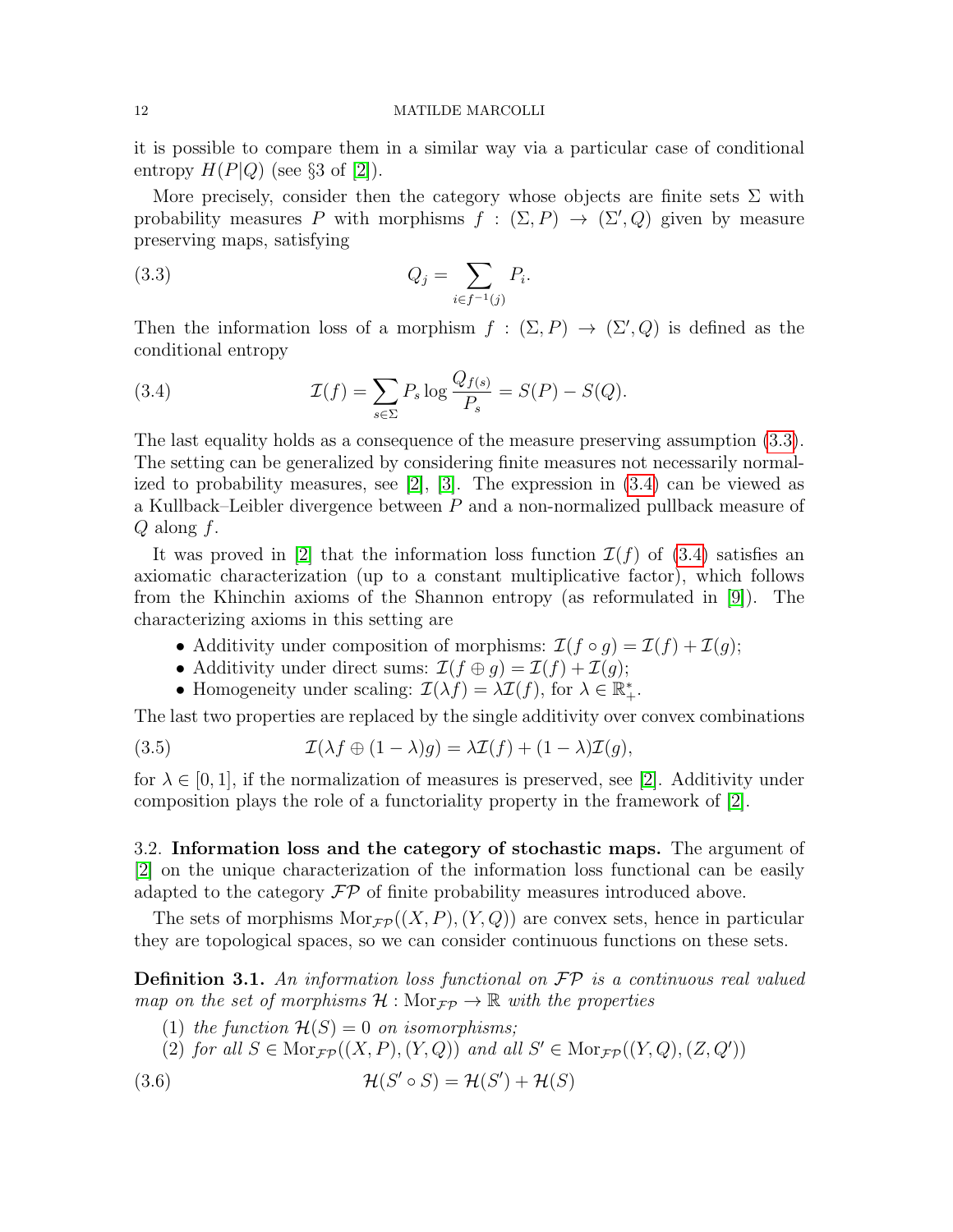it is possible to compare them in a similar way via a particular case of conditional entropy $H(P|Q)$ (see §3 of [2]).

More precisely, consider then the category whose objects are finite sets $\Sigma$ with probability measures $P$ with morphisms $f : (\Sigma, P) \to (\Sigma', Q)$ given by measure preserving maps, satisfying

$$Q_j = \sum_{i \in f^{-1}(j)} P_i. \tag{3.3}$$

Then the information loss of a morphism $f : (\Sigma, P) \to (\Sigma', Q)$ is defined as the conditional entropy

$$\mathcal{I}(f) = \sum_{s \in \Sigma} P_s \log \frac{Q_{f(s)}}{P_s} = S(P) - S(Q). \tag{3.4}$$

The last equality holds as a consequence of the measure preserving assumption (3.3). The setting can be generalized by considering finite measures not necessarily normalized to probability measures, see [2], [3]. The expression in (3.4) can be viewed as a Kullback–Leibler divergence between $P$ and a non-normalized pullback measure of $Q$ along $f$.

It was proved in [2] that the information loss function $\mathcal{I}(f)$ of (3.4) satisfies an axiomatic characterization (up to a constant multiplicative factor), which follows from the Khinchin axioms of the Shannon entropy (as reformulated in [9]). The characterizing axioms in this setting are

- Additivity under composition of morphisms: $\mathcal{I}(f \circ g) = \mathcal{I}(f) + \mathcal{I}(g)$;
- Additivity under direct sums: $\mathcal{I}(f \oplus g) = \mathcal{I}(f) + \mathcal{I}(g)$;
- Homogeneity under scaling: $\mathcal{I}(\lambda f) = \lambda \mathcal{I}(f)$, for $\lambda \in \mathbb{R}^*_+$.

The last two properties are replaced by the single additivity over convex combinations

$$\mathcal{I}(\lambda f \oplus (1-\lambda) g) = \lambda \mathcal{I}(f) + (1-\lambda)\mathcal{I}(g), \tag{3.5}$$

for $\lambda \in [0, 1]$, if the normalization of measures is preserved, see [2]. Additivity under composition plays the role of a functoriality property in the framework of [2].

### 3.2. Information loss and the category of stochastic maps.

The argument of [2] on the unique characterization of the information loss functional can be easily adapted to the category $\mathcal{FP}$ of finite probability measures introduced above.

The sets of morphisms $\mathrm{Mor}_{\mathcal{FP}}((X, P), (Y, Q))$ are convex sets, hence in particular they are topological spaces, so we can consider continuous functions on these sets.

**Definition 3.1.** *An information loss functional on $\mathcal{FP}$ is a continuous real valued map on the set of morphisms $\mathcal{H} : \mathrm{Mor}_{\mathcal{FP}} \to \mathbb{R}$ with the properties*

(1) *the function $\mathcal{H}(S) = 0$ on isomorphisms;*
(2) *for all $S \in \mathrm{Mor}_{\mathcal{FP}}((X, P), (Y, Q))$ and all $S' \in \mathrm{Mor}_{\mathcal{FP}}((Y, Q), (Z, Q'))$*

$$\mathcal{H}(S' \circ S) = \mathcal{H}(S') + \mathcal{H}(S) \tag{3.6}$$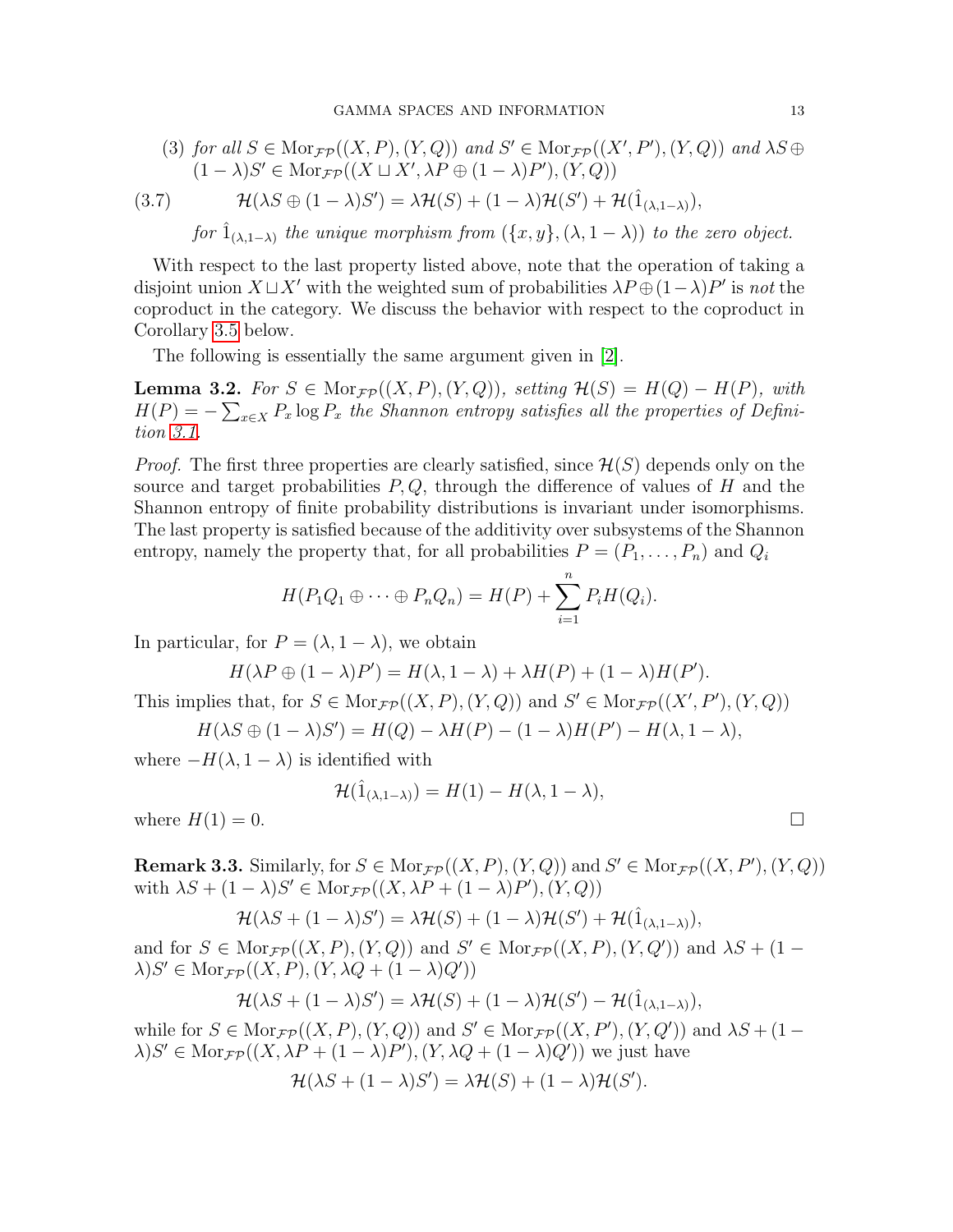(3) *for all* $S \in \mathrm{Mor}_{\mathcal{FP}}((X,P),(Y,Q))$ *and* $S' \in \mathrm{Mor}_{\mathcal{FP}}((X',P'),(Y,Q))$ *and* $\lambda S \oplus (1-\lambda)S' \in \mathrm{Mor}_{\mathcal{FP}}((X \sqcup X', \lambda P \oplus (1-\lambda)P'),(Y,Q))$

$$\mathcal{H}(\lambda S \oplus (1-\lambda)S') = \lambda \mathcal{H}(S) + (1-\lambda)\mathcal{H}(S') + \mathcal{H}(\hat{1}_{(\lambda,1-\lambda)}), \tag{3.7}$$

*for* $\hat{1}_{(\lambda,1-\lambda)}$ *the unique morphism from* $(\{x,y\},(\lambda,1-\lambda))$ *to the zero object.*

With respect to the last property listed above, note that the operation of taking a disjoint union $X \sqcup X'$ with the weighted sum of probabilities $\lambda P \oplus (1-\lambda)P'$ is *not* the coproduct in the category. We discuss the behavior with respect to the coproduct in Corollary 3.5 below.

The following is essentially the same argument given in [2].

**Lemma 3.2.** *For* $S \in \mathrm{Mor}_{\mathcal{FP}}((X,P),(Y,Q))$*, setting* $\mathcal{H}(S) = H(Q) - H(P)$*, with* $H(P) = -\sum_{x\in X} P_x \log P_x$ *the Shannon entropy satisfies all the properties of Definition 3.1.*

*Proof.* The first three properties are clearly satisfied, since $\mathcal{H}(S)$ depends only on the source and target probabilities $P, Q$, through the difference of values of $H$ and the Shannon entropy of finite probability distributions is invariant under isomorphisms. The last property is satisfied because of the additivity over subsystems of the Shannon entropy, namely the property that, for all probabilities $P = (P_1, \dots, P_n)$ and $Q_i$

$$H(P_1 Q_1 \oplus \cdots \oplus P_n Q_n) = H(P) + \sum_{i=1}^n P_i H(Q_i).$$

In particular, for $P = (\lambda, 1-\lambda)$, we obtain

$$H(\lambda P \oplus (1-\lambda)P') = H(\lambda, 1-\lambda) + \lambda H(P) + (1-\lambda)H(P').$$

This implies that, for $S \in \mathrm{Mor}_{\mathcal{FP}}((X,P),(Y,Q))$ and $S' \in \mathrm{Mor}_{\mathcal{FP}}((X',P'),(Y,Q))$

$$H(\lambda S \oplus (1-\lambda)S') = H(Q) - \lambda H(P) - (1-\lambda)H(P') - H(\lambda, 1-\lambda),$$

where $-H(\lambda, 1-\lambda)$ is identified with

$$\mathcal{H}(\hat{1}_{(\lambda,1-\lambda)}) = H(1) - H(\lambda, 1-\lambda),$$

where $H(1) = 0$. $\square$

**Remark 3.3.** Similarly, for $S \in \mathrm{Mor}_{\mathcal{FP}}((X,P),(Y,Q))$ and $S' \in \mathrm{Mor}_{\mathcal{FP}}((X,P'),(Y,Q))$ with $\lambda S + (1-\lambda)S' \in \mathrm{Mor}_{\mathcal{FP}}((X, \lambda P + (1-\lambda)P'),(Y,Q))$

$$\mathcal{H}(\lambda S + (1-\lambda)S') = \lambda \mathcal{H}(S) + (1-\lambda)\mathcal{H}(S') + \mathcal{H}(\hat{1}_{(\lambda,1-\lambda)}),$$

and for $S \in \mathrm{Mor}_{\mathcal{FP}}((X,P),(Y,Q))$ and $S' \in \mathrm{Mor}_{\mathcal{FP}}((X,P),(Y,Q'))$ and $\lambda S + (1-\lambda)S' \in \mathrm{Mor}_{\mathcal{FP}}((X,P),(Y, \lambda Q + (1-\lambda)Q'))$

$$\mathcal{H}(\lambda S + (1-\lambda)S') = \lambda \mathcal{H}(S) + (1-\lambda)\mathcal{H}(S') - \mathcal{H}(\hat{1}_{(\lambda,1-\lambda)}),$$

while for $S \in \mathrm{Mor}_{\mathcal{FP}}((X,P),(Y,Q))$ and $S' \in \mathrm{Mor}_{\mathcal{FP}}((X,P'),(Y,Q'))$ and $\lambda S + (1-\lambda)S' \in \mathrm{Mor}_{\mathcal{FP}}((X, \lambda P + (1-\lambda)P'),(Y, \lambda Q + (1-\lambda)Q'))$ we just have

$$\mathcal{H}(\lambda S + (1-\lambda)S') = \lambda \mathcal{H}(S) + (1-\lambda)\mathcal{H}(S').$$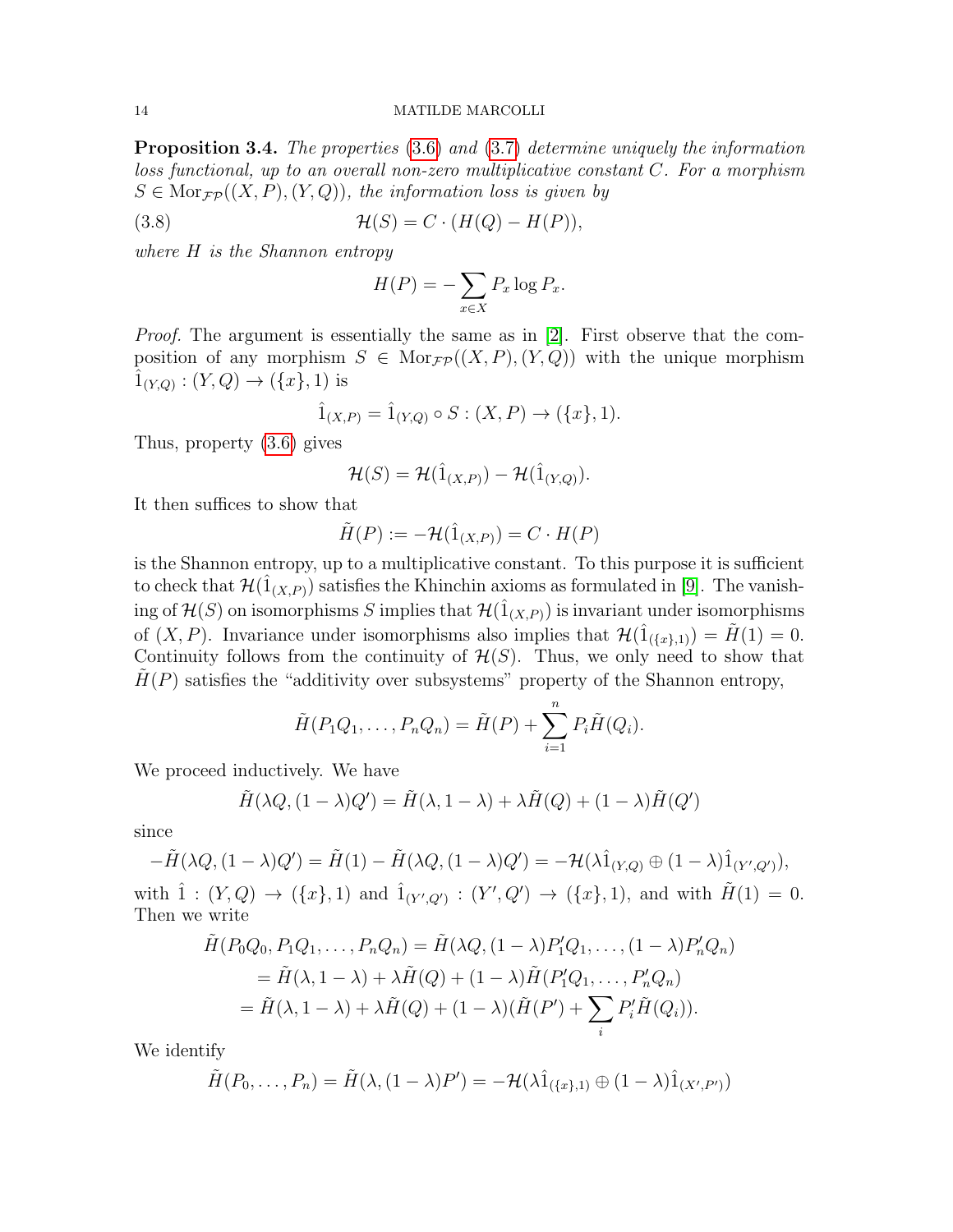**Proposition 3.4.** *The properties (3.6) and (3.7) determine uniquely the information loss functional, up to an overall non-zero multiplicative constant $C$. For a morphism $S \in \mathrm{Mor}_{\mathcal{FP}}((X,P),(Y,Q))$, the information loss is given by*

$$\mathcal{H}(S) = C \cdot (H(Q) - H(P)), \tag{3.8}$$

*where $H$ is the Shannon entropy*

$$H(P) = -\sum_{x \in X} P_x \log P_x.$$

*Proof.* The argument is essentially the same as in [2]. First observe that the composition of any morphism $S \in \mathrm{Mor}_{\mathcal{FP}}((X,P),(Y,Q))$ with the unique morphism $\hat{1}_{(Y,Q)} : (Y,Q) \to (\{x\},1)$ is

$$\hat{1}_{(X,P)} = \hat{1}_{(Y,Q)} \circ S : (X,P) \to (\{x\},1).$$

Thus, property (3.6) gives

$$\mathcal{H}(S) = \mathcal{H}(\hat{1}_{(X,P)}) - \mathcal{H}(\hat{1}_{(Y,Q)}).$$

It then suffices to show that

$$\tilde{H}(P) := -\mathcal{H}(\hat{1}_{(X,P)}) = C \cdot H(P)$$

is the Shannon entropy, up to a multiplicative constant. To this purpose it is sufficient to check that $\mathcal{H}(\hat{1}_{(X,P)})$ satisfies the Khinchin axioms as formulated in [9]. The vanishing of $\mathcal{H}(S)$ on isomorphisms $S$ implies that $\mathcal{H}(\hat{1}_{(X,P)})$ is invariant under isomorphisms of $(X,P)$. Invariance under isomorphisms also implies that $\mathcal{H}(\hat{1}_{(\{x\},1)}) = \tilde{H}(1) = 0$. Continuity follows from the continuity of $\mathcal{H}(S)$. Thus, we only need to show that $\tilde{H}(P)$ satisfies the "additivity over subsystems" property of the Shannon entropy,

$$\tilde{H}(P_1Q_1, \dots, P_nQ_n) = \tilde{H}(P) + \sum_{i=1}^{n} P_i \tilde{H}(Q_i).$$

We proceed inductively. We have

$$\tilde{H}(\lambda Q, (1-\lambda)Q') = \tilde{H}(\lambda, 1-\lambda) + \lambda \tilde{H}(Q) + (1-\lambda)\tilde{H}(Q')$$

since

$$-\tilde{H}(\lambda Q, (1-\lambda)Q') = \tilde{H}(1) - \tilde{H}(\lambda Q, (1-\lambda)Q') = -\mathcal{H}(\lambda \hat{1}_{(Y,Q)} \oplus (1-\lambda)\hat{1}_{(Y',Q')}),$$

with $\hat{1} : (Y,Q) \to (\{x\},1)$ and $\hat{1}_{(Y',Q')} : (Y',Q') \to (\{x\},1)$, and with $\tilde{H}(1) = 0$. Then we write

$$\begin{aligned}
\tilde{H}(P_0Q_0, P_1Q_1, \dots, P_nQ_n) &= \tilde{H}(\lambda Q, (1-\lambda)P_1'Q_1, \dots, (1-\lambda)P_n'Q_n) \\
&= \tilde{H}(\lambda, 1-\lambda) + \lambda \tilde{H}(Q) + (1-\lambda)\tilde{H}(P_1'Q_1, \dots, P_n'Q_n) \\
&= \tilde{H}(\lambda, 1-\lambda) + \lambda \tilde{H}(Q) + (1-\lambda)(\tilde{H}(P') + \sum_i P_i'\tilde{H}(Q_i)).
\end{aligned}$$

We identify

$$\tilde{H}(P_0, \dots, P_n) = \tilde{H}(\lambda, (1-\lambda)P') = -\mathcal{H}(\lambda \hat{1}_{(\{x\},1)} \oplus (1-\lambda)\hat{1}_{(X',P')})$$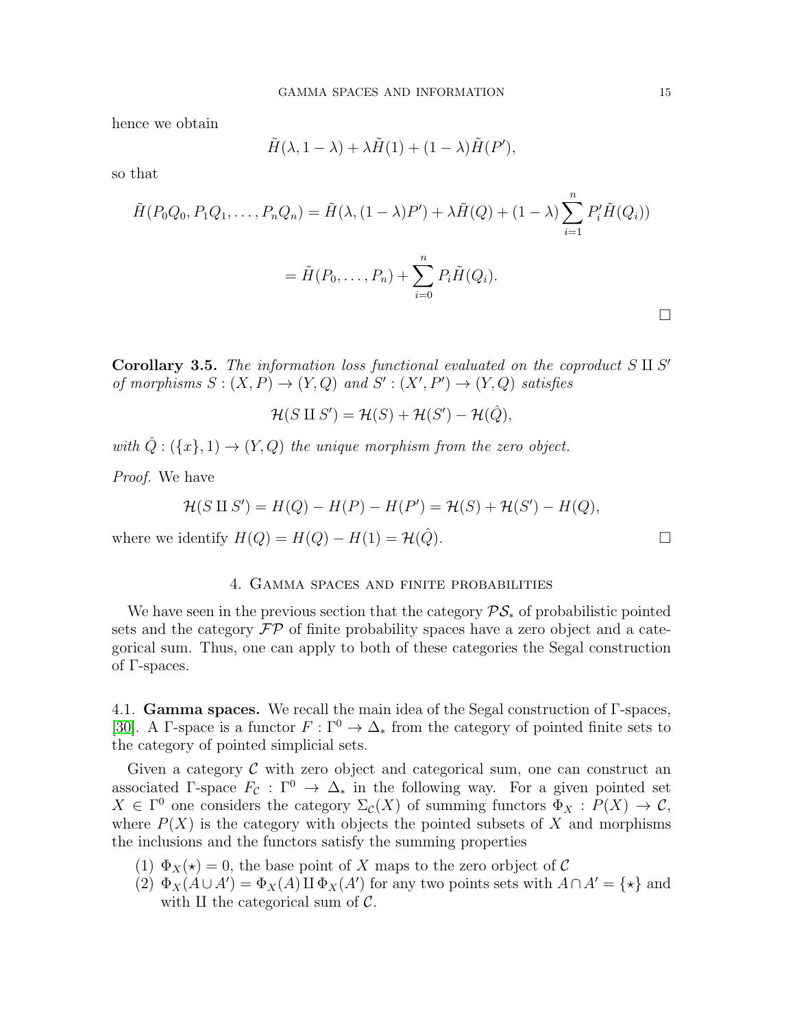hence we obtain

$$\tilde{H}(\lambda, 1-\lambda) + \lambda \tilde{H}(1) + (1-\lambda)\tilde{H}(P'),$$

so that

$$\tilde{H}(P_0 Q_0, P_1 Q_1, \dots, P_n Q_n) = \tilde{H}(\lambda, (1-\lambda)P') + \lambda \tilde{H}(Q) + (1-\lambda)\sum_{i=1}^{n} P'_i \tilde{H}(Q_i))$$

$$= \tilde{H}(P_0, \dots, P_n) + \sum_{i=0}^{n} P_i \tilde{H}(Q_i).$$

□

**Corollary 3.5.** *The information loss functional evaluated on the coproduct $S \amalg S'$ of morphisms $S : (X, P) \to (Y, Q)$ and $S' : (X', P') \to (Y, Q)$ satisfies*

$$\mathcal{H}(S \amalg S') = \mathcal{H}(S) + \mathcal{H}(S') - \mathcal{H}(\hat{Q}),$$

*with $\hat{Q} : (\{x\}, 1) \to (Y, Q)$ the unique morphism from the zero object.*

*Proof.* We have

$$\mathcal{H}(S \amalg S') = H(Q) - H(P) - H(P') = \mathcal{H}(S) + \mathcal{H}(S') - H(Q),$$

where we identify $H(Q) = H(Q) - H(1) = \mathcal{H}(\hat{Q})$. □

## 4. Gamma spaces and finite probabilities

We have seen in the previous section that the category $\mathcal{PS}_*$ of probabilistic pointed sets and the category $\mathcal{FP}$ of finite probability spaces have a zero object and a categorical sum. Thus, one can apply to both of these categories the Segal construction of $\Gamma$-spaces.

### 4.1. Gamma spaces.

We recall the main idea of the Segal construction of $\Gamma$-spaces, [30]. A $\Gamma$-space is a functor $F : \Gamma^0 \to \Delta_*$ from the category of pointed finite sets to the category of pointed simplicial sets.

Given a category $\mathcal{C}$ with zero object and categorical sum, one can construct an associated $\Gamma$-space $F_{\mathcal{C}} : \Gamma^0 \to \Delta_*$ in the following way. For a given pointed set $X \in \Gamma^0$ one considers the category $\Sigma_{\mathcal{C}}(X)$ of summing functors $\Phi_X : P(X) \to \mathcal{C}$, where $P(X)$ is the category with objects the pointed subsets of $X$ and morphisms the inclusions and the functors satisfy the summing properties

1. $\Phi_X(\star) = 0$, the base point of $X$ maps to the zero orbject of $\mathcal{C}$
2. $\Phi_X(A \cup A') = \Phi_X(A) \amalg \Phi_X(A')$ for any two points sets with $A \cap A' = \{\star\}$ and with $\amalg$ the categorical sum of $\mathcal{C}$.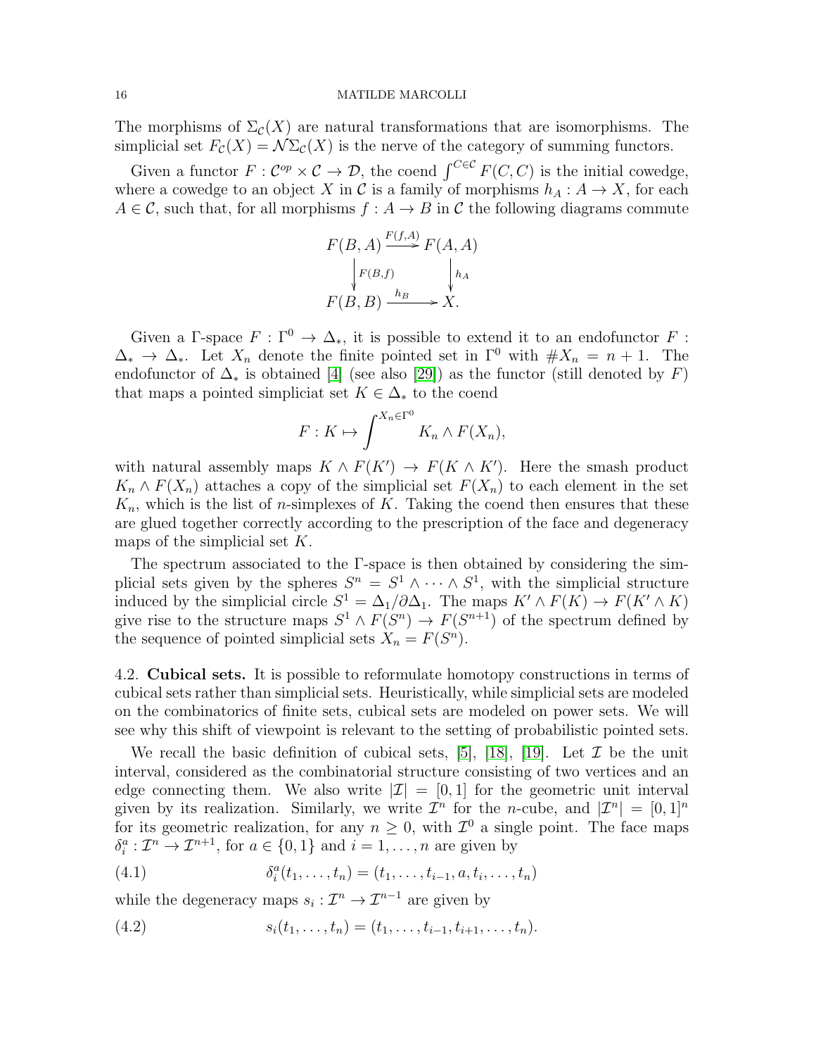The morphisms of $\Sigma_{\mathcal{C}}(X)$ are natural transformations that are isomorphisms. The simplicial set $F_{\mathcal{C}}(X) = \mathcal{N}\Sigma_{\mathcal{C}}(X)$ is the nerve of the category of summing functors.

Given a functor $F : \mathcal{C}^{op} \times \mathcal{C} \to \mathcal{D}$, the coend $\int^{C \in \mathcal{C}} F(C, C)$ is the initial cowedge, where a cowedge to an object $X$ in $\mathcal{C}$ is a family of morphisms $h_A : A \to X$, for each $A \in \mathcal{C}$, such that, for all morphisms $f : A \to B$ in $\mathcal{C}$ the following diagrams commute

$$\begin{array}{ccc} F(B,A) & \xrightarrow{F(f,A)} & F(A,A) \\ \Big\downarrow{\scriptstyle F(B,f)} & & \Big\downarrow{\scriptstyle h_A} \\ F(B,B) & \xrightarrow{h_B} & X. \end{array}$$

Given a $\Gamma$-space $F : \Gamma^0 \to \Delta_*$, it is possible to extend it to an endofunctor $F : \Delta_* \to \Delta_*$. Let $X_n$ denote the finite pointed set in $\Gamma^0$ with $\# X_n = n+1$. The endofunctor of $\Delta_*$ is obtained [4] (see also [29]) as the functor (still denoted by $F$) that maps a pointed simpliciat set $K \in \Delta_*$ to the coend

$$F : K \mapsto \int^{X_n \in \Gamma^0} K_n \wedge F(X_n),$$

with natural assembly maps $K \wedge F(K') \to F(K \wedge K')$. Here the smash product $K_n \wedge F(X_n)$ attaches a copy of the simplicial set $F(X_n)$ to each element in the set $K_n$, which is the list of $n$-simplexes of $K$. Taking the coend then ensures that these are glued together correctly according to the prescription of the face and degeneracy maps of the simplicial set $K$.

The spectrum associated to the $\Gamma$-space is then obtained by considering the simplicial sets given by the spheres $S^n = S^1 \wedge \cdots \wedge S^1$, with the simplicial structure induced by the simplicial circle $S^1 = \Delta_1/\partial\Delta_1$. The maps $K' \wedge F(K) \to F(K' \wedge K)$ give rise to the structure maps $S^1 \wedge F(S^n) \to F(S^{n+1})$ of the spectrum defined by the sequence of pointed simplicial sets $X_n = F(S^n)$.

## 4.2. Cubical sets.

It is possible to reformulate homotopy constructions in terms of cubical sets rather than simplicial sets. Heuristically, while simplicial sets are modeled on the combinatorics of finite sets, cubical sets are modeled on power sets. We will see why this shift of viewpoint is relevant to the setting of probabilistic pointed sets.

We recall the basic definition of cubical sets, [5], [18], [19]. Let $\mathcal{I}$ be the unit interval, considered as the combinatorial structure consisting of two vertices and an edge connecting them. We also write $|\mathcal{I}| = [0,1]$ for the geometric unit interval given by its realization. Similarly, we write $\mathcal{I}^n$ for the $n$-cube, and $|\mathcal{I}^n| = [0,1]^n$ for its geometric realization, for any $n \geq 0$, with $\mathcal{I}^0$ a single point. The face maps $\delta^a_i : \mathcal{I}^n \to \mathcal{I}^{n+1}$, for $a \in \{0,1\}$ and $i = 1, \ldots, n$ are given by

$$\delta^a_i(t_1, \ldots, t_n) = (t_1, \ldots, t_{i-1}, a, t_i, \ldots, t_n) \tag{4.1}$$

while the degeneracy maps $s_i : \mathcal{I}^n \to \mathcal{I}^{n-1}$ are given by

$$s_i(t_1, \ldots, t_n) = (t_1, \ldots, t_{i-1}, t_{i+1}, \ldots, t_n). \tag{4.2}$$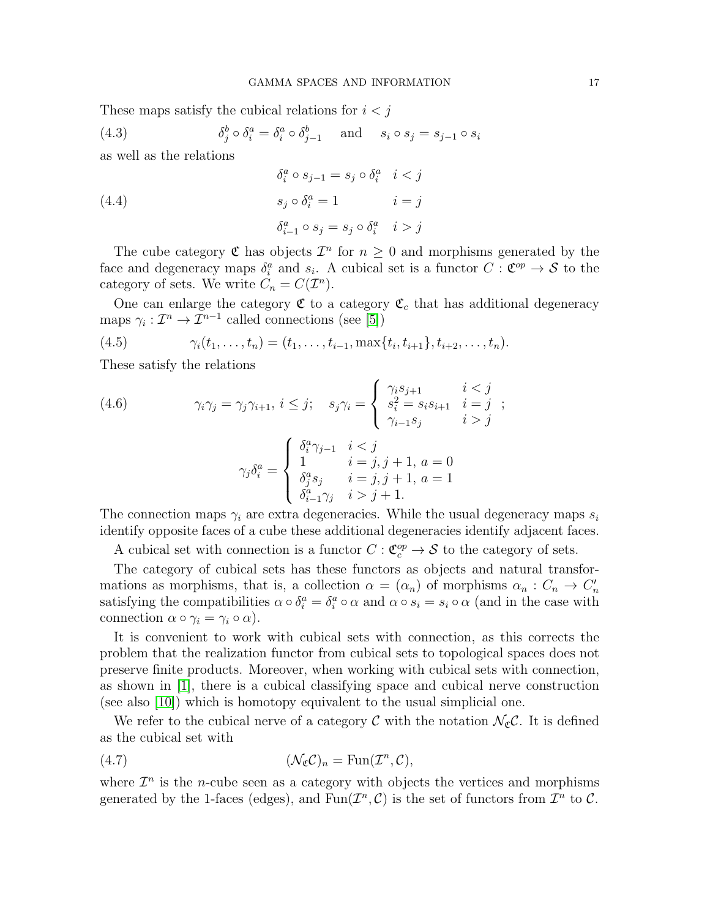These maps satisfy the cubical relations for $i < j$

$$\delta_j^b \circ \delta_i^a = \delta_i^a \circ \delta_{j-1}^b \quad \text{and} \quad s_i \circ s_j = s_{j-1} \circ s_i \tag{4.3}$$

as well as the relations

$$\begin{aligned} \delta_i^a \circ s_{j-1} &= s_j \circ \delta_i^a & i < j \\ s_j \circ \delta_i^a &= 1 & i = j \\ \delta_{i-1}^a \circ s_j &= s_j \circ \delta_i^a & i > j \end{aligned} \tag{4.4}$$

The cube category $\mathfrak{C}$ has objects $\mathcal{I}^n$ for $n \geq 0$ and morphisms generated by the face and degeneracy maps $\delta_i^a$ and $s_i$. A cubical set is a functor $C : \mathfrak{C}^{op} \to \mathcal{S}$ to the category of sets. We write $C_n = C(\mathcal{I}^n)$.

One can enlarge the category $\mathfrak{C}$ to a category $\mathfrak{C}_c$ that has additional degeneracy maps $\gamma_i : \mathcal{I}^n \to \mathcal{I}^{n-1}$ called connections (see [5])

$$\gamma_i(t_1, \ldots, t_n) = (t_1, \ldots, t_{i-1}, \max\{t_i, t_{i+1}\}, t_{i+2}, \ldots, t_n). \tag{4.5}$$

These satisfy the relations

$$\gamma_i \gamma_j = \gamma_j \gamma_{i+1},\ i \leq j; \quad s_j \gamma_i = \begin{cases} \gamma_i s_{j+1} & i < j \\ s_i^2 = s_i s_{i+1} & i = j \\ \gamma_{i-1} s_j & i > j \end{cases}; \tag{4.6}$$

$$\gamma_j \delta_i^a = \begin{cases} \delta_i^a \gamma_{j-1} & i < j \\ 1 & i = j, j+1,\ a = 0 \\ \delta_j^a s_j & i = j, j+1,\ a = 1 \\ \delta_{i-1}^a \gamma_j & i > j+1. \end{cases}$$

The connection maps $\gamma_i$ are extra degeneracies. While the usual degeneracy maps $s_i$ identify opposite faces of a cube these additional degeneracies identify adjacent faces.

A cubical set with connection is a functor $C : \mathfrak{C}_c^{op} \to \mathcal{S}$ to the category of sets.

The category of cubical sets has these functors as objects and natural transformations as morphisms, that is, a collection $\alpha = (\alpha_n)$ of morphisms $\alpha_n : C_n \to C'_n$ satisfying the compatibilities $\alpha \circ \delta_i^a = \delta_i^a \circ \alpha$ and $\alpha \circ s_i = s_i \circ \alpha$ (and in the case with connection $\alpha \circ \gamma_i = \gamma_i \circ \alpha$).

It is convenient to work with cubical sets with connection, as this corrects the problem that the realization functor from cubical sets to topological spaces does not preserve finite products. Moreover, when working with cubical sets with connection, as shown in [1], there is a cubical classifying space and cubical nerve construction (see also [10]) which is homotopy equivalent to the usual simplicial one.

We refer to the cubical nerve of a category $\mathcal{C}$ with the notation $\mathcal{N}_{\mathfrak{C}}\mathcal{C}$. It is defined as the cubical set with

$$(\mathcal{N}_{\mathfrak{C}}\mathcal{C})_n = \mathrm{Fun}(\mathcal{I}^n, \mathcal{C}), \tag{4.7}$$

where $\mathcal{I}^n$ is the $n$-cube seen as a category with objects the vertices and morphisms generated by the 1-faces (edges), and $\mathrm{Fun}(\mathcal{I}^n, \mathcal{C})$ is the set of functors from $\mathcal{I}^n$ to $\mathcal{C}$.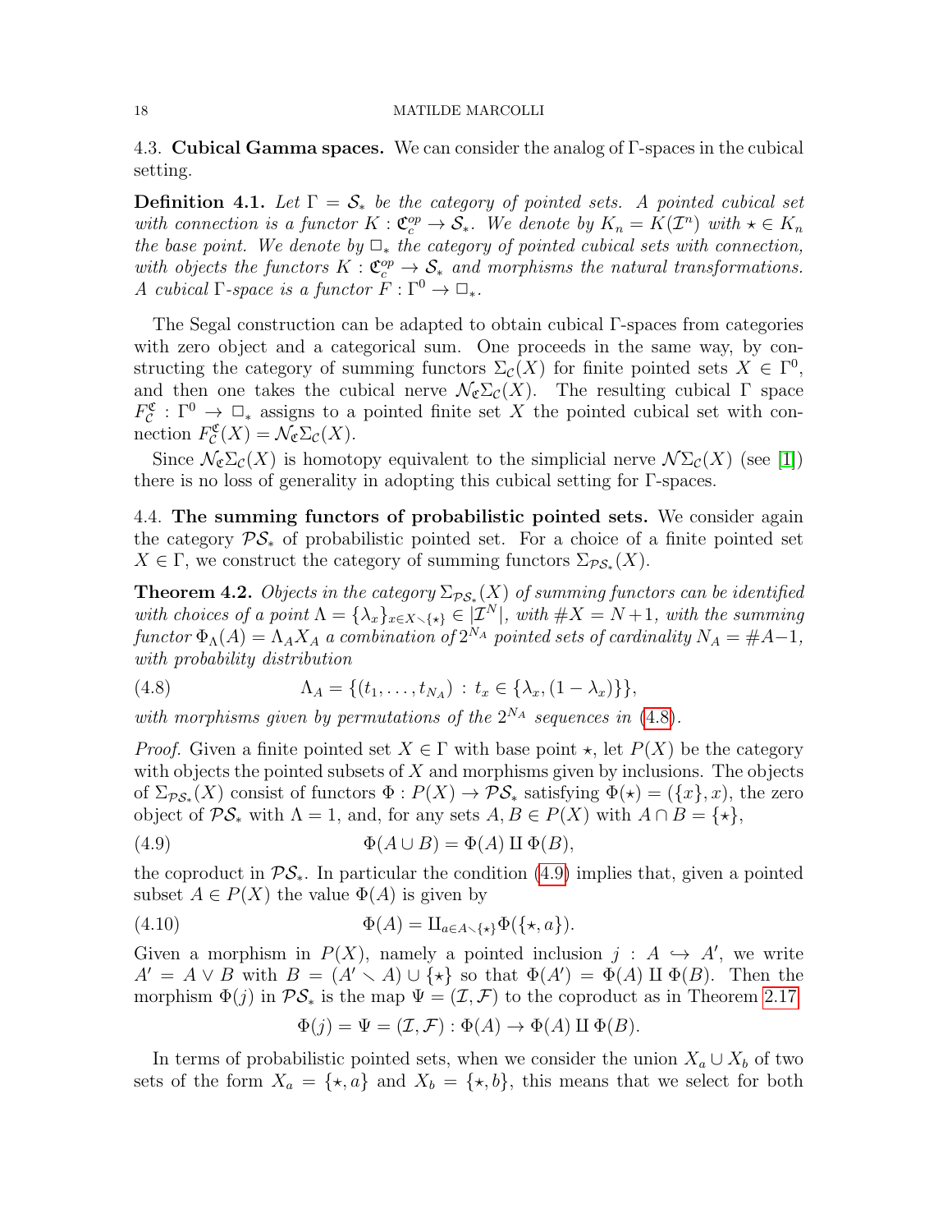### 4.3. Cubical Gamma spaces.

We can consider the analog of Γ-spaces in the cubical setting.

**Definition 4.1.** *Let $\Gamma = \mathcal{S}_*$ be the category of pointed sets. A pointed cubical set with connection is a functor $K : \mathfrak{C}_c^{op} \to \mathcal{S}_*$. We denote by $K_n = K(\mathcal{I}^n)$ with $\star \in K_n$ the base point. We denote by $\square_*$ the category of pointed cubical sets with connection, with objects the functors $K : \mathfrak{C}_c^{op} \to \mathcal{S}_*$ and morphisms the natural transformations. A cubical Γ-space is a functor $F : \Gamma^0 \to \square_*$.*

The Segal construction can be adapted to obtain cubical Γ-spaces from categories with zero object and a categorical sum. One proceeds in the same way, by constructing the category of summing functors $\Sigma_{\mathcal{C}}(X)$ for finite pointed sets $X \in \Gamma^0$, and then one takes the cubical nerve $\mathcal{N}_{\mathfrak{C}}\Sigma_{\mathcal{C}}(X)$. The resulting cubical Γ space $F_{\mathcal{C}}^{\mathfrak{C}} : \Gamma^0 \to \square_*$ assigns to a pointed finite set $X$ the pointed cubical set with connection $F_{\mathcal{C}}^{\mathfrak{C}}(X) = \mathcal{N}_{\mathfrak{C}}\Sigma_{\mathcal{C}}(X)$.

Since $\mathcal{N}_{\mathfrak{C}}\Sigma_{\mathcal{C}}(X)$ is homotopy equivalent to the simplicial nerve $\mathcal{N}\Sigma_{\mathcal{C}}(X)$ (see [1]) there is no loss of generality in adopting this cubical setting for Γ-spaces.

### 4.4. The summing functors of probabilistic pointed sets.

We consider again the category $\mathcal{PS}_*$ of probabilistic pointed set. For a choice of a finite pointed set $X \in \Gamma$, we construct the category of summing functors $\Sigma_{\mathcal{PS}_*}(X)$.

**Theorem 4.2.** *Objects in the category $\Sigma_{\mathcal{PS}_*}(X)$ of summing functors can be identified with choices of a point $\Lambda = \{\lambda_x\}_{x \in X \smallsetminus \{\star\}} \in |\mathcal{I}^N|$, with $\#X = N+1$, with the summing functor $\Phi_\Lambda(A) = \Lambda_A X_A$ a combination of $2^{N_A}$ pointed sets of cardinality $N_A = \#A - 1$, with probability distribution*

$$\Lambda_A = \{(t_1, \ldots, t_{N_A}) \,:\, t_x \in \{\lambda_x, (1-\lambda_x)\}\}, \tag{4.8}$$

*with morphisms given by permutations of the $2^{N_A}$ sequences in (4.8).*

*Proof.* Given a finite pointed set $X \in \Gamma$ with base point $\star$, let $P(X)$ be the category with objects the pointed subsets of $X$ and morphisms given by inclusions. The objects of $\Sigma_{\mathcal{PS}_*}(X)$ consist of functors $\Phi : P(X) \to \mathcal{PS}_*$ satisfying $\Phi(\star) = (\{x\}, x)$, the zero object of $\mathcal{PS}_*$ with $\Lambda = 1$, and, for any sets $A, B \in P(X)$ with $A \cap B = \{\star\}$,

$$\Phi(A \cup B) = \Phi(A) \amalg \Phi(B), \tag{4.9}$$

the coproduct in $\mathcal{PS}_*$. In particular the condition (4.9) implies that, given a pointed subset $A \in P(X)$ the value $\Phi(A)$ is given by

$$\Phi(A) = \amalg_{a \in A \smallsetminus \{\star\}} \Phi(\{\star, a\}). \tag{4.10}$$

Given a morphism in $P(X)$, namely a pointed inclusion $j : A \hookrightarrow A'$, we write $A' = A \vee B$ with $B = (A' \smallsetminus A) \cup \{\star\}$ so that $\Phi(A') = \Phi(A) \amalg \Phi(B)$. Then the morphism $\Phi(j)$ in $\mathcal{PS}_*$ is the map $\Psi = (\mathcal{I}, \mathcal{F})$ to the coproduct as in Theorem 2.17

$$\Phi(j) = \Psi = (\mathcal{I}, \mathcal{F}) : \Phi(A) \to \Phi(A) \amalg \Phi(B).$$

In terms of probabilistic pointed sets, when we consider the union $X_a \cup X_b$ of two sets of the form $X_a = \{\star, a\}$ and $X_b = \{\star, b\}$, this means that we select for both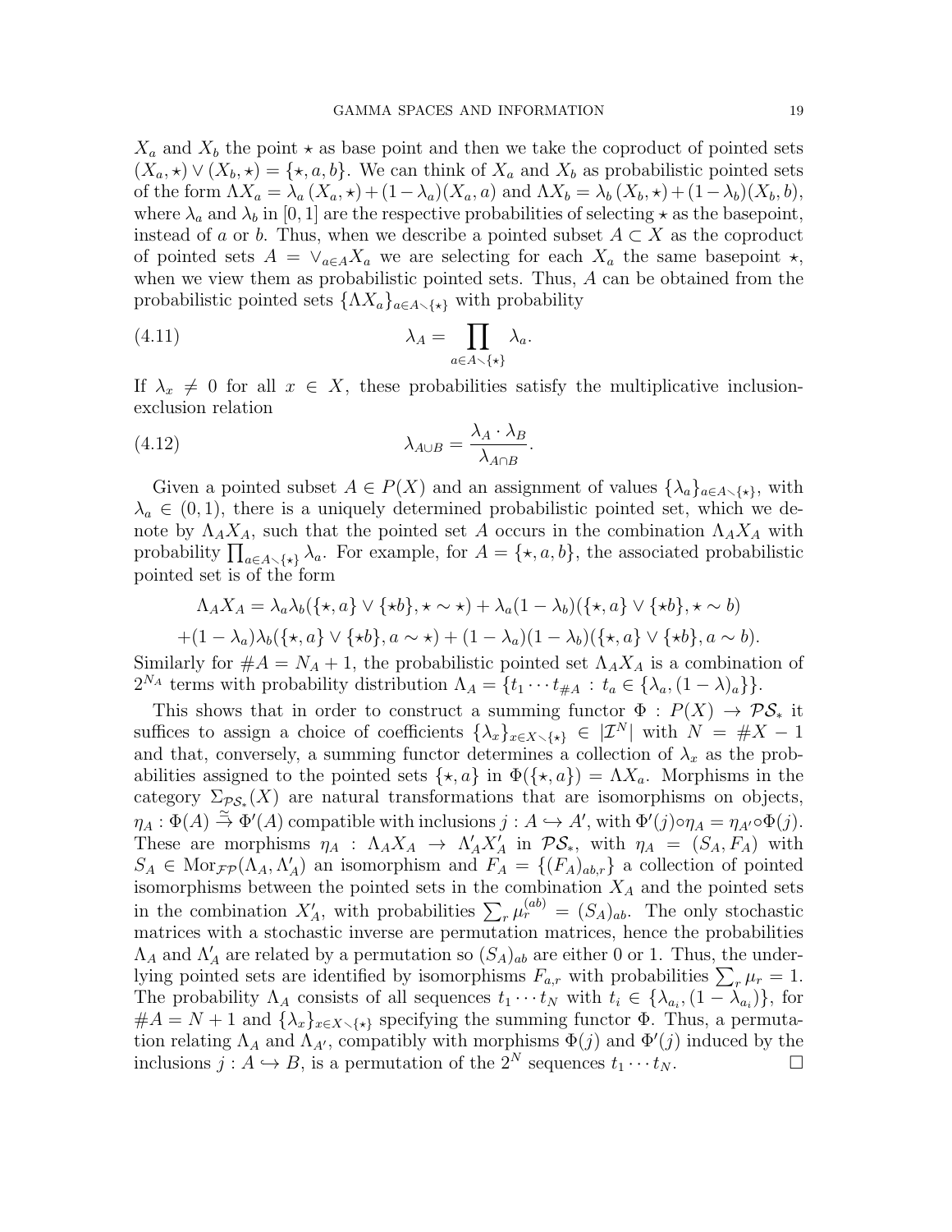$X_a$ and $X_b$ the point $\star$ as base point and then we take the coproduct of pointed sets $(X_a, \star) \vee (X_b, \star) = \{\star, a, b\}$. We can think of $X_a$ and $X_b$ as probabilistic pointed sets of the form $\Lambda X_a = \lambda_a (X_a, \star) + (1 - \lambda_a)(X_a, a)$ and $\Lambda X_b = \lambda_b (X_b, \star) + (1 - \lambda_b)(X_b, b)$, where $\lambda_a$ and $\lambda_b$ in $[0, 1]$ are the respective probabilities of selecting $\star$ as the basepoint, instead of $a$ or $b$. Thus, when we describe a pointed subset $A \subset X$ as the coproduct of pointed sets $A = \vee_{a \in A} X_a$ we are selecting for each $X_a$ the same basepoint $\star$, when we view them as probabilistic pointed sets. Thus, $A$ can be obtained from the probabilistic pointed sets $\{\Lambda X_a\}_{a \in A \smallsetminus \{\star\}}$ with probability

$$\lambda_A = \prod_{a \in A \smallsetminus \{\star\}} \lambda_a. \tag{4.11}$$

If $\lambda_x \neq 0$ for all $x \in X$, these probabilities satisfy the multiplicative inclusion-exclusion relation

$$\lambda_{A \cup B} = \frac{\lambda_A \cdot \lambda_B}{\lambda_{A \cap B}}. \tag{4.12}$$

Given a pointed subset $A \in P(X)$ and an assignment of values $\{\lambda_a\}_{a \in A \smallsetminus \{\star\}}$, with $\lambda_a \in (0, 1)$, there is a uniquely determined probabilistic pointed set, which we denote by $\Lambda_A X_A$, such that the pointed set $A$ occurs in the combination $\Lambda_A X_A$ with probability $\prod_{a \in A \smallsetminus \{\star\}} \lambda_a$. For example, for $A = \{\star, a, b\}$, the associated probabilistic pointed set is of the form

$$\Lambda_A X_A = \lambda_a \lambda_b (\{\star, a\} \vee \{\star b\}, \star \sim \star) + \lambda_a (1 - \lambda_b)(\{\star, a\} \vee \{\star b\}, \star \sim b)$$

$$+ (1 - \lambda_a)\lambda_b (\{\star, a\} \vee \{\star b\}, a \sim \star) + (1 - \lambda_a)(1 - \lambda_b)(\{\star, a\} \vee \{\star b\}, a \sim b).$$

Similarly for $\#A = N_A + 1$, the probabilistic pointed set $\Lambda_A X_A$ is a combination of $2^{N_A}$ terms with probability distribution $\Lambda_A = \{t_1 \cdots t_{\#A} \, : \, t_a \in \{\lambda_a, (1 - \lambda)_a\}\}$.

This shows that in order to construct a summing functor $\Phi : P(X) \to \mathcal{PS}_*$ it suffices to assign a choice of coefficients $\{\lambda_x\}_{x \in X \smallsetminus \{\star\}} \in |\mathcal{I}^N|$ with $N = \#X - 1$ and that, conversely, a summing functor determines a collection of $\lambda_x$ as the probabilities assigned to the pointed sets $\{\star, a\}$ in $\Phi(\{\star, a\}) = \Lambda X_a$. Morphisms in the category $\Sigma_{\mathcal{PS}_*}(X)$ are natural transformations that are isomorphisms on objects, $\eta_A : \Phi(A) \stackrel{\simeq}{\to} \Phi'(A)$ compatible with inclusions $j : A \hookrightarrow A'$, with $\Phi'(j) \circ \eta_A = \eta_{A'} \circ \Phi(j)$. These are morphisms $\eta_A : \Lambda_A X_A \to \Lambda'_A X'_A$ in $\mathcal{PS}_*$, with $\eta_A = (S_A, F_A)$ with $S_A \in \mathrm{Mor}_{\mathcal{FP}}(\Lambda_A, \Lambda'_A)$ an isomorphism and $F_A = \{(F_A)_{ab,r}\}$ a collection of pointed isomorphisms between the pointed sets in the combination $X_A$ and the pointed sets in the combination $X'_A$, with probabilities $\sum_r \mu_r^{(ab)} = (S_A)_{ab}$. The only stochastic matrices with a stochastic inverse are permutation matrices, hence the probabilities $\Lambda_A$ and $\Lambda'_A$ are related by a permutation so $(S_A)_{ab}$ are either 0 or 1. Thus, the underlying pointed sets are identified by isomorphisms $F_{a,r}$ with probabilities $\sum_r \mu_r = 1$. The probability $\Lambda_A$ consists of all sequences $t_1 \cdots t_N$ with $t_i \in \{\lambda_{a_i}, (1 - \lambda_{a_i})\}$, for $\#A = N + 1$ and $\{\lambda_x\}_{x \in X \smallsetminus \{\star\}}$ specifying the summing functor $\Phi$. Thus, a permutation relating $\Lambda_A$ and $\Lambda_{A'}$, compatibly with morphisms $\Phi(j)$ and $\Phi'(j)$ induced by the inclusions $j : A \hookrightarrow B$, is a permutation of the $2^N$ sequences $t_1 \cdots t_N$. $\square$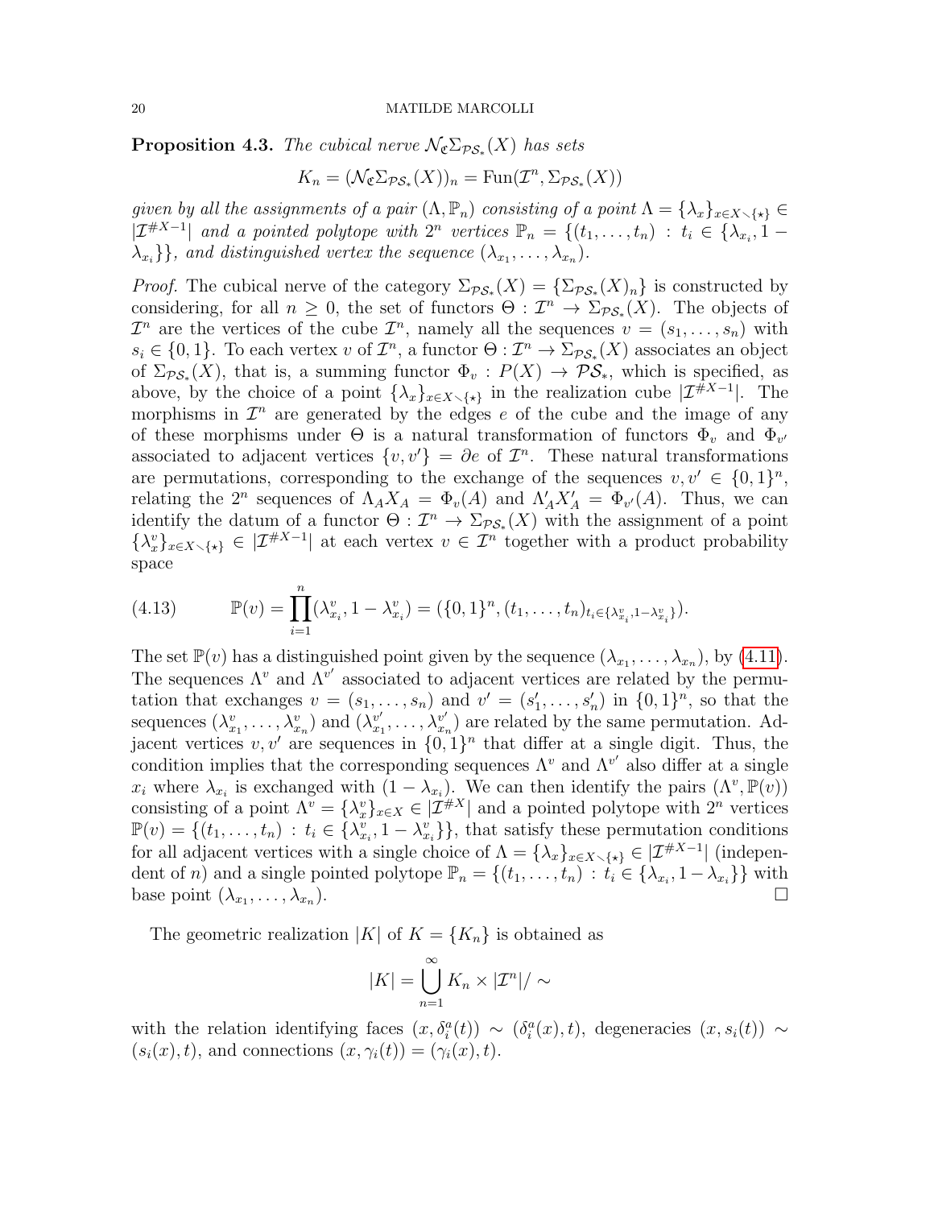**Proposition 4.3.** *The cubical nerve $\mathcal{N}_{\mathfrak{C}}\Sigma_{\mathcal{PS}_*}(X)$ has sets*

$$K_n = (\mathcal{N}_{\mathfrak{C}}\Sigma_{\mathcal{PS}_*}(X))_n = \mathrm{Fun}(\mathcal{I}^n, \Sigma_{\mathcal{PS}_*}(X))$$

*given by all the assignments of a pair $(\Lambda, \mathbb{P}_n)$ consisting of a point $\Lambda = \{\lambda_x\}_{x\in X\smallsetminus\{\star\}} \in |\mathcal{I}^{\#X-1}|$ and a pointed polytope with $2^n$ vertices $\mathbb{P}_n = \{(t_1,\dots,t_n) \,:\, t_i \in \{\lambda_{x_i}, 1-\lambda_{x_i}\}\}$, and distinguished vertex the sequence $(\lambda_{x_1},\dots,\lambda_{x_n})$.*

*Proof.* The cubical nerve of the category $\Sigma_{\mathcal{PS}_*}(X) = \{\Sigma_{\mathcal{PS}_*}(X)_n\}$ is constructed by considering, for all $n \geq 0$, the set of functors $\Theta : \mathcal{I}^n \to \Sigma_{\mathcal{PS}_*}(X)$. The objects of $\mathcal{I}^n$ are the vertices of the cube $\mathcal{I}^n$, namely all the sequences $v = (s_1,\dots,s_n)$ with $s_i \in \{0,1\}$. To each vertex $v$ of $\mathcal{I}^n$, a functor $\Theta : \mathcal{I}^n \to \Sigma_{\mathcal{PS}_*}(X)$ associates an object of $\Sigma_{\mathcal{PS}_*}(X)$, that is, a summing functor $\Phi_v : P(X) \to \mathcal{PS}_*$, which is specified, as above, by the choice of a point $\{\lambda_x\}_{x\in X\smallsetminus\{\star\}}$ in the realization cube $|\mathcal{I}^{\#X-1}|$. The morphisms in $\mathcal{I}^n$ are generated by the edges $e$ of the cube and the image of any of these morphisms under $\Theta$ is a natural transformation of functors $\Phi_v$ and $\Phi_{v'}$ associated to adjacent vertices $\{v, v'\} = \partial e$ of $\mathcal{I}^n$. These natural transformations are permutations, corresponding to the exchange of the sequences $v, v' \in \{0,1\}^n$, relating the $2^n$ sequences of $\Lambda_A X_A = \Phi_v(A)$ and $\Lambda'_A X'_A = \Phi_{v'}(A)$. Thus, we can identify the datum of a functor $\Theta : \mathcal{I}^n \to \Sigma_{\mathcal{PS}_*}(X)$ with the assignment of a point $\{\lambda^v_x\}_{x\in X\smallsetminus\{\star\}} \in |\mathcal{I}^{\#X-1}|$ at each vertex $v \in \mathcal{I}^n$ together with a product probability space

$$\mathbb{P}(v) = \prod_{i=1}^n (\lambda^v_{x_i}, 1-\lambda^v_{x_i}) = (\{0,1\}^n, (t_1,\dots,t_n)_{t_i\in\{\lambda^v_{x_i}, 1-\lambda^v_{x_i}\}}). \tag{4.13}$$

The set $\mathbb{P}(v)$ has a distinguished point given by the sequence $(\lambda_{x_1},\dots,\lambda_{x_n})$, by (4.11). The sequences $\Lambda^v$ and $\Lambda^{v'}$ associated to adjacent vertices are related by the permutation that exchanges $v = (s_1,\dots,s_n)$ and $v' = (s'_1,\dots,s'_n)$ in $\{0,1\}^n$, so that the sequences $(\lambda^v_{x_1},\dots,\lambda^v_{x_n})$ and $(\lambda^{v'}_{x_1},\dots,\lambda^{v'}_{x_n})$ are related by the same permutation. Adjacent vertices $v, v'$ are sequences in $\{0,1\}^n$ that differ at a single digit. Thus, the condition implies that the corresponding sequences $\Lambda^v$ and $\Lambda^{v'}$ also differ at a single $x_i$ where $\lambda_{x_i}$ is exchanged with $(1-\lambda_{x_i})$. We can then identify the pairs $(\Lambda^v, \mathbb{P}(v))$ consisting of a point $\Lambda^v = \{\lambda^v_x\}_{x\in X} \in |\mathcal{I}^{\#X}|$ and a pointed polytope with $2^n$ vertices $\mathbb{P}(v) = \{(t_1,\dots,t_n) \,:\, t_i \in \{\lambda^v_{x_i}, 1-\lambda^v_{x_i}\}\}$, that satisfy these permutation conditions for all adjacent vertices with a single choice of $\Lambda = \{\lambda_x\}_{x\in X\smallsetminus\{\star\}} \in |\mathcal{I}^{\#X-1}|$ (independent of $n$) and a single pointed polytope $\mathbb{P}_n = \{(t_1,\dots,t_n) \,:\, t_i \in \{\lambda_{x_i}, 1-\lambda_{x_i}\}\}$ with base point $(\lambda_{x_1},\dots,\lambda_{x_n})$. $\square$

The geometric realization $|K|$ of $K = \{K_n\}$ is obtained as

$$|K| = \bigcup_{n=1}^{\infty} K_n \times |\mathcal{I}^n| / \sim$$

with the relation identifying faces $(x, \delta^a_i(t)) \sim (\delta^a_i(x), t)$, degeneracies $(x, s_i(t)) \sim (s_i(x), t)$, and connections $(x, \gamma_i(t)) = (\gamma_i(x), t)$.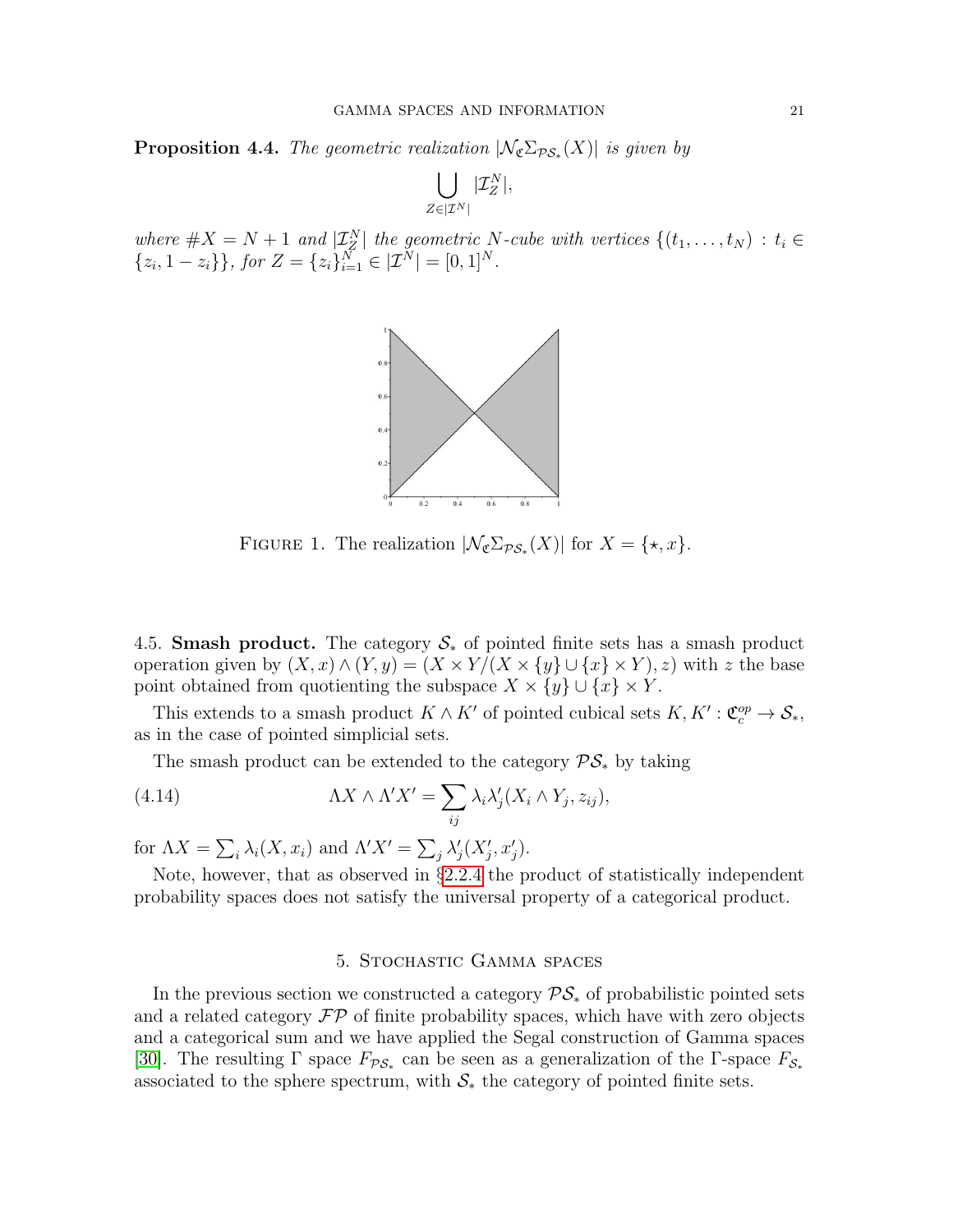**Proposition 4.4.** *The geometric realization $|\mathcal{N}_{\mathfrak{C}}\Sigma_{\mathcal{PS}_*}(X)|$ is given by*

$$\bigcup_{Z\in|\mathcal{I}^N|} |\mathcal{I}^N_Z|,$$

*where $\#X = N+1$ and $|\mathcal{I}^N_Z|$ the geometric $N$-cube with vertices $\{(t_1,\ldots,t_N) : t_i \in \{z_i, 1-z_i\}\}$, for $Z = \{z_i\}_{i=1}^N \in |\mathcal{I}^N| = [0,1]^N$.*

FIGURE 1. The realization $|\mathcal{N}_{\mathfrak{C}}\Sigma_{\mathcal{PS}_*}(X)|$ for $X = \{\star, x\}$.

4.5. **Smash product.** The category $\mathcal{S}_*$ of pointed finite sets has a smash product operation given by $(X,x)\wedge(Y,y) = (X\times Y/(X\times\{y\}\cup\{x\}\times Y), z)$ with $z$ the base point obtained from quotienting the subspace $X\times\{y\}\cup\{x\}\times Y$.

This extends to a smash product $K\wedge K'$ of pointed cubical sets $K, K' : \mathfrak{C}_c^{op}\to\mathcal{S}_*$, as in the case of pointed simplicial sets.

The smash product can be extended to the category $\mathcal{PS}_*$ by taking

$$\Lambda X \wedge \Lambda' X' = \sum_{ij} \lambda_i \lambda'_j (X_i \wedge Y_j, z_{ij}), \tag{4.14}$$

for $\Lambda X = \sum_i \lambda_i (X, x_i)$ and $\Lambda' X' = \sum_j \lambda'_j (X'_j, x'_j)$.

Note, however, that as observed in §2.2.4 the product of statistically independent probability spaces does not satisfy the universal property of a categorical product.

## 5. Stochastic Gamma spaces

In the previous section we constructed a category $\mathcal{PS}_*$ of probabilistic pointed sets and a related category $\mathcal{FP}$ of finite probability spaces, which have with zero objects and a categorical sum and we have applied the Segal construction of Gamma spaces [30]. The resulting $\Gamma$ space $F_{\mathcal{PS}_*}$ can be seen as a generalization of the $\Gamma$-space $F_{\mathcal{S}_*}$ associated to the sphere spectrum, with $\mathcal{S}_*$ the category of pointed finite sets.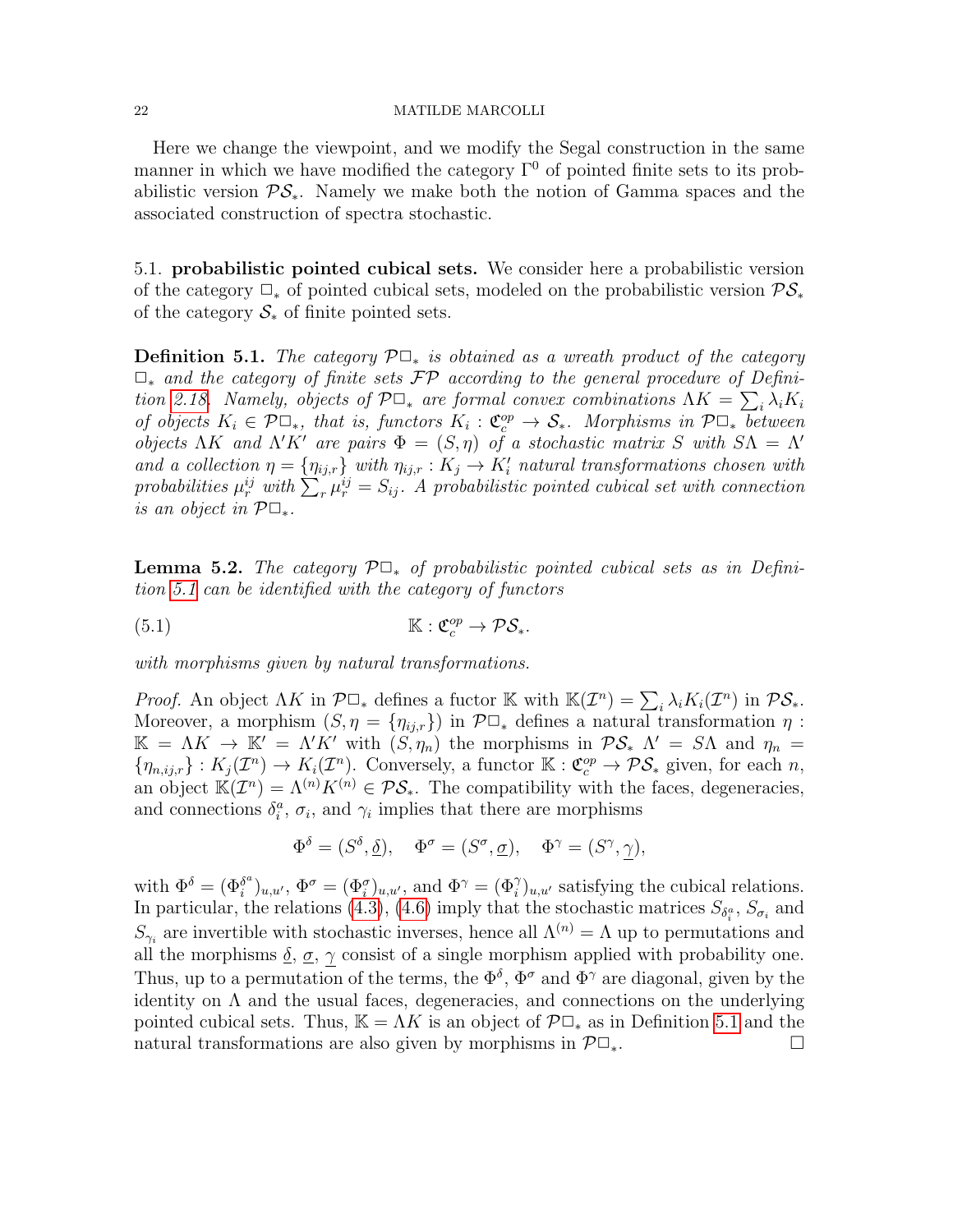Here we change the viewpoint, and we modify the Segal construction in the same manner in which we have modified the category $\Gamma^0$ of pointed finite sets to its probabilistic version $\mathcal{PS}_*$. Namely we make both the notion of Gamma spaces and the associated construction of spectra stochastic.

5.1. **probabilistic pointed cubical sets.** We consider here a probabilistic version of the category $\square_*$ of pointed cubical sets, modeled on the probabilistic version $\mathcal{PS}_*$ of the category $\mathcal{S}_*$ of finite pointed sets.

**Definition 5.1.** *The category $\mathcal{P}\square_*$ is obtained as a wreath product of the category $\square_*$ and the category of finite sets $\mathcal{FP}$ according to the general procedure of Definition 2.18. Namely, objects of $\mathcal{P}\square_*$ are formal convex combinations $\Lambda K = \sum_i \lambda_i K_i$ of objects $K_i \in \mathcal{P}\square_*$, that is, functors $K_i : \mathfrak{C}_c^{op} \to \mathcal{S}_*$. Morphisms in $\mathcal{P}\square_*$ between objects $\Lambda K$ and $\Lambda' K'$ are pairs $\Phi = (S, \eta)$ of a stochastic matrix $S$ with $S\Lambda = \Lambda'$ and a collection $\eta = \{\eta_{ij,r}\}$ with $\eta_{ij,r} : K_j \to K'_i$ natural transformations chosen with probabilities $\mu_r^{ij}$ with $\sum_r \mu_r^{ij} = S_{ij}$. A probabilistic pointed cubical set with connection is an object in $\mathcal{P}\square_*$.*

**Lemma 5.2.** *The category $\mathcal{P}\square_*$ of probabilistic pointed cubical sets as in Definition 5.1 can be identified with the category of functors*

$$\mathbb{K} : \mathfrak{C}_c^{op} \to \mathcal{PS}_*. \tag{5.1}$$

*with morphisms given by natural transformations.*

*Proof.* An object $\Lambda K$ in $\mathcal{P}\square_*$ defines a fuctor $\mathbb{K}$ with $\mathbb{K}(\mathcal{I}^n) = \sum_i \lambda_i K_i(\mathcal{I}^n)$ in $\mathcal{PS}_*$. Moreover, a morphism $(S, \eta = \{\eta_{ij,r}\})$ in $\mathcal{P}\square_*$ defines a natural transformation $\eta : \mathbb{K} = \Lambda K \to \mathbb{K}' = \Lambda' K'$ with $(S, \eta_n)$ the morphisms in $\mathcal{PS}_*$ $\Lambda' = S\Lambda$ and $\eta_n = \{\eta_{n,ij,r}\} : K_j(\mathcal{I}^n) \to K_i(\mathcal{I}^n)$. Conversely, a functor $\mathbb{K} : \mathfrak{C}_c^{op} \to \mathcal{PS}_*$ given, for each $n$, an object $\mathbb{K}(\mathcal{I}^n) = \Lambda^{(n)} K^{(n)} \in \mathcal{PS}_*$. The compatibility with the faces, degeneracies, and connections $\delta_i^a$, $\sigma_i$, and $\gamma_i$ implies that there are morphisms

$$\Phi^\delta = (S^\delta, \underline{\delta}), \quad \Phi^\sigma = (S^\sigma, \underline{\sigma}), \quad \Phi^\gamma = (S^\gamma, \underline{\gamma}),$$

with $\Phi^\delta = (\Phi_i^{\delta^a})_{u,u'}$, $\Phi^\sigma = (\Phi_i^\sigma)_{u,u'}$, and $\Phi^\gamma = (\Phi_i^\gamma)_{u,u'}$ satisfying the cubical relations. In particular, the relations (4.3), (4.6) imply that the stochastic matrices $S_{\delta_i^a}$, $S_{\sigma_i}$ and $S_{\gamma_i}$ are invertible with stochastic inverses, hence all $\Lambda^{(n)} = \Lambda$ up to permutations and all the morphisms $\underline{\delta}$, $\underline{\sigma}$, $\underline{\gamma}$ consist of a single morphism applied with probability one. Thus, up to a permutation of the terms, the $\Phi^\delta$, $\Phi^\sigma$ and $\Phi^\gamma$ are diagonal, given by the identity on $\Lambda$ and the usual faces, degeneracies, and connections on the underlying pointed cubical sets. Thus, $\mathbb{K} = \Lambda K$ is an object of $\mathcal{P}\square_*$ as in Definition 5.1 and the natural transformations are also given by morphisms in $\mathcal{P}\square_*$. $\square$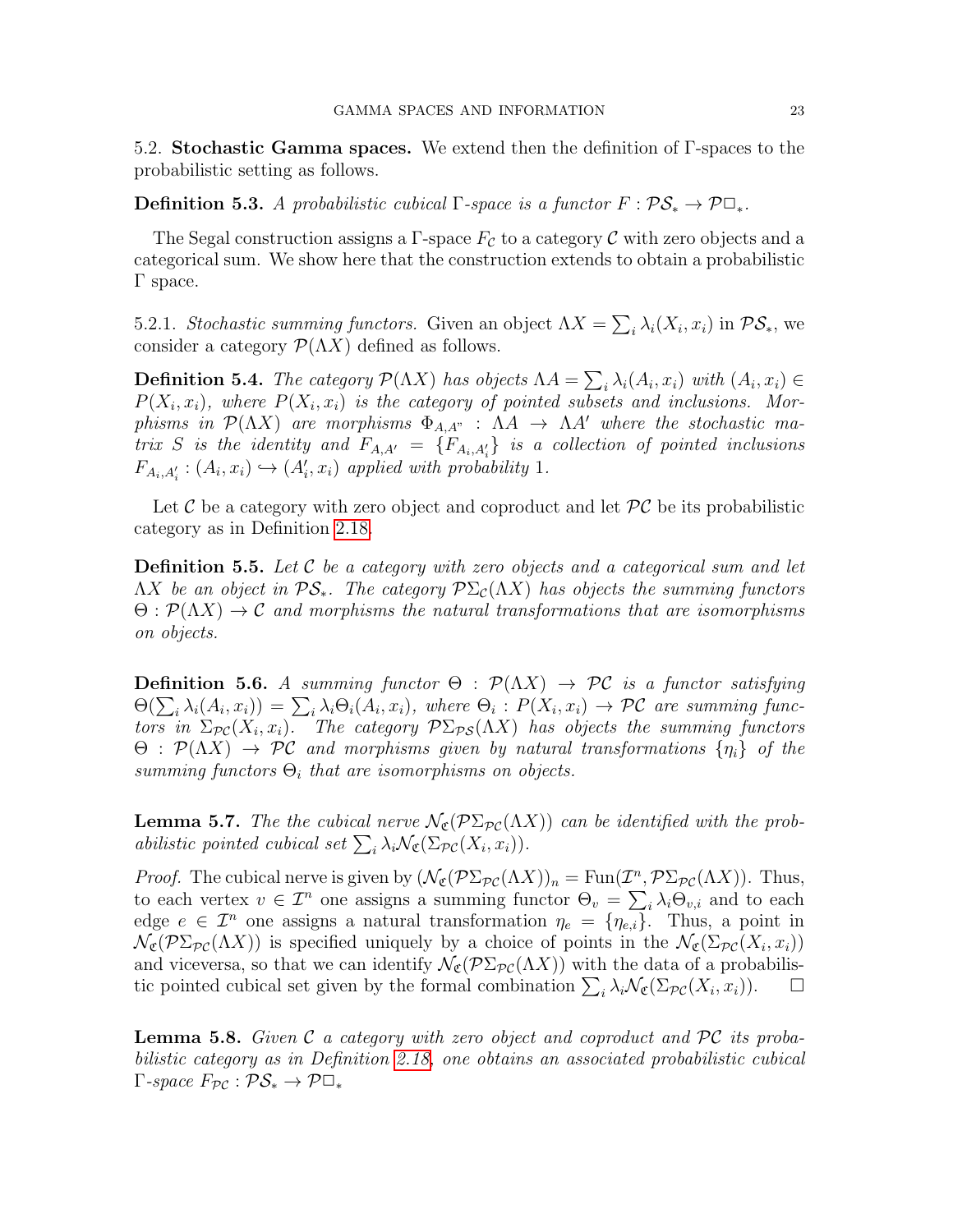5.2. **Stochastic Gamma spaces.** We extend then the definition of Γ-spaces to the probabilistic setting as follows.

**Definition 5.3.** *A probabilistic cubical* Γ*-space is a functor* $F : \mathcal{PS}_* \to \mathcal{P}\square_*$.

The Segal construction assigns a Γ-space $F_{\mathcal{C}}$ to a category $\mathcal{C}$ with zero objects and a categorical sum. We show here that the construction extends to obtain a probabilistic Γ space.

5.2.1. *Stochastic summing functors.* Given an object $\Lambda X = \sum_i \lambda_i(X_i, x_i)$ in $\mathcal{PS}_*$, we consider a category $\mathcal{P}(\Lambda X)$ defined as follows.

**Definition 5.4.** *The category* $\mathcal{P}(\Lambda X)$ *has objects* $\Lambda A = \sum_i \lambda_i(A_i, x_i)$ *with* $(A_i, x_i) \in P(X_i, x_i)$*, where* $P(X_i, x_i)$ *is the category of pointed subsets and inclusions. Morphisms in* $\mathcal{P}(\Lambda X)$ *are morphisms* $\Phi_{A,A''} : \Lambda A \to \Lambda A'$ *where the stochastic matrix* $S$ *is the identity and* $F_{A,A'} = \{F_{A_i,A'_i}\}$ *is a collection of pointed inclusions* $F_{A_i,A'_i} : (A_i, x_i) \hookrightarrow (A'_i, x_i)$ *applied with probability* 1.

Let $\mathcal{C}$ be a category with zero object and coproduct and let $\mathcal{PC}$ be its probabilistic category as in Definition 2.18.

**Definition 5.5.** *Let* $\mathcal{C}$ *be a category with zero objects and a categorical sum and let* $\Lambda X$ *be an object in* $\mathcal{PS}_*$*. The category* $\mathcal{P}\Sigma_{\mathcal{C}}(\Lambda X)$ *has objects the summing functors* $\Theta : \mathcal{P}(\Lambda X) \to \mathcal{C}$ *and morphisms the natural transformations that are isomorphisms on objects.*

**Definition 5.6.** *A summing functor* $\Theta : \mathcal{P}(\Lambda X) \to \mathcal{PC}$ *is a functor satisfying* $\Theta(\sum_i \lambda_i(A_i, x_i)) = \sum_i \lambda_i \Theta_i(A_i, x_i)$*, where* $\Theta_i : P(X_i, x_i) \to \mathcal{PC}$ *are summing functors in* $\Sigma_{\mathcal{PC}}(X_i, x_i)$*. The category* $\mathcal{P}\Sigma_{\mathcal{PS}}(\Lambda X)$ *has objects the summing functors* $\Theta : \mathcal{P}(\Lambda X) \to \mathcal{PC}$ *and morphisms given by natural transformations* $\{\eta_i\}$ *of the summing functors* $\Theta_i$ *that are isomorphisms on objects.*

**Lemma 5.7.** *The the cubical nerve* $\mathcal{N}_{\mathfrak{c}}(\mathcal{P}\Sigma_{\mathcal{PC}}(\Lambda X))$ *can be identified with the probabilistic pointed cubical set* $\sum_i \lambda_i \mathcal{N}_{\mathfrak{c}}(\Sigma_{\mathcal{PC}}(X_i, x_i))$.

*Proof.* The cubical nerve is given by $(\mathcal{N}_{\mathfrak{c}}(\mathcal{P}\Sigma_{\mathcal{PC}}(\Lambda X))_n = \mathrm{Fun}(\mathcal{I}^n, \mathcal{P}\Sigma_{\mathcal{PC}}(\Lambda X))$. Thus, to each vertex $v \in \mathcal{I}^n$ one assigns a summing functor $\Theta_v = \sum_i \lambda_i \Theta_{v,i}$ and to each edge $e \in \mathcal{I}^n$ one assigns a natural transformation $\eta_e = \{\eta_{e,i}\}$. Thus, a point in $\mathcal{N}_{\mathfrak{c}}(\mathcal{P}\Sigma_{\mathcal{PC}}(\Lambda X))$ is specified uniquely by a choice of points in the $\mathcal{N}_{\mathfrak{c}}(\Sigma_{\mathcal{PC}}(X_i, x_i))$ and viceversa, so that we can identify $\mathcal{N}_{\mathfrak{c}}(\mathcal{P}\Sigma_{\mathcal{PC}}(\Lambda X))$ with the data of a probabilistic pointed cubical set given by the formal combination $\sum_i \lambda_i \mathcal{N}_{\mathfrak{c}}(\Sigma_{\mathcal{PC}}(X_i, x_i))$. □

**Lemma 5.8.** *Given* $\mathcal{C}$ *a category with zero object and coproduct and* $\mathcal{PC}$ *its probabilistic category as in Definition 2.18, one obtains an associated probabilistic cubical* Γ*-space* $F_{\mathcal{PC}} : \mathcal{PS}_* \to \mathcal{P}\square_*$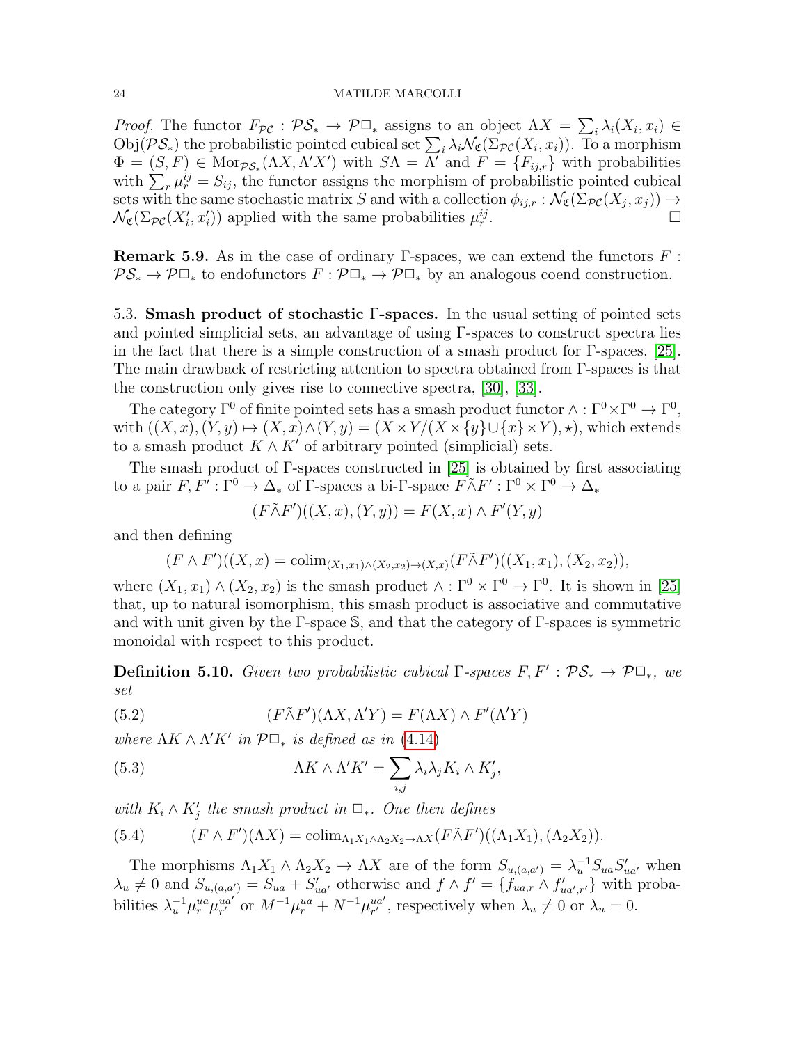*Proof.* The functor $F_{\mathcal{PC}} : \mathcal{PS}_* \to \mathcal{P}\square_*$ assigns to an object $\Lambda X = \sum_i \lambda_i (X_i, x_i) \in \mathrm{Obj}(\mathcal{PS}_*)$ the probabilistic pointed cubical set $\sum_i \lambda_i \mathcal{N}_{\mathfrak{C}}(\Sigma_{\mathcal{PC}}(X_i, x_i))$. To a morphism $\Phi = (S, F) \in \mathrm{Mor}_{\mathcal{PS}_*}(\Lambda X, \Lambda' X')$ with $S\Lambda = \Lambda'$ and $F = \{F_{ij,r}\}$ with probabilities with $\sum_r \mu_r^{ij} = S_{ij}$, the functor assigns the morphism of probabilistic pointed cubical sets with the same stochastic matrix $S$ and with a collection $\phi_{ij,r} : \mathcal{N}_{\mathfrak{C}}(\Sigma_{\mathcal{PC}}(X_j, x_j)) \to \mathcal{N}_{\mathfrak{C}}(\Sigma_{\mathcal{PC}}(X'_i, x'_i))$ applied with the same probabilities $\mu_r^{ij}$. □

**Remark 5.9.** As in the case of ordinary Γ-spaces, we can extend the functors $F : \mathcal{PS}_* \to \mathcal{P}\square_*$ to endofunctors $F : \mathcal{P}\square_* \to \mathcal{P}\square_*$ by an analogous coend construction.

### 5.3. Smash product of stochastic Γ-spaces.

In the usual setting of pointed sets and pointed simplicial sets, an advantage of using Γ-spaces to construct spectra lies in the fact that there is a simple construction of a smash product for Γ-spaces, [25]. The main drawback of restricting attention to spectra obtained from Γ-spaces is that the construction only gives rise to connective spectra, [30], [33].

The category $\Gamma^0$ of finite pointed sets has a smash product functor $\wedge : \Gamma^0 \times \Gamma^0 \to \Gamma^0$, with $((X, x), (Y, y) \mapsto (X, x) \wedge (Y, y) = (X \times Y/(X \times \{y\} \cup \{x\} \times Y), \star)$, which extends to a smash product $K \wedge K'$ of arbitrary pointed (simplicial) sets.

The smash product of Γ-spaces constructed in [25] is obtained by first associating to a pair $F, F' : \Gamma^0 \to \Delta_*$ of Γ-spaces a bi-Γ-space $F \tilde{\wedge} F' : \Gamma^0 \times \Gamma^0 \to \Delta_*$

$$(F \tilde{\wedge} F')((X, x), (Y, y)) = F(X, x) \wedge F'(Y, y)$$

and then defining

$$(F \wedge F')((X, x) = \mathrm{colim}_{(X_1, x_1) \wedge (X_2, x_2) \to (X, x)} (F \tilde{\wedge} F')((X_1, x_1), (X_2, x_2)),$$

where $(X_1, x_1) \wedge (X_2, x_2)$ is the smash product $\wedge : \Gamma^0 \times \Gamma^0 \to \Gamma^0$. It is shown in [25] that, up to natural isomorphism, this smash product is associative and commutative and with unit given by the Γ-space $\mathbb{S}$, and that the category of Γ-spaces is symmetric monoidal with respect to this product.

**Definition 5.10.** *Given two probabilistic cubical Γ-spaces $F, F' : \mathcal{PS}_* \to \mathcal{P}\square_*$, we set*

$$(F \tilde{\wedge} F')(\Lambda X, \Lambda' Y) = F(\Lambda X) \wedge F'(\Lambda' Y) \tag{5.2}$$

*where $\Lambda K \wedge \Lambda' K'$ in $\mathcal{P}\square_*$ is defined as in (4.14)*

$$\Lambda K \wedge \Lambda' K' = \sum_{i,j} \lambda_i \lambda_j K_i \wedge K'_j, \tag{5.3}$$

*with $K_i \wedge K'_j$ the smash product in $\square_*$. One then defines*

$$(F \wedge F')(\Lambda X) = \mathrm{colim}_{\Lambda_1 X_1 \wedge \Lambda_2 X_2 \to \Lambda X} (F \tilde{\wedge} F')((\Lambda_1 X_1), (\Lambda_2 X_2)). \tag{5.4}$$

The morphisms $\Lambda_1 X_1 \wedge \Lambda_2 X_2 \to \Lambda X$ are of the form $S_{u,(a,a')} = \lambda_u^{-1} S_{ua} S'_{ua'}$ when $\lambda_u \neq 0$ and $S_{u,(a,a')} = S_{ua} + S'_{ua'}$ otherwise and $f \wedge f' = \{f_{ua,r} \wedge f'_{ua',r'}\}$ with probabilities $\lambda_u^{-1} \mu_r^{ua} \mu_{r'}^{ua'}$ or $M^{-1} \mu_r^{ua} + N^{-1} \mu_{r'}^{ua'}$, respectively when $\lambda_u \neq 0$ or $\lambda_u = 0$.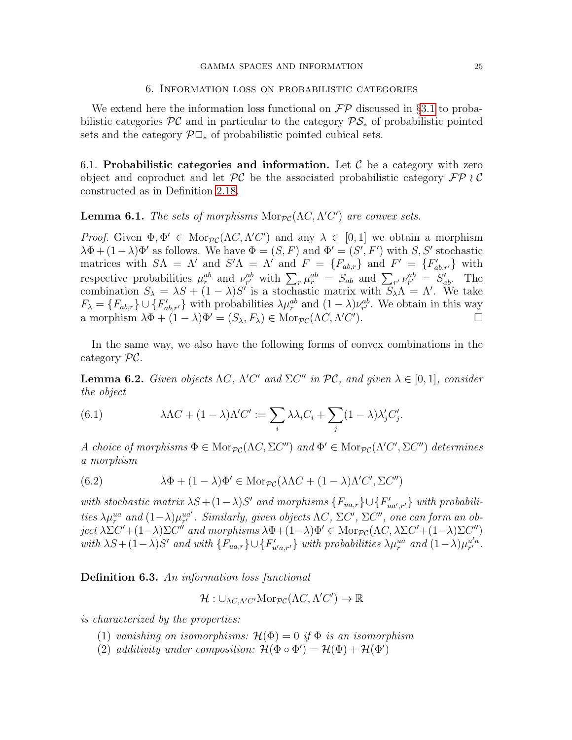## 6. Information loss on probabilistic categories

We extend here the information loss functional on $\mathcal{FP}$ discussed in §3.1 to probabilistic categories $\mathcal{PC}$ and in particular to the category $\mathcal{PS}_*$ of probabilistic pointed sets and the category $\mathcal{P}\square_*$ of probabilistic pointed cubical sets.

### 6.1. Probabilistic categories and information.

Let $\mathcal{C}$ be a category with zero object and coproduct and let $\mathcal{PC}$ be the associated probabilistic category $\mathcal{FP} \wr \mathcal{C}$ constructed as in Definition 2.18.

**Lemma 6.1.** *The sets of morphisms $\mathrm{Mor}_{\mathcal{PC}}(\Lambda C, \Lambda' C')$ are convex sets.*

*Proof.* Given $\Phi, \Phi' \in \mathrm{Mor}_{\mathcal{PC}}(\Lambda C, \Lambda' C')$ and any $\lambda \in [0,1]$ we obtain a morphism $\lambda\Phi + (1-\lambda)\Phi'$ as follows. We have $\Phi = (S, F)$ and $\Phi' = (S', F')$ with $S, S'$ stochastic matrices with $S\Lambda = \Lambda'$ and $S'\Lambda = \Lambda'$ and $F = \{F_{ab,r}\}$ and $F' = \{F'_{ab,r'}\}$ with respective probabilities $\mu^{ab}_r$ and $\nu^{ab}_{r'}$ with $\sum_r \mu^{ab}_r = S_{ab}$ and $\sum_{r'} \nu^{ab}_{r'} = S'_{ab}$. The combination $S_\lambda = \lambda S + (1-\lambda)S'$ is a stochastic matrix with $S_\lambda \Lambda = \Lambda'$. We take $F_\lambda = \{F_{ab,r}\} \cup \{F'_{ab,r'}\}$ with probabilities $\lambda\mu^{ab}_r$ and $(1-\lambda)\nu^{ab}_{r'}$. We obtain in this way a morphism $\lambda\Phi + (1-\lambda)\Phi' = (S_\lambda, F_\lambda) \in \mathrm{Mor}_{\mathcal{PC}}(\Lambda C, \Lambda' C')$. □

In the same way, we also have the following forms of convex combinations in the category $\mathcal{PC}$.

**Lemma 6.2.** *Given objects $\Lambda C$, $\Lambda' C'$ and $\Sigma C''$ in $\mathcal{PC}$, and given $\lambda \in [0,1]$, consider the object*

$$\lambda \Lambda C + (1-\lambda)\Lambda' C' := \sum_i \lambda \lambda_i C_i + \sum_j (1-\lambda)\lambda'_j C'_j. \tag{6.1}$$

*A choice of morphisms $\Phi \in \mathrm{Mor}_{\mathcal{PC}}(\Lambda C, \Sigma C'')$ and $\Phi' \in \mathrm{Mor}_{\mathcal{PC}}(\Lambda' C', \Sigma C'')$ determines a morphism*

$$\lambda\Phi + (1-\lambda)\Phi' \in \mathrm{Mor}_{\mathcal{PC}}(\lambda\Lambda C + (1-\lambda)\Lambda' C', \Sigma C'') \tag{6.2}$$

*with stochastic matrix $\lambda S + (1-\lambda)S'$ and morphisms $\{F_{ua,r}\} \cup \{F'_{ua',r'}\}$ with probabilities $\lambda\mu^{ua}_r$ and $(1-\lambda)\mu^{ua'}_{r'}$. Similarly, given objects $\Lambda C$, $\Sigma C'$, $\Sigma C''$, one can form an object $\lambda\Sigma C' + (1-\lambda)\Sigma C''$ and morphisms $\lambda\Phi + (1-\lambda)\Phi' \in \mathrm{Mor}_{\mathcal{PC}}(\Lambda C, \lambda\Sigma C' + (1-\lambda)\Sigma C'')$ with $\lambda S + (1-\lambda)S'$ and with $\{F_{ua,r}\} \cup \{F'_{u'a,r'}\}$ with probabilities $\lambda\mu^{ua}_r$ and $(1-\lambda)\mu^{u'a}_{r'}$.*

**Definition 6.3.** *An information loss functional*

$$\mathcal{H} : \cup_{\Lambda C, \Lambda' C'} \mathrm{Mor}_{\mathcal{PC}}(\Lambda C, \Lambda' C') \to \mathbb{R}$$

*is characterized by the properties:*

1. *vanishing on isomorphisms: $\mathcal{H}(\Phi) = 0$ if $\Phi$ is an isomorphism*
2. *additivity under composition: $\mathcal{H}(\Phi \circ \Phi') = \mathcal{H}(\Phi) + \mathcal{H}(\Phi')$*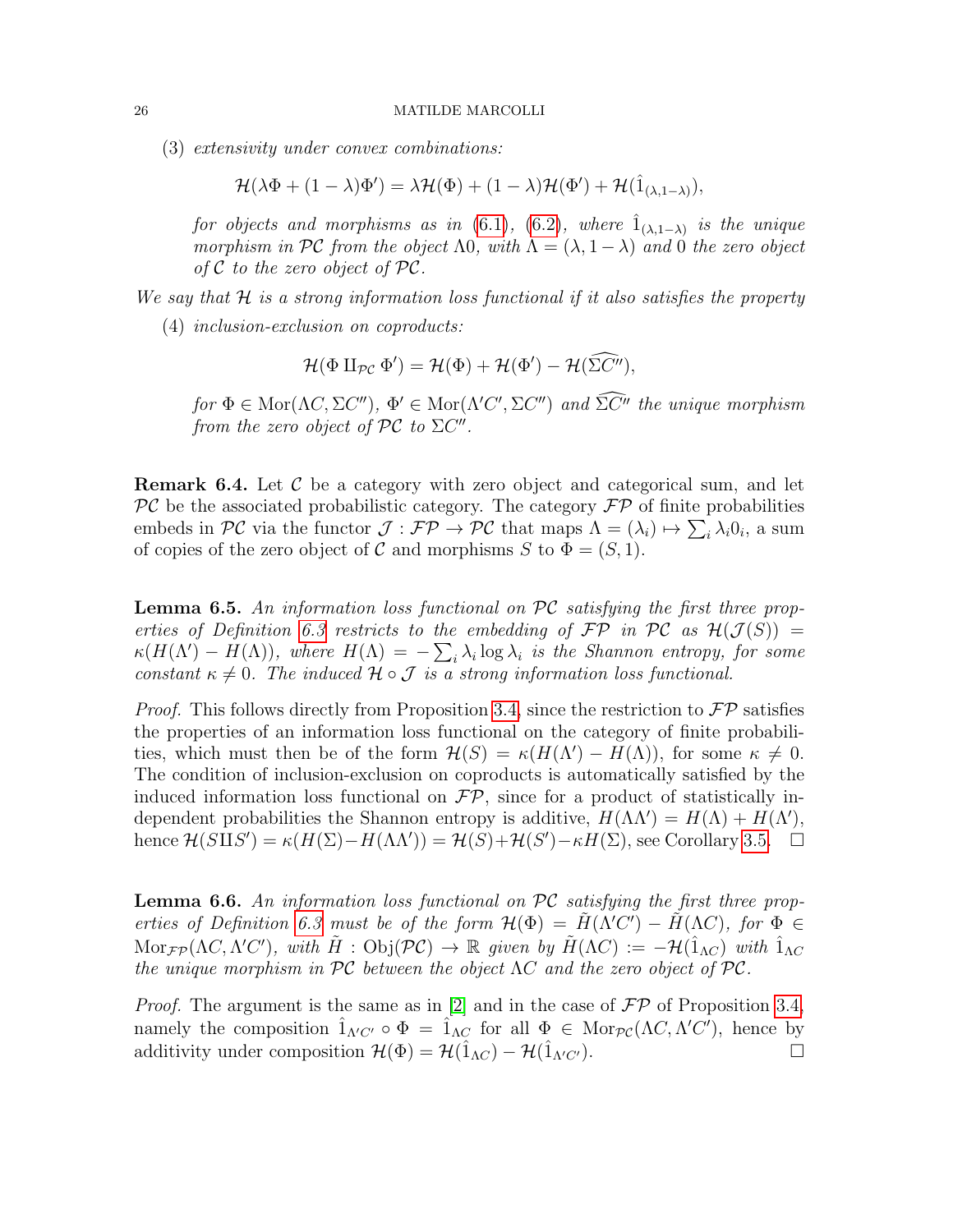(3) *extensivity under convex combinations:*

$$\mathcal{H}(\lambda\Phi + (1-\lambda)\Phi') = \lambda\mathcal{H}(\Phi) + (1-\lambda)\mathcal{H}(\Phi') + \mathcal{H}(\hat{1}_{(\lambda,1-\lambda)}),$$

*for objects and morphisms as in* (6.1), (6.2), *where* $\hat{1}_{(\lambda,1-\lambda)}$ *is the unique morphism in* $\mathcal{PC}$ *from the object* $\Lambda 0$, *with* $\Lambda = (\lambda, 1-\lambda)$ *and* $0$ *the zero object of* $\mathcal{C}$ *to the zero object of* $\mathcal{PC}$.

*We say that* $\mathcal{H}$ *is a strong information loss functional if it also satisfies the property*

(4) *inclusion-exclusion on coproducts:*

$$\mathcal{H}(\Phi \amalg_{\mathcal{PC}} \Phi') = \mathcal{H}(\Phi) + \mathcal{H}(\Phi') - \mathcal{H}(\widehat{\Sigma C''}),$$

*for* $\Phi \in \mathrm{Mor}(\Lambda C, \Sigma C'')$, $\Phi' \in \mathrm{Mor}(\Lambda' C', \Sigma C'')$ *and* $\widehat{\Sigma C''}$ *the unique morphism from the zero object of* $\mathcal{PC}$ *to* $\Sigma C''$.

**Remark 6.4.** Let $\mathcal{C}$ be a category with zero object and categorical sum, and let $\mathcal{PC}$ be the associated probabilistic category. The category $\mathcal{FP}$ of finite probabilities embeds in $\mathcal{PC}$ via the functor $\mathcal{J} : \mathcal{FP} \to \mathcal{PC}$ that maps $\Lambda = (\lambda_i) \mapsto \sum_i \lambda_i 0_i$, a sum of copies of the zero object of $\mathcal{C}$ and morphisms $S$ to $\Phi = (S, 1)$.

**Lemma 6.5.** *An information loss functional on* $\mathcal{PC}$ *satisfying the first three properties of Definition 6.3 restricts to the embedding of* $\mathcal{FP}$ *in* $\mathcal{PC}$ *as* $\mathcal{H}(\mathcal{J}(S)) = \kappa(H(\Lambda') - H(\Lambda))$, *where* $H(\Lambda) = -\sum_i \lambda_i \log \lambda_i$ *is the Shannon entropy, for some constant* $\kappa \neq 0$. *The induced* $\mathcal{H} \circ \mathcal{J}$ *is a strong information loss functional.*

*Proof.* This follows directly from Proposition 3.4, since the restriction to $\mathcal{FP}$ satisfies the properties of an information loss functional on the category of finite probabilities, which must then be of the form $\mathcal{H}(S) = \kappa(H(\Lambda') - H(\Lambda))$, for some $\kappa \neq 0$. The condition of inclusion-exclusion on coproducts is automatically satisfied by the induced information loss functional on $\mathcal{FP}$, since for a product of statistically independent probabilities the Shannon entropy is additive, $H(\Lambda\Lambda') = H(\Lambda) + H(\Lambda')$, hence $\mathcal{H}(S \amalg S') = \kappa(H(\Sigma) - H(\Lambda\Lambda')) = \mathcal{H}(S) + \mathcal{H}(S') - \kappa H(\Sigma)$, see Corollary 3.5. $\square$

**Lemma 6.6.** *An information loss functional on* $\mathcal{PC}$ *satisfying the first three properties of Definition 6.3 must be of the form* $\mathcal{H}(\Phi) = \tilde{H}(\Lambda' C') - \tilde{H}(\Lambda C)$, *for* $\Phi \in \mathrm{Mor}_{\mathcal{FP}}(\Lambda C, \Lambda' C')$, *with* $\tilde{H} : \mathrm{Obj}(\mathcal{PC}) \to \mathbb{R}$ *given by* $\tilde{H}(\Lambda C) := -\mathcal{H}(\hat{1}_{\Lambda C})$ *with* $\hat{1}_{\Lambda C}$ *the unique morphism in* $\mathcal{PC}$ *between the object* $\Lambda C$ *and the zero object of* $\mathcal{PC}$.

*Proof.* The argument is the same as in [2] and in the case of $\mathcal{FP}$ of Proposition 3.4, namely the composition $\hat{1}_{\Lambda' C'} \circ \Phi = \hat{1}_{\Lambda C}$ for all $\Phi \in \mathrm{Mor}_{\mathcal{PC}}(\Lambda C, \Lambda' C')$, hence by additivity under composition $\mathcal{H}(\Phi) = \mathcal{H}(\hat{1}_{\Lambda C}) - \mathcal{H}(\hat{1}_{\Lambda' C'})$. $\square$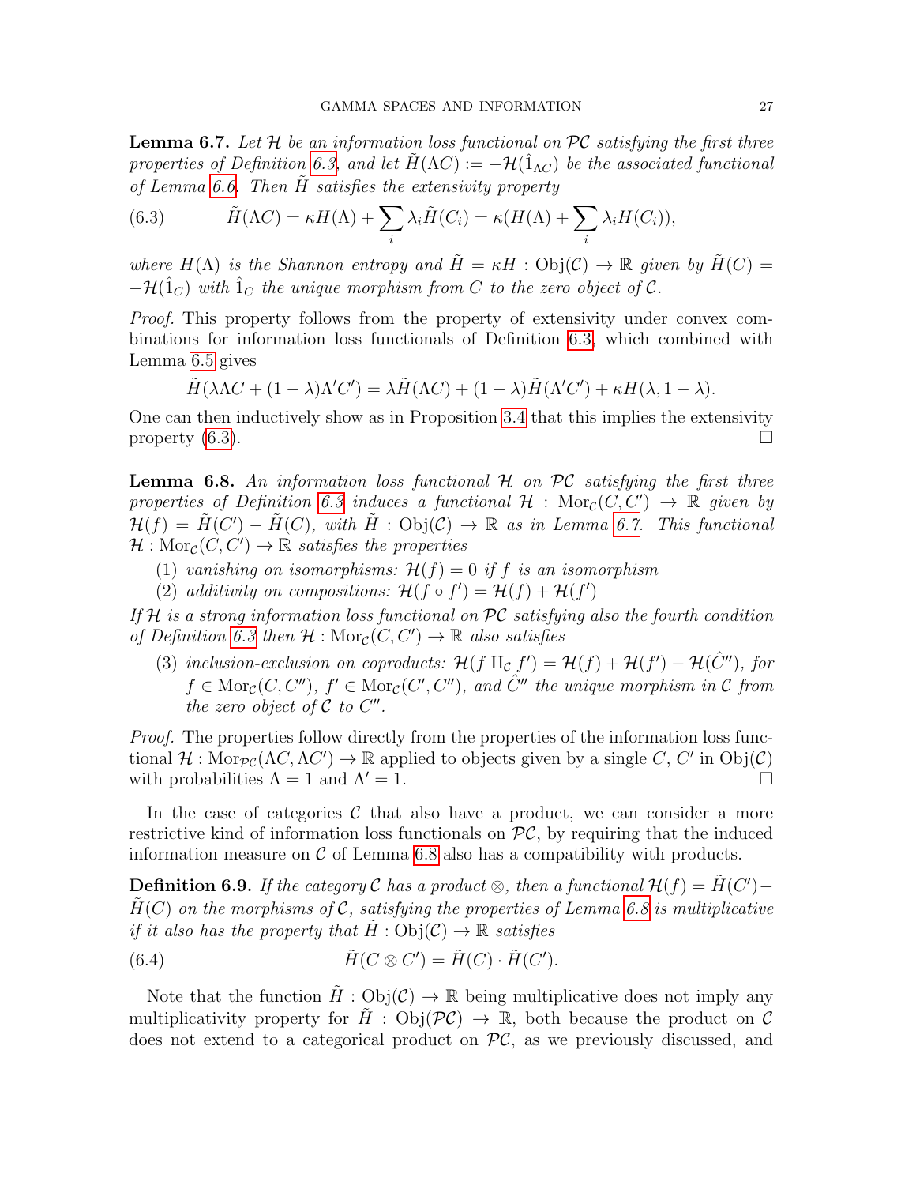**Lemma 6.7.** *Let $\mathcal{H}$ be an information loss functional on $\mathcal{PC}$ satisfying the first three properties of Definition 6.3, and let $\tilde{H}(\Lambda C) := -\mathcal{H}(\hat{1}_{\Lambda C})$ be the associated functional of Lemma 6.6. Then $\tilde{H}$ satisfies the extensivity property*

$$\tilde{H}(\Lambda C) = \kappa H(\Lambda) + \sum_i \lambda_i \tilde{H}(C_i) = \kappa(H(\Lambda) + \sum_i \lambda_i H(C_i)), \tag{6.3}$$

*where $H(\Lambda)$ is the Shannon entropy and $\tilde{H} = \kappa H : \mathrm{Obj}(\mathcal{C}) \to \mathbb{R}$ given by $\tilde{H}(C) = -\mathcal{H}(\hat{1}_C)$ with $\hat{1}_C$ the unique morphism from $C$ to the zero object of $\mathcal{C}$.*

*Proof.* This property follows from the property of extensivity under convex combinations for information loss functionals of Definition 6.3, which combined with Lemma 6.5 gives

$$\tilde{H}(\lambda \Lambda C + (1-\lambda)\Lambda' C') = \lambda \tilde{H}(\Lambda C) + (1-\lambda)\tilde{H}(\Lambda' C') + \kappa H(\lambda, 1-\lambda).$$

One can then inductively show as in Proposition 3.4 that this implies the extensivity property (6.3). ◻

**Lemma 6.8.** *An information loss functional $\mathcal{H}$ on $\mathcal{PC}$ satisfying the first three properties of Definition 6.3 induces a functional $\mathcal{H} : \mathrm{Mor}_{\mathcal{C}}(C, C') \to \mathbb{R}$ given by $\mathcal{H}(f) = \tilde{H}(C') - \tilde{H}(C)$, with $\tilde{H} : \mathrm{Obj}(\mathcal{C}) \to \mathbb{R}$ as in Lemma 6.7. This functional $\mathcal{H} : \mathrm{Mor}_{\mathcal{C}}(C, C') \to \mathbb{R}$ satisfies the properties*

1. *vanishing on isomorphisms: $\mathcal{H}(f) = 0$ if $f$ is an isomorphism*
2. *additivity on compositions: $\mathcal{H}(f \circ f') = \mathcal{H}(f) + \mathcal{H}(f')$*

*If $\mathcal{H}$ is a strong information loss functional on $\mathcal{PC}$ satisfying also the fourth condition of Definition 6.3 then $\mathcal{H} : \mathrm{Mor}_{\mathcal{C}}(C, C') \to \mathbb{R}$ also satisfies*

3. *inclusion-exclusion on coproducts: $\mathcal{H}(f \amalg_{\mathcal{C}} f') = \mathcal{H}(f) + \mathcal{H}(f') - \mathcal{H}(\hat{C}'')$, for $f \in \mathrm{Mor}_{\mathcal{C}}(C, C'')$, $f' \in \mathrm{Mor}_{\mathcal{C}}(C', C'')$, and $\hat{C}''$ the unique morphism in $\mathcal{C}$ from the zero object of $\mathcal{C}$ to $C''$.*

*Proof.* The properties follow directly from the properties of the information loss functional $\mathcal{H} : \mathrm{Mor}_{\mathcal{PC}}(\Lambda C, \Lambda' C') \to \mathbb{R}$ applied to objects given by a single $C$, $C'$ in $\mathrm{Obj}(\mathcal{C})$ with probabilities $\Lambda = 1$ and $\Lambda' = 1$. ◻

In the case of categories $\mathcal{C}$ that also have a product, we can consider a more restrictive kind of information loss functionals on $\mathcal{PC}$, by requiring that the induced information measure on $\mathcal{C}$ of Lemma 6.8 also has a compatibility with products.

**Definition 6.9.** *If the category $\mathcal{C}$ has a product $\otimes$, then a functional $\mathcal{H}(f) = \tilde{H}(C') - \tilde{H}(C)$ on the morphisms of $\mathcal{C}$, satisfying the properties of Lemma 6.8 is multiplicative if it also has the property that $\tilde{H} : \mathrm{Obj}(\mathcal{C}) \to \mathbb{R}$ satisfies*

$$\tilde{H}(C \otimes C') = \tilde{H}(C) \cdot \tilde{H}(C'). \tag{6.4}$$

Note that the function $\tilde{H} : \mathrm{Obj}(\mathcal{C}) \to \mathbb{R}$ being multiplicative does not imply any multiplicativity property for $\tilde{H} : \mathrm{Obj}(\mathcal{PC}) \to \mathbb{R}$, both because the product on $\mathcal{C}$ does not extend to a categorical product on $\mathcal{PC}$, as we previously discussed, and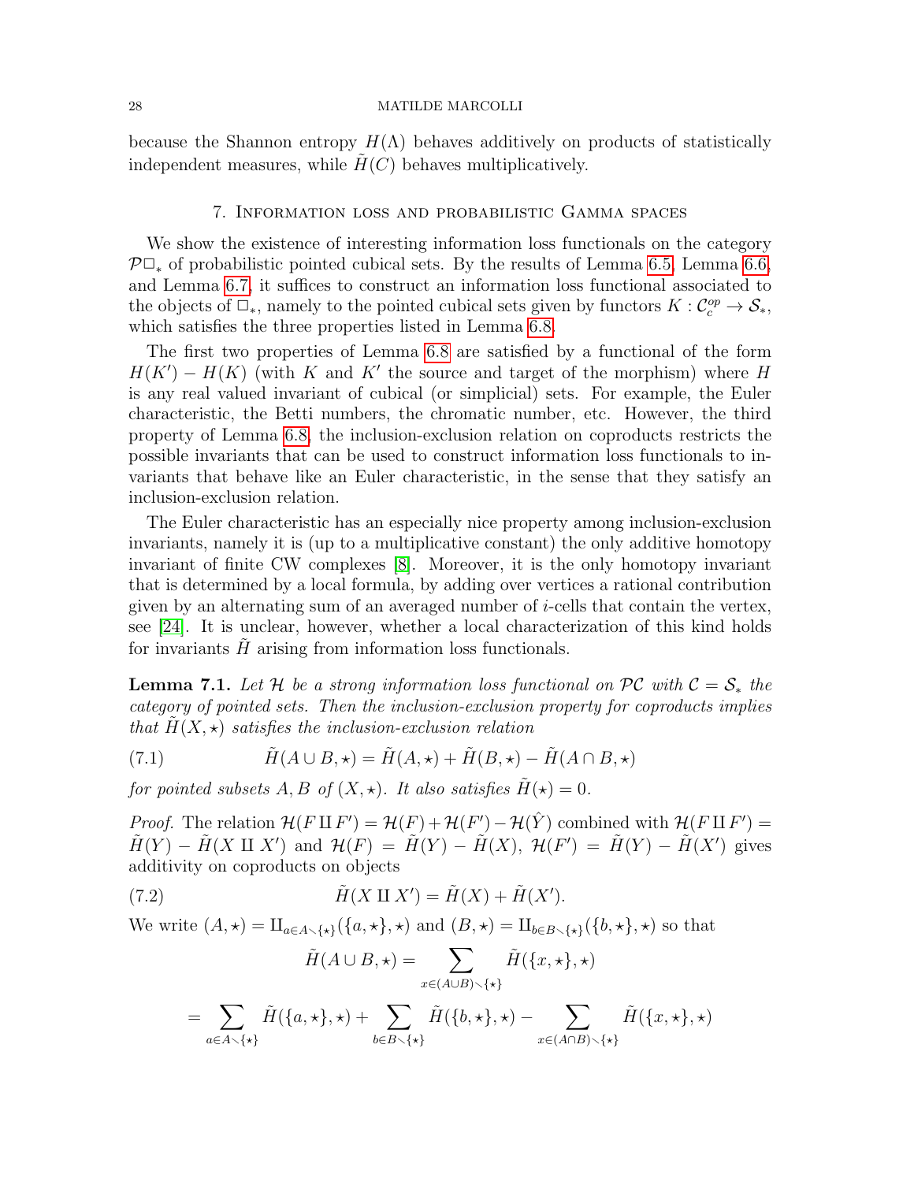because the Shannon entropy $H(\Lambda)$ behaves additively on products of statistically independent measures, while $\tilde{H}(C)$ behaves multiplicatively.

## 7. Information loss and probabilistic Gamma spaces

We show the existence of interesting information loss functionals on the category $\mathcal{P}\square_*$ of probabilistic pointed cubical sets. By the results of Lemma 6.5, Lemma 6.6, and Lemma 6.7, it suffices to construct an information loss functional associated to the objects of $\square_*$, namely to the pointed cubical sets given by functors $K : \mathcal{C}_c^{op} \to \mathcal{S}_*$, which satisfies the three properties listed in Lemma 6.8.

The first two properties of Lemma 6.8 are satisfied by a functional of the form $H(K') - H(K)$ (with $K$ and $K'$ the source and target of the morphism) where $H$ is any real valued invariant of cubical (or simplicial) sets. For example, the Euler characteristic, the Betti numbers, the chromatic number, etc. However, the third property of Lemma 6.8, the inclusion-exclusion relation on coproducts restricts the possible invariants that can be used to construct information loss functionals to invariants that behave like an Euler characteristic, in the sense that they satisfy an inclusion-exclusion relation.

The Euler characteristic has an especially nice property among inclusion-exclusion invariants, namely it is (up to a multiplicative constant) the only additive homotopy invariant of finite CW complexes [8]. Moreover, it is the only homotopy invariant that is determined by a local formula, by adding over vertices a rational contribution given by an alternating sum of an averaged number of $i$-cells that contain the vertex, see [24]. It is unclear, however, whether a local characterization of this kind holds for invariants $\tilde{H}$ arising from information loss functionals.

**Lemma 7.1.** *Let $\mathcal{H}$ be a strong information loss functional on $\mathcal{PC}$ with $\mathcal{C} = \mathcal{S}_*$ the category of pointed sets. Then the inclusion-exclusion property for coproducts implies that $\tilde{H}(X, \star)$ satisfies the inclusion-exclusion relation*

$$\tilde{H}(A \cup B, \star) = \tilde{H}(A, \star) + \tilde{H}(B, \star) - \tilde{H}(A \cap B, \star) \tag{7.1}$$

*for pointed subsets $A, B$ of $(X, \star)$. It also satisfies $\tilde{H}(\star) = 0$.*

*Proof.* The relation $\mathcal{H}(F \amalg F') = \mathcal{H}(F) + \mathcal{H}(F') - \mathcal{H}(\hat{Y})$ combined with $\mathcal{H}(F \amalg F') = \tilde{H}(Y) - \tilde{H}(X \amalg X')$ and $\mathcal{H}(F) = \tilde{H}(Y) - \tilde{H}(X)$, $\mathcal{H}(F') = \tilde{H}(Y) - \tilde{H}(X')$ gives additivity on coproducts on objects

$$\tilde{H}(X \amalg X') = \tilde{H}(X) + \tilde{H}(X'). \tag{7.2}$$

We write $(A, \star) = \amalg_{a \in A \smallsetminus \{\star\}} (\{a, \star\}, \star)$ and $(B, \star) = \amalg_{b \in B \smallsetminus \{\star\}} (\{b, \star\}, \star)$ so that

$$\tilde{H}(A \cup B, \star) = \sum_{x \in (A \cup B) \smallsetminus \{\star\}} \tilde{H}(\{x, \star\}, \star)$$

$$= \sum_{a \in A \smallsetminus \{\star\}} \tilde{H}(\{a, \star\}, \star) + \sum_{b \in B \smallsetminus \{\star\}} \tilde{H}(\{b, \star\}, \star) - \sum_{x \in (A \cap B) \smallsetminus \{\star\}} \tilde{H}(\{x, \star\}, \star)$$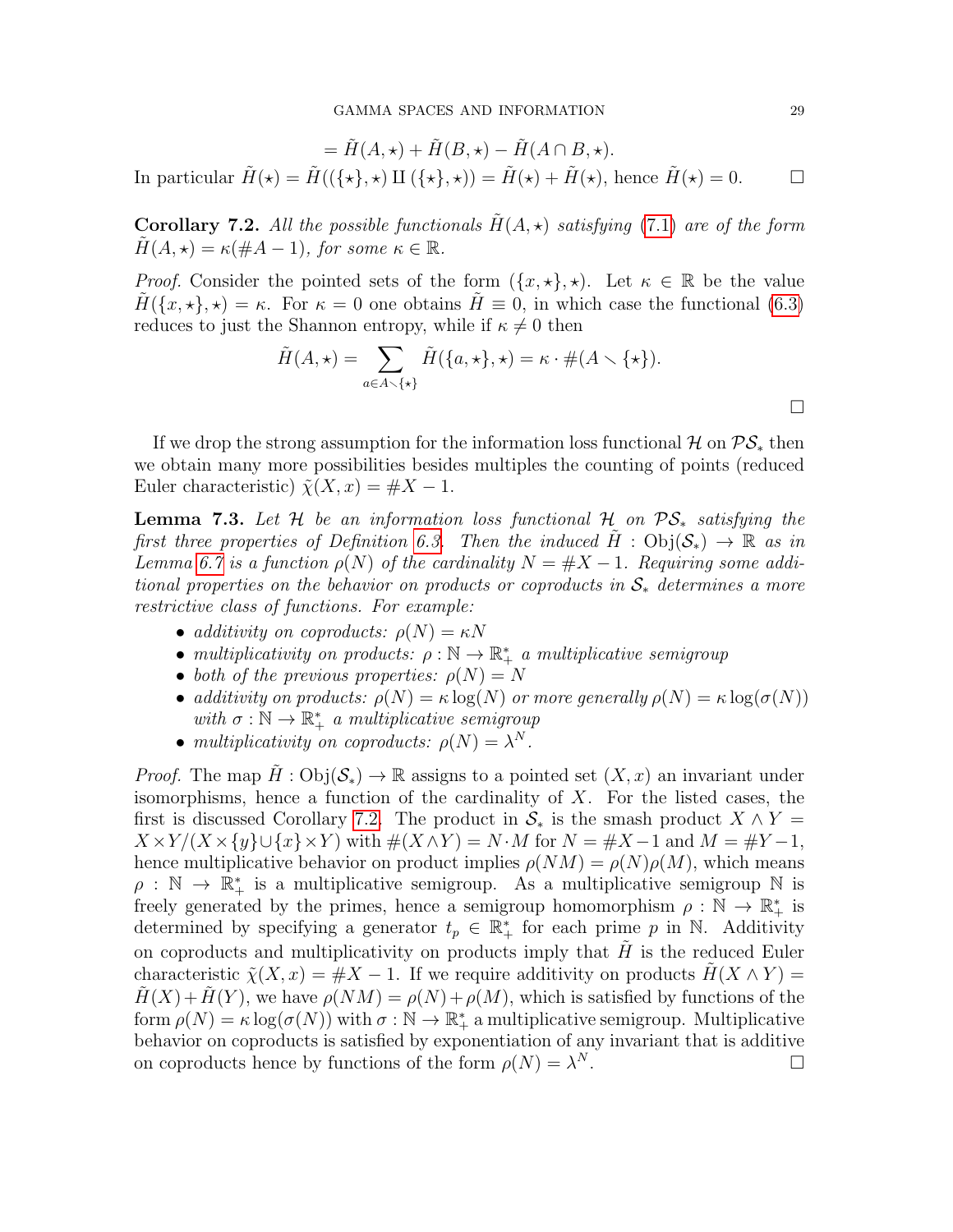$$= \tilde{H}(A,\star) + \tilde{H}(B,\star) - \tilde{H}(A\cap B,\star).$$

In particular $\tilde{H}(\star) = \tilde{H}((\{\star\},\star)\amalg(\{\star\},\star)) = \tilde{H}(\star)+\tilde{H}(\star)$, hence $\tilde{H}(\star)=0$. □

**Corollary 7.2.** *All the possible functionals $\tilde{H}(A,\star)$ satisfying (7.1) are of the form $\tilde{H}(A,\star) = \kappa(\#A-1)$, for some $\kappa\in\mathbb{R}$.*

*Proof.* Consider the pointed sets of the form $(\{x,\star\},\star)$. Let $\kappa\in\mathbb{R}$ be the value $\tilde{H}(\{x,\star\},\star)=\kappa$. For $\kappa=0$ one obtains $\tilde{H}\equiv 0$, in which case the functional (6.3) reduces to just the Shannon entropy, while if $\kappa\neq 0$ then

$$\tilde{H}(A,\star) = \sum_{a\in A\smallsetminus\{\star\}} \tilde{H}(\{a,\star\},\star) = \kappa\cdot\#(A\smallsetminus\{\star\}).$$

□

If we drop the strong assumption for the information loss functional $\mathcal{H}$ on $\mathcal{PS}_*$ then we obtain many more possibilities besides multiples the counting of points (reduced Euler characteristic) $\tilde{\chi}(X,x)=\#X-1$.

**Lemma 7.3.** *Let $\mathcal{H}$ be an information loss functional $\mathcal{H}$ on $\mathcal{PS}_*$ satisfying the first three properties of Definition 6.3. Then the induced $\tilde{H}:\mathrm{Obj}(\mathcal{S}_*)\to\mathbb{R}$ as in Lemma 6.7 is a function $\rho(N)$ of the cardinality $N=\#X-1$. Requiring some additional properties on the behavior on products or coproducts in $\mathcal{S}_*$ determines a more restrictive class of functions. For example:*

- *additivity on coproducts: $\rho(N)=\kappa N$*
- *multiplicativity on products: $\rho:\mathbb{N}\to\mathbb{R}_+^*$ a multiplicative semigroup*
- *both of the previous properties: $\rho(N)=N$*
- *additivity on products: $\rho(N)=\kappa\log(N)$ or more generally $\rho(N)=\kappa\log(\sigma(N))$ with $\sigma:\mathbb{N}\to\mathbb{R}_+^*$ a multiplicative semigroup*
- *multiplicativity on coproducts: $\rho(N)=\lambda^N$.*

*Proof.* The map $\tilde{H}:\mathrm{Obj}(\mathcal{S}_*)\to\mathbb{R}$ assigns to a pointed set $(X,x)$ an invariant under isomorphisms, hence a function of the cardinality of $X$. For the listed cases, the first is discussed Corollary 7.2. The product in $\mathcal{S}_*$ is the smash product $X\wedge Y = X\times Y/(X\times\{y\}\cup\{x\}\times Y)$ with $\#(X\wedge Y)=N\cdot M$ for $N=\#X-1$ and $M=\#Y-1$, hence multiplicative behavior on product implies $\rho(NM)=\rho(N)\rho(M)$, which means $\rho:\mathbb{N}\to\mathbb{R}_+^*$ is a multiplicative semigroup. As a multiplicative semigroup $\mathbb{N}$ is freely generated by the primes, hence a semigroup homomorphism $\rho:\mathbb{N}\to\mathbb{R}_+^*$ is determined by specifying a generator $t_p\in\mathbb{R}_+^*$ for each prime $p$ in $\mathbb{N}$. Additivity on coproducts and multiplicativity on products imply that $\tilde{H}$ is the reduced Euler characteristic $\tilde{\chi}(X,x)=\#X-1$. If we require additivity on products $\tilde{H}(X\wedge Y) = \tilde{H}(X)+\tilde{H}(Y)$, we have $\rho(NM)=\rho(N)+\rho(M)$, which is satisfied by functions of the form $\rho(N)=\kappa\log(\sigma(N))$ with $\sigma:\mathbb{N}\to\mathbb{R}_+^*$ a multiplicative semigroup. Multiplicative behavior on coproducts is satisfied by exponentiation of any invariant that is additive on coproducts hence by functions of the form $\rho(N)=\lambda^N$. □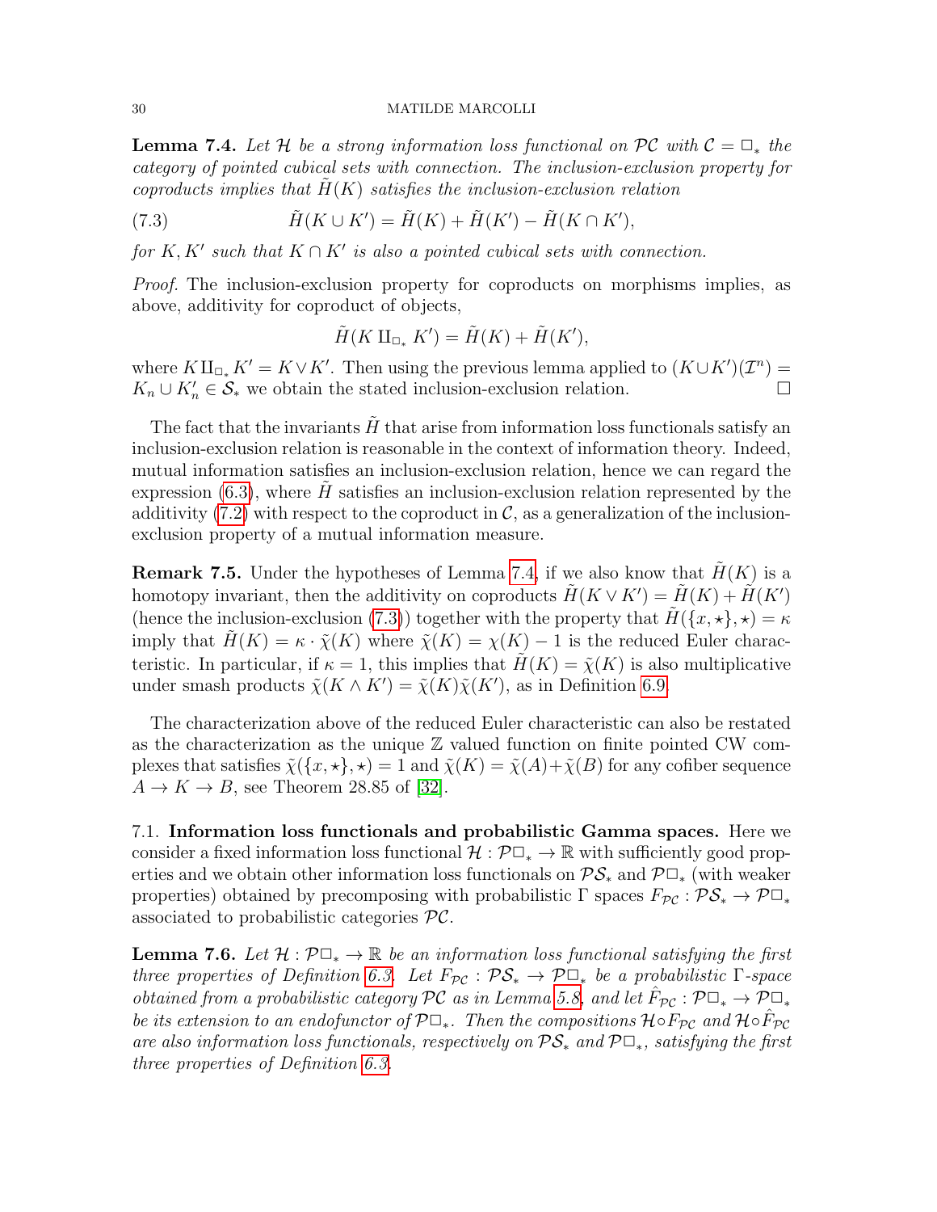**Lemma 7.4.** *Let $\mathcal{H}$ be a strong information loss functional on $\mathcal{PC}$ with $\mathcal{C} = \square_*$ the category of pointed cubical sets with connection. The inclusion-exclusion property for coproducts implies that $\tilde{H}(K)$ satisfies the inclusion-exclusion relation*

$$\tilde{H}(K \cup K') = \tilde{H}(K) + \tilde{H}(K') - \tilde{H}(K \cap K'), \tag{7.3}$$

*for $K, K'$ such that $K \cap K'$ is also a pointed cubical sets with connection.*

*Proof.* The inclusion-exclusion property for coproducts on morphisms implies, as above, additivity for coproduct of objects,

$$\tilde{H}(K \amalg_{\square_*} K') = \tilde{H}(K) + \tilde{H}(K'),$$

where $K \amalg_{\square_*} K' = K \vee K'$. Then using the previous lemma applied to $(K \cup K')(\mathcal{I}^n) = K_n \cup K'_n \in \mathcal{S}_*$ we obtain the stated inclusion-exclusion relation. $\square$

The fact that the invariants $\tilde{H}$ that arise from information loss functionals satisfy an inclusion-exclusion relation is reasonable in the context of information theory. Indeed, mutual information satisfies an inclusion-exclusion relation, hence we can regard the expression (6.3), where $\tilde{H}$ satisfies an inclusion-exclusion relation represented by the additivity (7.2) with respect to the coproduct in $\mathcal{C}$, as a generalization of the inclusion-exclusion property of a mutual information measure.

**Remark 7.5.** Under the hypotheses of Lemma 7.4, if we also know that $\tilde{H}(K)$ is a homotopy invariant, then the additivity on coproducts $\tilde{H}(K \vee K') = \tilde{H}(K) + \tilde{H}(K')$ (hence the inclusion-exclusion (7.3)) together with the property that $\tilde{H}(\{x, \star\}, \star) = \kappa$ imply that $\tilde{H}(K) = \kappa \cdot \tilde{\chi}(K)$ where $\tilde{\chi}(K) = \chi(K) - 1$ is the reduced Euler characteristic. In particular, if $\kappa = 1$, this implies that $\tilde{H}(K) = \tilde{\chi}(K)$ is also multiplicative under smash products $\tilde{\chi}(K \wedge K') = \tilde{\chi}(K)\tilde{\chi}(K')$, as in Definition 6.9.

The characterization above of the reduced Euler characteristic can also be restated as the characterization as the unique $\mathbb{Z}$ valued function on finite pointed CW complexes that satisfies $\tilde{\chi}(\{x, \star\}, \star) = 1$ and $\tilde{\chi}(K) = \tilde{\chi}(A) + \tilde{\chi}(B)$ for any cofiber sequence $A \to K \to B$, see Theorem 28.85 of [32].

## 7.1. Information loss functionals and probabilistic Gamma spaces.

Here we consider a fixed information loss functional $\mathcal{H} : \mathcal{P}\square_* \to \mathbb{R}$ with sufficiently good properties and we obtain other information loss functionals on $\mathcal{PS}_*$ and $\mathcal{P}\square_*$ (with weaker properties) obtained by precomposing with probabilistic $\Gamma$ spaces $F_{\mathcal{PC}} : \mathcal{PS}_* \to \mathcal{P}\square_*$ associated to probabilistic categories $\mathcal{PC}$.

**Lemma 7.6.** *Let $\mathcal{H} : \mathcal{P}\square_* \to \mathbb{R}$ be an information loss functional satisfying the first three properties of Definition 6.3. Let $F_{\mathcal{PC}} : \mathcal{PS}_* \to \mathcal{P}\square_*$ be a probabilistic $\Gamma$-space obtained from a probabilistic category $\mathcal{PC}$ as in Lemma 5.8, and let $\hat{F}_{\mathcal{PC}} : \mathcal{P}\square_* \to \mathcal{P}\square_*$ be its extension to an endofunctor of $\mathcal{P}\square_*$. Then the compositions $\mathcal{H} \circ F_{\mathcal{PC}}$ and $\mathcal{H} \circ \hat{F}_{\mathcal{PC}}$ are also information loss functionals, respectively on $\mathcal{PS}_*$ and $\mathcal{P}\square_*$, satisfying the first three properties of Definition 6.3.*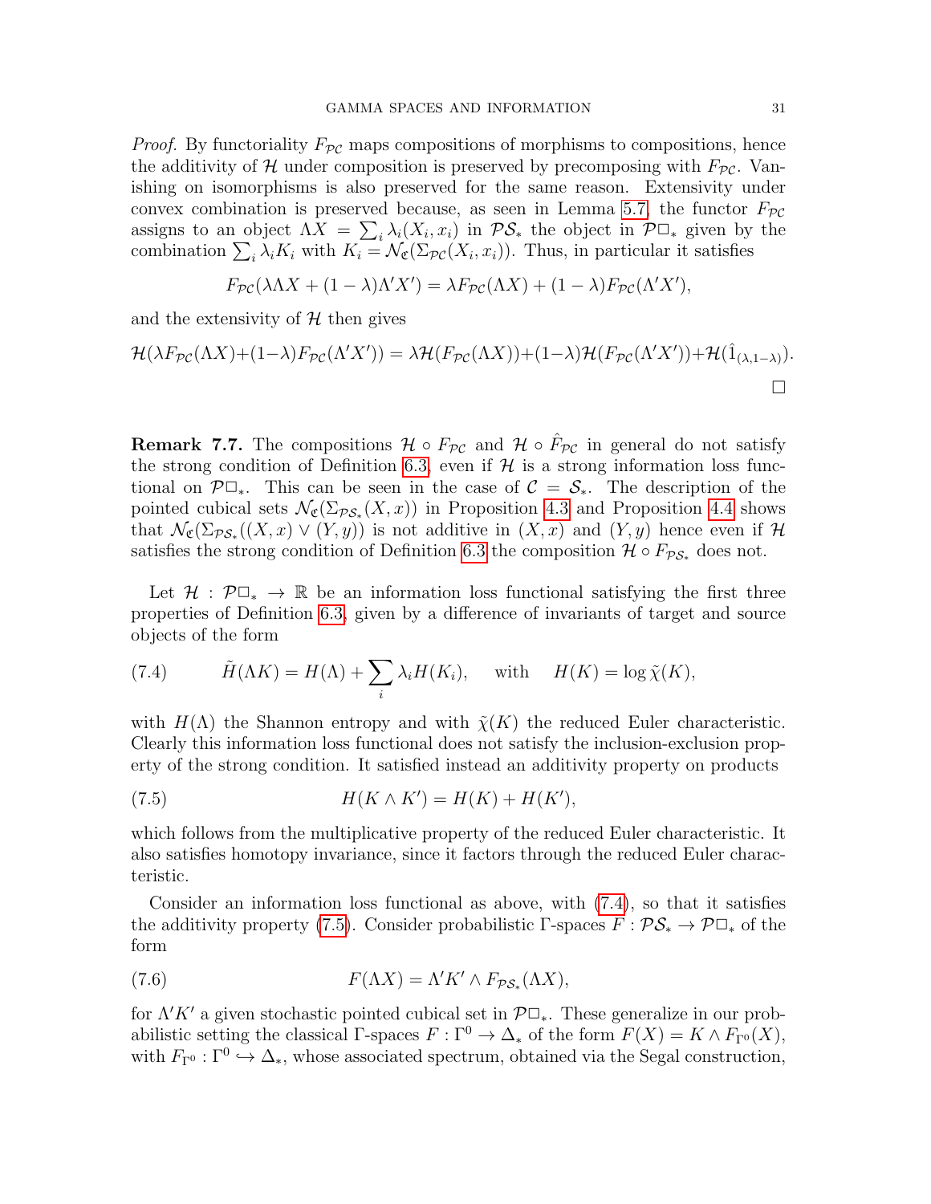*Proof.* By functoriality $F_{\mathcal{PC}}$ maps compositions of morphisms to compositions, hence the additivity of $\mathcal{H}$ under composition is preserved by precomposing with $F_{\mathcal{PC}}$. Vanishing on isomorphisms is also preserved for the same reason. Extensivity under convex combination is preserved because, as seen in Lemma 5.7, the functor $F_{\mathcal{PC}}$ assigns to an object $\Lambda X = \sum_i \lambda_i (X_i, x_i)$ in $\mathcal{PS}_*$ the object in $\mathcal{P}\square_*$ given by the combination $\sum_i \lambda_i K_i$ with $K_i = \mathcal{N}_{\mathfrak{C}}(\Sigma_{\mathcal{PC}}(X_i, x_i))$. Thus, in particular it satisfies

$$F_{\mathcal{PC}}(\lambda \Lambda X + (1-\lambda)\Lambda' X') = \lambda F_{\mathcal{PC}}(\Lambda X) + (1-\lambda) F_{\mathcal{PC}}(\Lambda' X'),$$

and the extensivity of $\mathcal{H}$ then gives

$$\mathcal{H}(\lambda F_{\mathcal{PC}}(\Lambda X) + (1-\lambda) F_{\mathcal{PC}}(\Lambda' X')) = \lambda \mathcal{H}(F_{\mathcal{PC}}(\Lambda X)) + (1-\lambda)\mathcal{H}(F_{\mathcal{PC}}(\Lambda' X')) + \mathcal{H}(\hat{1}_{(\lambda, 1-\lambda)}).$$

$\square$

**Remark 7.7.** The compositions $\mathcal{H} \circ F_{\mathcal{PC}}$ and $\mathcal{H} \circ \hat{F}_{\mathcal{PC}}$ in general do not satisfy the strong condition of Definition 6.3, even if $\mathcal{H}$ is a strong information loss functional on $\mathcal{P}\square_*$. This can be seen in the case of $\mathcal{C} = \mathcal{S}_*$. The description of the pointed cubical sets $\mathcal{N}_{\mathfrak{C}}(\Sigma_{\mathcal{PS}_*}(X, x))$ in Proposition 4.3 and Proposition 4.4 shows that $\mathcal{N}_{\mathfrak{C}}(\Sigma_{\mathcal{PS}_*}((X, x) \vee (Y, y))$ is not additive in $(X, x)$ and $(Y, y)$ hence even if $\mathcal{H}$ satisfies the strong condition of Definition 6.3 the composition $\mathcal{H} \circ F_{\mathcal{PS}_*}$ does not.

Let $\mathcal{H} : \mathcal{P}\square_* \to \mathbb{R}$ be an information loss functional satisfying the first three properties of Definition 6.3, given by a difference of invariants of target and source objects of the form

$$\tilde{H}(\Lambda K) = H(\Lambda) + \sum_i \lambda_i H(K_i), \quad \text{with} \quad H(K) = \log \tilde{\chi}(K), \tag{7.4}$$

with $H(\Lambda)$ the Shannon entropy and with $\tilde{\chi}(K)$ the reduced Euler characteristic. Clearly this information loss functional does not satisfy the inclusion-exclusion property of the strong condition. It satisfied instead an additivity property on products

$$H(K \wedge K') = H(K) + H(K'), \tag{7.5}$$

which follows from the multiplicative property of the reduced Euler characteristic. It also satisfies homotopy invariance, since it factors through the reduced Euler characteristic.

Consider an information loss functional as above, with (7.4), so that it satisfies the additivity property (7.5). Consider probabilistic $\Gamma$-spaces $F : \mathcal{PS}_* \to \mathcal{P}\square_*$ of the form

$$F(\Lambda X) = \Lambda' K' \wedge F_{\mathcal{PS}_*}(\Lambda X), \tag{7.6}$$

for $\Lambda' K'$ a given stochastic pointed cubical set in $\mathcal{P}\square_*$. These generalize in our probabilistic setting the classical $\Gamma$-spaces $F : \Gamma^0 \to \Delta_*$ of the form $F(X) = K \wedge F_{\Gamma^0}(X)$, with $F_{\Gamma^0} : \Gamma^0 \hookrightarrow \Delta_*$, whose associated spectrum, obtained via the Segal construction,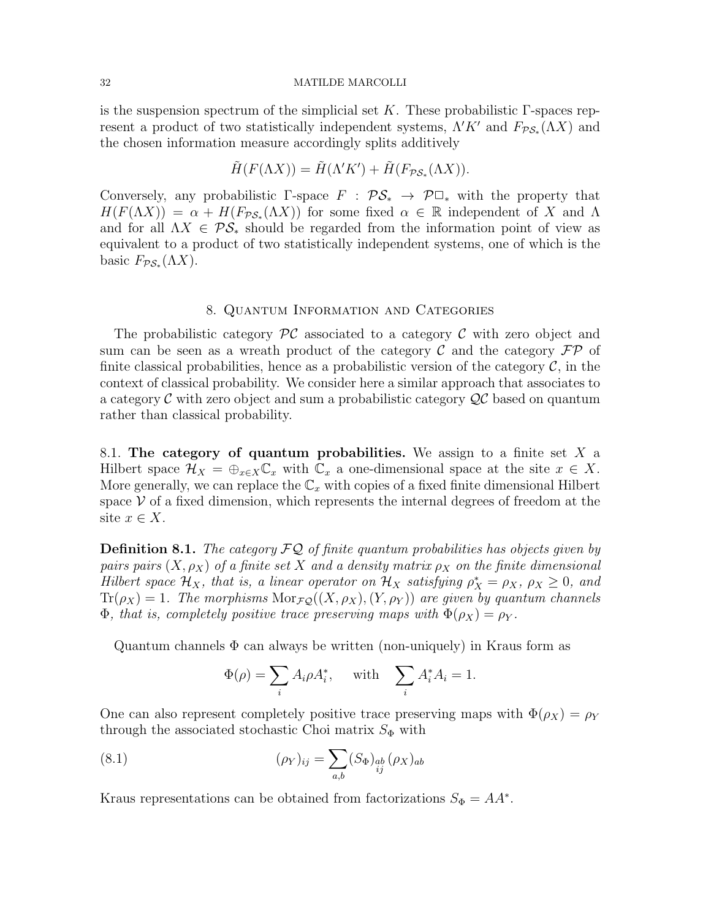is the suspension spectrum of the simplicial set $K$. These probabilistic $\Gamma$-spaces represent a product of two statistically independent systems, $\Lambda' K'$ and $F_{\mathcal{PS}_*}(\Lambda X)$ and the chosen information measure accordingly splits additively

$$\tilde{H}(F(\Lambda X)) = \tilde{H}(\Lambda' K') + \tilde{H}(F_{\mathcal{PS}_*}(\Lambda X)).$$

Conversely, any probabilistic $\Gamma$-space $F : \mathcal{PS}_* \to \mathcal{P}\square_*$ with the property that $H(F(\Lambda X)) = \alpha + H(F_{\mathcal{PS}_*}(\Lambda X))$ for some fixed $\alpha \in \mathbb{R}$ independent of $X$ and $\Lambda$ and for all $\Lambda X \in \mathcal{PS}_*$ should be regarded from the information point of view as equivalent to a product of two statistically independent systems, one of which is the basic $F_{\mathcal{PS}_*}(\Lambda X)$.

## 8. Quantum Information and Categories

The probabilistic category $\mathcal{PC}$ associated to a category $\mathcal{C}$ with zero object and sum can be seen as a wreath product of the category $\mathcal{C}$ and the category $\mathcal{FP}$ of finite classical probabilities, hence as a probabilistic version of the category $\mathcal{C}$, in the context of classical probability. We consider here a similar approach that associates to a category $\mathcal{C}$ with zero object and sum a probabilistic category $\mathcal{QC}$ based on quantum rather than classical probability.

8.1. **The category of quantum probabilities.** We assign to a finite set $X$ a Hilbert space $\mathcal{H}_X = \oplus_{x\in X} \mathbb{C}_x$ with $\mathbb{C}_x$ a one-dimensional space at the site $x \in X$. More generally, we can replace the $\mathbb{C}_x$ with copies of a fixed finite dimensional Hilbert space $\mathcal{V}$ of a fixed dimension, which represents the internal degrees of freedom at the site $x \in X$.

**Definition 8.1.** *The category $\mathcal{FQ}$ of finite quantum probabilities has objects given by pairs pairs $(X, \rho_X)$ of a finite set $X$ and a density matrix $\rho_X$ on the finite dimensional Hilbert space $\mathcal{H}_X$, that is, a linear operator on $\mathcal{H}_X$ satisfying $\rho_X^* = \rho_X$, $\rho_X \geq 0$, and $\mathrm{Tr}(\rho_X) = 1$. The morphisms $\mathrm{Mor}_{\mathcal{FQ}}((X, \rho_X), (Y, \rho_Y))$ are given by quantum channels $\Phi$, that is, completely positive trace preserving maps with $\Phi(\rho_X) = \rho_Y$.*

Quantum channels $\Phi$ can always be written (non-uniquely) in Kraus form as

$$\Phi(\rho) = \sum_i A_i \rho A_i^*, \quad \text{with} \quad \sum_i A_i^* A_i = 1.$$

One can also represent completely positive trace preserving maps with $\Phi(\rho_X) = \rho_Y$ through the associated stochastic Choi matrix $S_\Phi$ with

$$(\rho_Y)_{ij} = \sum_{a,b} (S_\Phi)_{\substack{ab\\ij}} (\rho_X)_{ab} \tag{8.1}$$

Kraus representations can be obtained from factorizations $S_\Phi = AA^*$.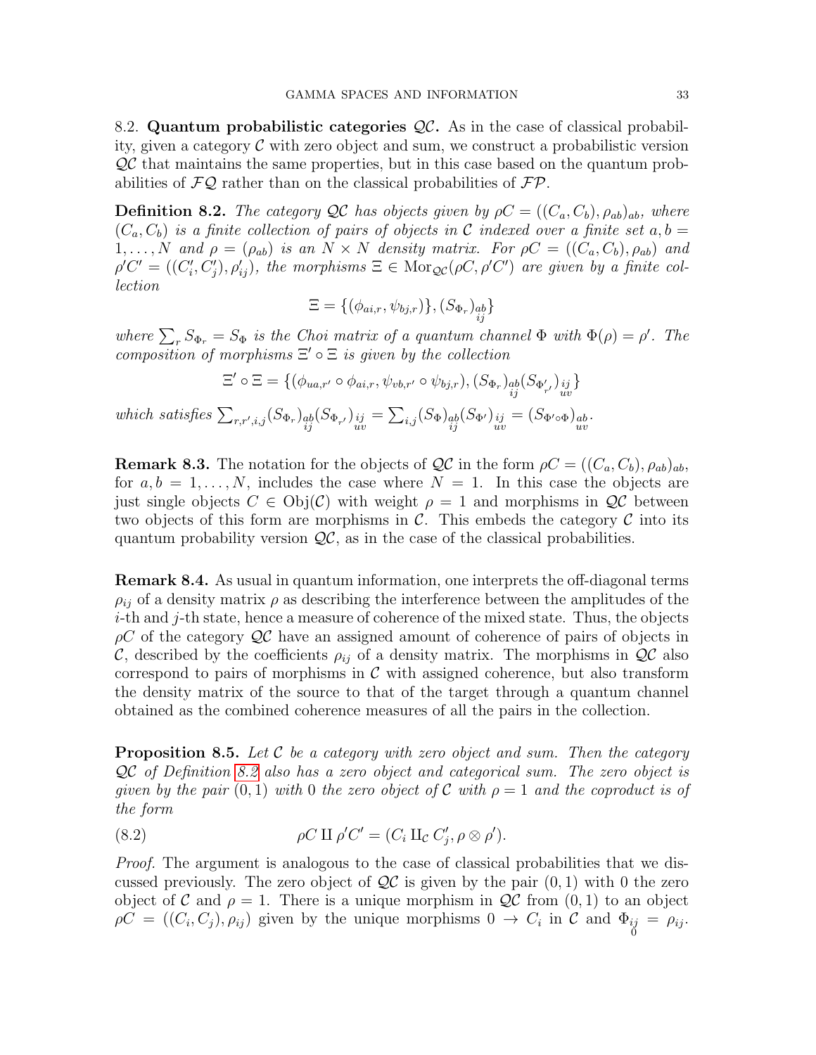8.2. **Quantum probabilistic categories $\mathcal{QC}$.** As in the case of classical probability, given a category $\mathcal{C}$ with zero object and sum, we construct a probabilistic version $\mathcal{QC}$ that maintains the same properties, but in this case based on the quantum probabilities of $\mathcal{FQ}$ rather than on the classical probabilities of $\mathcal{FP}$.

**Definition 8.2.** *The category $\mathcal{QC}$ has objects given by $\rho C = ((C_a, C_b), \rho_{ab})_{ab}$, where $(C_a, C_b)$ is a finite collection of pairs of objects in $\mathcal{C}$ indexed over a finite set $a, b = 1, \ldots, N$ and $\rho = (\rho_{ab})$ is an $N \times N$ density matrix. For $\rho C = ((C_a, C_b), \rho_{ab})$ and $\rho' C' = ((C'_i, C'_j), \rho'_{ij})$, the morphisms $\Xi \in \mathrm{Mor}_{\mathcal{QC}}(\rho C, \rho' C')$ are given by a finite collection*

$$\Xi = \{(\phi_{ai,r}, \psi_{bj,r})\}, (S_{\Phi_r})_{\substack{ab \\ ij}}\}$$

*where $\sum_r S_{\Phi_r} = S_\Phi$ is the Choi matrix of a quantum channel $\Phi$ with $\Phi(\rho) = \rho'$. The composition of morphisms $\Xi' \circ \Xi$ is given by the collection*

$$\Xi' \circ \Xi = \{(\phi_{ua,r'} \circ \phi_{ai,r}, \psi_{vb,r'} \circ \psi_{bj,r}), (S_{\Phi_r})_{\substack{ab \\ ij}} (S_{\Phi'_{r'}})_{\substack{ij \\ uv}}\}$$

*which satisfies $\sum_{r,r',i,j} (S_{\Phi_r})_{\substack{ab \\ ij}} (S_{\Phi'_{r'}})_{\substack{ij \\ uv}} = \sum_{i,j} (S_\Phi)_{\substack{ab \\ ij}} (S_{\Phi'})_{\substack{ij \\ uv}} = (S_{\Phi' \circ \Phi})_{\substack{ab \\ uv}}$.*

**Remark 8.3.** The notation for the objects of $\mathcal{QC}$ in the form $\rho C = ((C_a, C_b), \rho_{ab})_{ab}$, for $a, b = 1, \ldots, N$, includes the case where $N = 1$. In this case the objects are just single objects $C \in \mathrm{Obj}(\mathcal{C})$ with weight $\rho = 1$ and morphisms in $\mathcal{QC}$ between two objects of this form are morphisms in $\mathcal{C}$. This embeds the category $\mathcal{C}$ into its quantum probability version $\mathcal{QC}$, as in the case of the classical probabilities.

**Remark 8.4.** As usual in quantum information, one interprets the off-diagonal terms $\rho_{ij}$ of a density matrix $\rho$ as describing the interference between the amplitudes of the $i$-th and $j$-th state, hence a measure of coherence of the mixed state. Thus, the objects $\rho C$ of the category $\mathcal{QC}$ have an assigned amount of coherence of pairs of objects in $\mathcal{C}$, described by the coefficients $\rho_{ij}$ of a density matrix. The morphisms in $\mathcal{QC}$ also correspond to pairs of morphisms in $\mathcal{C}$ with assigned coherence, but also transform the density matrix of the source to that of the target through a quantum channel obtained as the combined coherence measures of all the pairs in the collection.

**Proposition 8.5.** *Let $\mathcal{C}$ be a category with zero object and sum. Then the category $\mathcal{QC}$ of Definition 8.2 also has a zero object and categorical sum. The zero object is given by the pair $(0, 1)$ with $0$ the zero object of $\mathcal{C}$ with $\rho = 1$ and the coproduct is of the form*

$$\rho C \amalg \rho' C' = (C_i \amalg_{\mathcal{C}} C'_j, \rho \otimes \rho'). \tag{8.2}$$

*Proof.* The argument is analogous to the case of classical probabilities that we discussed previously. The zero object of $\mathcal{QC}$ is given by the pair $(0, 1)$ with $0$ the zero object of $\mathcal{C}$ and $\rho = 1$. There is a unique morphism in $\mathcal{QC}$ from $(0, 1)$ to an object $\rho C = ((C_i, C_j), \rho_{ij})$ given by the unique morphisms $0 \to C_i$ in $\mathcal{C}$ and $\Phi_{\substack{ij \\ 0}} = \rho_{ij}$.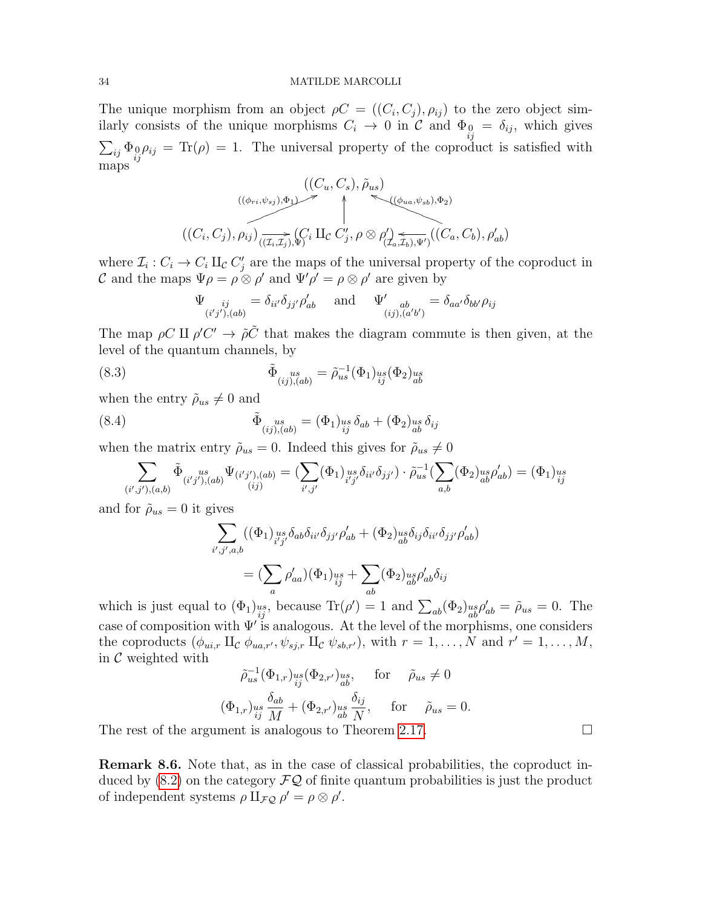The unique morphism from an object $\rho C = ((C_i, C_j), \rho_{ij})$ to the zero object similarly consists of the unique morphisms $C_i \to 0$ in $\mathcal{C}$ and $\Phi_{\substack{0\\ij}} = \delta_{ij}$, which gives $\sum_{ij} \Phi_{\substack{0\\ij}} \rho_{ij} = \mathrm{Tr}(\rho) = 1$. The universal property of the coproduct is satisfied with maps

$$\begin{array}{ccccc} & & ((C_u, C_s), \tilde{\rho}_{us}) & & \\ & \nearrow^{((\phi_{ri},\psi_{sj}),\Phi_1)} & \uparrow & \nwarrow^{((\phi_{ua},\psi_{sb}),\Phi_2)} & \\ ((C_i, C_j), \rho_{ij}) & \xrightarrow[((\mathcal{I}_i,\mathcal{I}_j),\Psi)]{} & (C_i \amalg_{\mathcal{C}} C_j', \rho \otimes \rho') & \xleftarrow[(\mathcal{I}_a,\mathcal{I}_b),\Psi')]{} & ((C_a, C_b), \rho'_{ab}) \end{array}$$

where $\mathcal{I}_i : C_i \to C_i \amalg_{\mathcal{C}} C_j'$ are the maps of the universal property of the coproduct in $\mathcal{C}$ and the maps $\Psi\rho = \rho \otimes \rho'$ and $\Psi'\rho' = \rho \otimes \rho'$ are given by

$$\Psi_{\substack{ij\\(i'j'),(ab)}} = \delta_{ii'}\delta_{jj'}\rho'_{ab} \quad \text{and} \quad \Psi'_{\substack{ab\\(ij),(a'b')}} = \delta_{aa'}\delta_{bb'}\rho_{ij}$$

The map $\rho C \amalg \rho' C' \to \tilde{\rho}\tilde{C}$ that makes the diagram commute is then given, at the level of the quantum channels, by

$$\tilde{\Phi}_{\substack{us\\(ij),(ab)}} = \tilde{\rho}_{us}^{-1} (\Phi_1)_{\substack{us\\ij}} (\Phi_2)_{\substack{us\\ab}} \tag{8.3}$$

when the entry $\tilde{\rho}_{us} \neq 0$ and

$$\tilde{\Phi}_{\substack{us\\(ij),(ab)}} = (\Phi_1)_{\substack{us\\ij}} \delta_{ab} + (\Phi_2)_{\substack{us\\ab}} \delta_{ij} \tag{8.4}$$

when the matrix entry $\tilde{\rho}_{us} = 0$. Indeed this gives for $\tilde{\rho}_{us} \neq 0$

$$\sum_{(i',j'),(a,b)} \tilde{\Phi}_{\substack{us\\(i'j'),(ab)}} \Psi_{\substack{(i'j'),(ab)\\(ij)}} = (\sum_{i',j'} (\Phi_1)_{\substack{us\\i'j'}} \delta_{ii'}\delta_{jj'}) \cdot \tilde{\rho}_{us}^{-1} (\sum_{a,b} (\Phi_2)_{\substack{us\\ab}} \rho'_{ab}) = (\Phi_1)_{\substack{us\\ij}}$$

and for $\tilde{\rho}_{us} = 0$ it gives

$$\sum_{i',j',a,b} ((\Phi_1)_{\substack{us\\i'j'}} \delta_{ab}\delta_{ii'}\delta_{jj'}\rho'_{ab} + (\Phi_2)_{\substack{us\\ab}} \delta_{ij}\delta_{ii'}\delta_{jj'}\rho'_{ab})$$

$$= (\sum_a \rho'_{aa})(\Phi_1)_{\substack{us\\ij}} + \sum_{ab} (\Phi_2)_{\substack{us\\ab}} \rho'_{ab}\delta_{ij}$$

which is just equal to $(\Phi_1)_{\substack{us\\ij}}$, because $\mathrm{Tr}(\rho') = 1$ and $\sum_{ab} (\Phi_2)_{\substack{us\\ab}} \rho'_{ab} = \tilde{\rho}_{us} = 0$. The case of composition with $\Psi'$ is analogous. At the level of the morphisms, one considers the coproducts $(\phi_{ui,r} \amalg_{\mathcal{C}} \phi_{ua,r'}, \psi_{sj,r} \amalg_{\mathcal{C}} \psi_{sb,r'})$, with $r = 1, \dots, N$ and $r' = 1, \dots, M$, in $\mathcal{C}$ weighted with

$$\tilde{\rho}_{us}^{-1} (\Phi_{1,r})_{\substack{us\\ij}} (\Phi_{2,r'})_{\substack{us\\ab}}, \quad \text{for} \quad \tilde{\rho}_{us} \neq 0$$

$$(\Phi_{1,r})_{\substack{us\\ij}} \frac{\delta_{ab}}{M} + (\Phi_{2,r'})_{\substack{us\\ab}} \frac{\delta_{ij}}{N}, \quad \text{for} \quad \tilde{\rho}_{us} = 0.$$

The rest of the argument is analogous to Theorem 2.17. □

**Remark 8.6.** Note that, as in the case of classical probabilities, the coproduct induced by (8.2) on the category $\mathcal{FQ}$ of finite quantum probabilities is just the product of independent systems $\rho \amalg_{\mathcal{FQ}} \rho' = \rho \otimes \rho'$.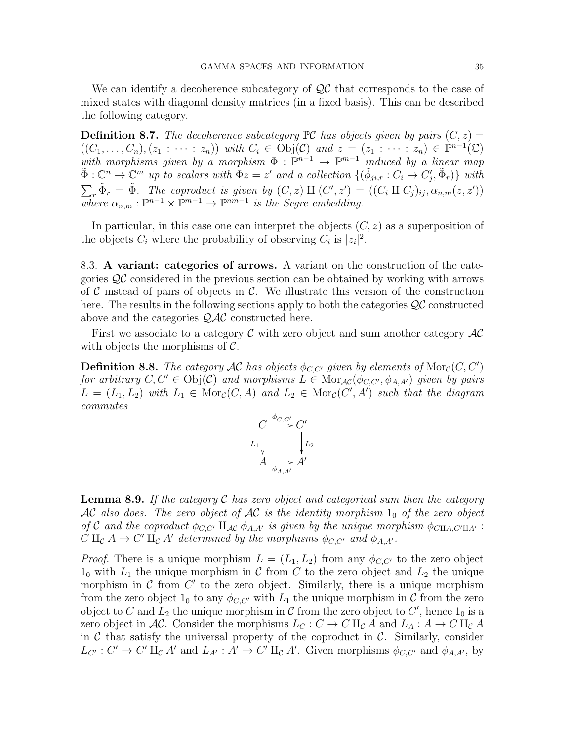We can identify a decoherence subcategory of $\mathcal{QC}$ that corresponds to the case of mixed states with diagonal density matrices (in a fixed basis). This can be described the following category.

**Definition 8.7.** *The decoherence subcategory $\mathbb{P}\mathcal{C}$ has objects given by pairs $(C, z) = ((C_1, \ldots, C_n), (z_1 : \cdots : z_n))$ with $C_i \in \mathrm{Obj}(\mathcal{C})$ and $z = (z_1 : \cdots : z_n) \in \mathbb{P}^{n-1}(\mathbb{C})$ with morphisms given by a morphism $\Phi : \mathbb{P}^{n-1} \to \mathbb{P}^{m-1}$ induced by a linear map $\tilde{\Phi} : \mathbb{C}^n \to \mathbb{C}^m$ up to scalars with $\Phi z = z'$ and a collection $\{(\tilde{\phi}_{ji,r} : C_i \to C'_j, \tilde{\Phi}_r)\}$ with $\sum_r \tilde{\Phi}_r = \tilde{\Phi}$. The coproduct is given by $(C, z) \amalg (C', z') = ((C_i \amalg C_j)_{ij}, \alpha_{n,m}(z, z'))$ where $\alpha_{n,m} : \mathbb{P}^{n-1} \times \mathbb{P}^{m-1} \to \mathbb{P}^{nm-1}$ is the Segre embedding.*

In particular, in this case one can interpret the objects $(C, z)$ as a superposition of the objects $C_i$ where the probability of observing $C_i$ is $|z_i|^2$.

## 8.3. A variant: categories of arrows.

A variant on the construction of the categories $\mathcal{QC}$ considered in the previous section can be obtained by working with arrows of $\mathcal{C}$ instead of pairs of objects in $\mathcal{C}$. We illustrate this version of the construction here. The results in the following sections apply to both the categories $\mathcal{QC}$ constructed above and the categories $\mathcal{QAC}$ constructed here.

First we associate to a category $\mathcal{C}$ with zero object and sum another category $\mathcal{AC}$ with objects the morphisms of $\mathcal{C}$.

**Definition 8.8.** *The category $\mathcal{AC}$ has objects $\phi_{C,C'}$ given by elements of $\mathrm{Mor}_{\mathcal{C}}(C, C')$ for arbitrary $C, C' \in \mathrm{Obj}(\mathcal{C})$ and morphisms $L \in \mathrm{Mor}_{\mathcal{AC}}(\phi_{C,C'}, \phi_{A,A'})$ given by pairs $L = (L_1, L_2)$ with $L_1 \in \mathrm{Mor}_{\mathcal{C}}(C, A)$ and $L_2 \in \mathrm{Mor}_{\mathcal{C}}(C', A')$ such that the diagram commutes*

$$\begin{array}{ccc} C & \xrightarrow{\phi_{C,C'}} & C' \\ {\scriptstyle L_1}\downarrow & & \downarrow{\scriptstyle L_2} \\ A & \xrightarrow[\phi_{A,A'}]{} & A' \end{array}$$

**Lemma 8.9.** *If the category $\mathcal{C}$ has zero object and categorical sum then the category $\mathcal{AC}$ also does. The zero object of $\mathcal{AC}$ is the identity morphism $1_0$ of the zero object of $\mathcal{C}$ and the coproduct $\phi_{C,C'} \amalg_{\mathcal{AC}} \phi_{A,A'}$ is given by the unique morphism $\phi_{C\amalg A, C'\amalg A'} : C \amalg_{\mathcal{C}} A \to C' \amalg_{\mathcal{C}} A'$ determined by the morphisms $\phi_{C,C'}$ and $\phi_{A,A'}$.*

*Proof.* There is a unique morphism $L = (L_1, L_2)$ from any $\phi_{C,C'}$ to the zero object $1_0$ with $L_1$ the unique morphism in $\mathcal{C}$ from $C$ to the zero object and $L_2$ the unique morphism in $\mathcal{C}$ from $C'$ to the zero object. Similarly, there is a unique morphism from the zero object $1_0$ to any $\phi_{C,C'}$ with $L_1$ the unique morphism in $\mathcal{C}$ from the zero object to $C$ and $L_2$ the unique morphism in $\mathcal{C}$ from the zero object to $C'$, hence $1_0$ is a zero object in $\mathcal{AC}$. Consider the morphisms $L_C : C \to C \amalg_{\mathcal{C}} A$ and $L_A : A \to C \amalg_{\mathcal{C}} A$ in $\mathcal{C}$ that satisfy the universal property of the coproduct in $\mathcal{C}$. Similarly, consider $L_{C'} : C' \to C' \amalg_{\mathcal{C}} A'$ and $L_{A'} : A' \to C' \amalg_{\mathcal{C}} A'$. Given morphisms $\phi_{C,C'}$ and $\phi_{A,A'}$, by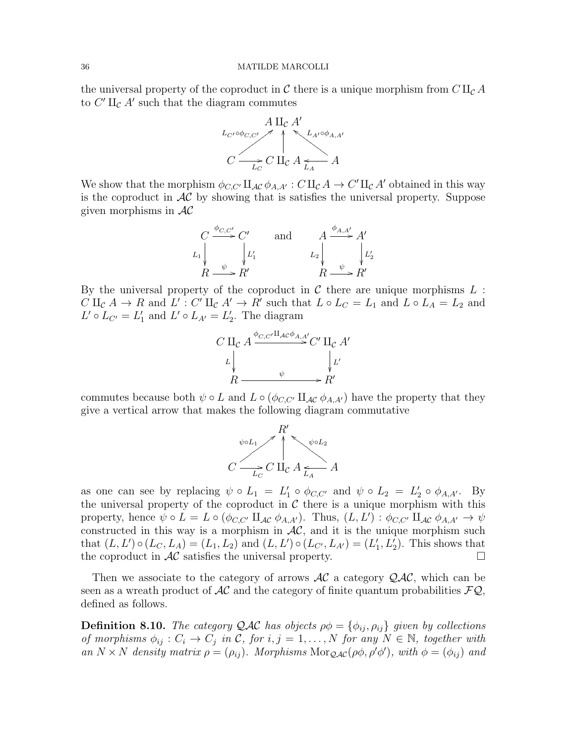the universal property of the coproduct in $\mathcal{C}$ there is a unique morphism from $C \amalg_{\mathcal{C}} A$ to $C' \amalg_{\mathcal{C}} A'$ such that the diagram commutes

$$\begin{array}{ccccc} & & A \amalg_{\mathcal{C}} A' & & \\ & \nearrow^{L_{C'} \circ \phi_{C,C'}} & \uparrow & \nwarrow^{L_{A'} \circ \phi_{A,A'}} & \\ C & \xrightarrow[L_C]{} & C \amalg_{\mathcal{C}} A & \xleftarrow[L_A]{} & A \end{array}$$

We show that the morphism $\phi_{C,C'} \amalg_{\mathcal{AC}} \phi_{A,A'} : C \amalg_{\mathcal{C}} A \to C' \amalg_{\mathcal{C}} A'$ obtained in this way is the coproduct in $\mathcal{AC}$ by showing that is satisfies the universal property. Suppose given morphisms in $\mathcal{AC}$

$$\begin{array}{ccc} C & \xrightarrow{\phi_{C,C'}} & C' \\ {\scriptstyle L_1}\downarrow & & \downarrow{\scriptstyle L_1'} \\ R & \xrightarrow{\psi} & R' \end{array} \qquad \text{and} \qquad \begin{array}{ccc} A & \xrightarrow{\phi_{A,A'}} & A' \\ {\scriptstyle L_2}\downarrow & & \downarrow{\scriptstyle L_2'} \\ R & \xrightarrow{\psi} & R' \end{array}$$

By the universal property of the coproduct in $\mathcal{C}$ there are unique morphisms $L : C \amalg_{\mathcal{C}} A \to R$ and $L' : C' \amalg_{\mathcal{C}} A' \to R'$ such that $L \circ L_C = L_1$ and $L \circ L_A = L_2$ and $L' \circ L_{C'} = L_1'$ and $L' \circ L_{A'} = L_2'$. The diagram

$$\begin{array}{ccc} C \amalg_{\mathcal{C}} A & \xrightarrow{\phi_{C,C'} \amalg_{\mathcal{AC}} \phi_{A,A'}} & C' \amalg_{\mathcal{C}} A' \\ {\scriptstyle L}\downarrow & & \downarrow{\scriptstyle L'} \\ R & \xrightarrow{\psi} & R' \end{array}$$

commutes because both $\psi \circ L$ and $L \circ (\phi_{C,C'} \amalg_{\mathcal{AC}} \phi_{A,A'})$ have the property that they give a vertical arrow that makes the following diagram commutative

$$\begin{array}{ccccc} & & R' & & \\ & \nearrow^{\psi \circ L_1} & \uparrow & \nwarrow^{\psi \circ L_2} & \\ C & \xrightarrow[L_C]{} & C \amalg_{\mathcal{C}} A & \xleftarrow[L_A]{} & A \end{array}$$

as one can see by replacing $\psi \circ L_1 = L_1' \circ \phi_{C,C'}$ and $\psi \circ L_2 = L_2' \circ \phi_{A,A'}$. By the universal property of the coproduct in $\mathcal{C}$ there is a unique morphism with this property, hence $\psi \circ L = L \circ (\phi_{C,C'} \amalg_{\mathcal{AC}} \phi_{A,A'})$. Thus, $(L, L') : \phi_{C,C'} \amalg_{\mathcal{AC}} \phi_{A,A'} \to \psi$ constructed in this way is a morphism in $\mathcal{AC}$, and it is the unique morphism such that $(L, L') \circ (L_C, L_A) = (L_1, L_2)$ and $(L, L') \circ (L_{C'}, L_{A'}) = (L_1', L_2')$. This shows that the coproduct in $\mathcal{AC}$ satisfies the universal property. $\square$

Then we associate to the category of arrows $\mathcal{AC}$ a category $\mathcal{QAC}$, which can be seen as a wreath product of $\mathcal{AC}$ and the category of finite quantum probabilities $\mathcal{FQ}$, defined as follows.

**Definition 8.10.** *The category $\mathcal{QAC}$ has objects $\rho\phi = \{\phi_{ij}, \rho_{ij}\}$ given by collections of morphisms $\phi_{ij} : C_i \to C_j$ in $\mathcal{C}$, for $i, j = 1, \ldots, N$ for any $N \in \mathbb{N}$, together with an $N \times N$ density matrix $\rho = (\rho_{ij})$. Morphisms $\mathrm{Mor}_{\mathcal{QAC}}(\rho\phi, \rho'\phi')$, with $\phi = (\phi_{ij})$ and*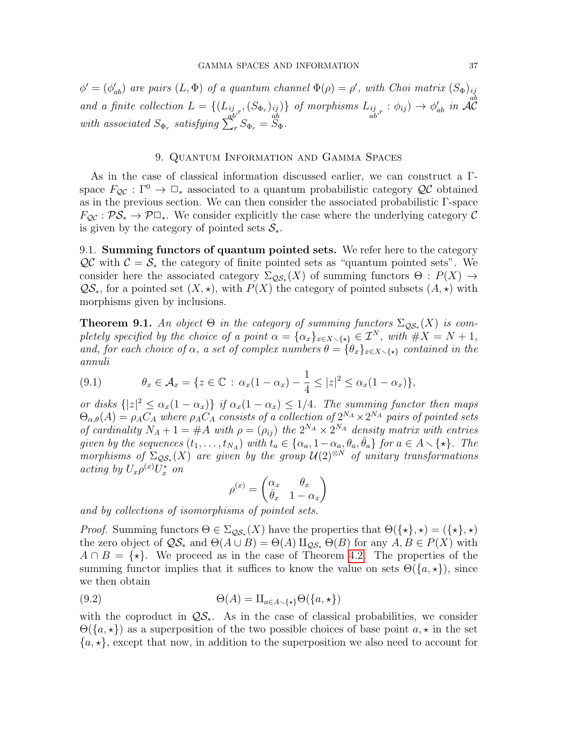$\phi' = (\phi'_{ab})$ are pairs $(L, \Phi)$ of a quantum channel $\Phi(\rho) = \rho'$, with Choi matrix $(S_\Phi)_{\substack{ij \\ ab}}$ and a finite collection $L = \{(L_{\substack{ij \\ ab},r}, (S_{\Phi_r})_{\substack{ij \\ ab}})\}$ of morphisms $L_{\substack{ij \\ ab},r} : \phi_{ij}) \to \phi'_{ab}$ in $\mathcal{AC}$ with associated $S_{\Phi_r}$ satisfying $\sum_r S_{\Phi_r} = S_\Phi$.

## 9. Quantum Information and Gamma Spaces

As in the case of classical information discussed earlier, we can construct a $\Gamma$-space $F_{\mathcal{QC}} : \Gamma^0 \to \square_*$ associated to a quantum probabilistic category $\mathcal{QC}$ obtained as in the previous section. We can then consider the associated probabilistic $\Gamma$-space $F_{\mathcal{QC}} : \mathcal{PS}_* \to \mathcal{P}\square_*$. We consider explicitly the case where the underlying category $\mathcal{C}$ is given by the category of pointed sets $\mathcal{S}_*$.

**9.1. Summing functors of quantum pointed sets.** We refer here to the category $\mathcal{QC}$ with $\mathcal{C} = \mathcal{S}_*$ the category of finite pointed sets as "quantum pointed sets". We consider here the associated category $\Sigma_{\mathcal{QS}_*}(X)$ of summing functors $\Theta : P(X) \to \mathcal{QS}_*$, for a pointed set $(X, \star)$, with $P(X)$ the category of pointed subsets $(A, \star)$ with morphisms given by inclusions.

**Theorem 9.1.** *An object $\Theta$ in the category of summing functors $\Sigma_{\mathcal{QS}_*}(X)$ is completely specified by the choice of a point $\alpha = \{\alpha_x\}_{x \in X \smallsetminus \{\star\}} \in \mathcal{I}^N$, with $\#X = N+1$, and, for each choice of $\alpha$, a set of complex numbers $\theta = \{\theta_x\}_{x \in X \smallsetminus \{\star\}}$ contained in the annuli*

$$\theta_x \in \mathcal{A}_x = \{z \in \mathbb{C} \,:\, \alpha_x(1-\alpha_x) - \frac{1}{4} \leq |z|^2 \leq \alpha_x(1-\alpha_x)\}, \tag{9.1}$$

*or disks $\{|z|^2 \leq \alpha_x(1-\alpha_x)\}$ if $\alpha_x(1-\alpha_x) \leq 1/4$. The summing functor then maps $\Theta_{\alpha,\theta}(A) = \rho_A C_A$ where $\rho_A C_A$ consists of a collection of $2^{N_A} \times 2^{N_A}$ pairs of pointed sets of cardinality $N_A + 1 = \#A$ with $\rho = (\rho_{ij})$ the $2^{N_A} \times 2^{N_A}$ density matrix with entries given by the sequences $(t_1, \ldots, t_{N_A})$ with $t_a \in \{\alpha_a, 1-\alpha_a, \theta_a, \bar{\theta}_a\}$ for $a \in A \smallsetminus \{\star\}$. The morphisms of $\Sigma_{\mathcal{QS}_*}(X)$ are given by the group $\mathcal{U}(2)^{\otimes N}$ of unitary transformations acting by $U_x \rho^{(x)} U_x^*$ on*

$$\rho^{(x)} = \begin{pmatrix} \alpha_x & \theta_x \\ \bar{\theta}_x & 1-\alpha_x \end{pmatrix}$$

*and by collections of isomorphisms of pointed sets.*

*Proof.* Summing functors $\Theta \in \Sigma_{\mathcal{QS}_*}(X)$ have the properties that $\Theta(\{\star\}, \star) = (\{\star\}, \star)$ the zero object of $\mathcal{QS}_*$ and $\Theta(A \cup B) = \Theta(A) \amalg_{\mathcal{QS}_*} \Theta(B)$ for any $A, B \in P(X)$ with $A \cap B = \{\star\}$. We proceed as in the case of Theorem 4.2. The properties of the summing functor implies that it suffices to know the value on sets $\Theta(\{a, \star\})$, since we then obtain

$$\Theta(A) = \amalg_{a \in A \smallsetminus \{\star\}} \Theta(\{a, \star\}) \tag{9.2}$$

with the coproduct in $\mathcal{QS}_*$. As in the case of classical probabilities, we consider $\Theta(\{a, \star\})$ as a superposition of the two possible choices of base point $a, \star$ in the set $\{a, \star\}$, except that now, in addition to the superposition we also need to account for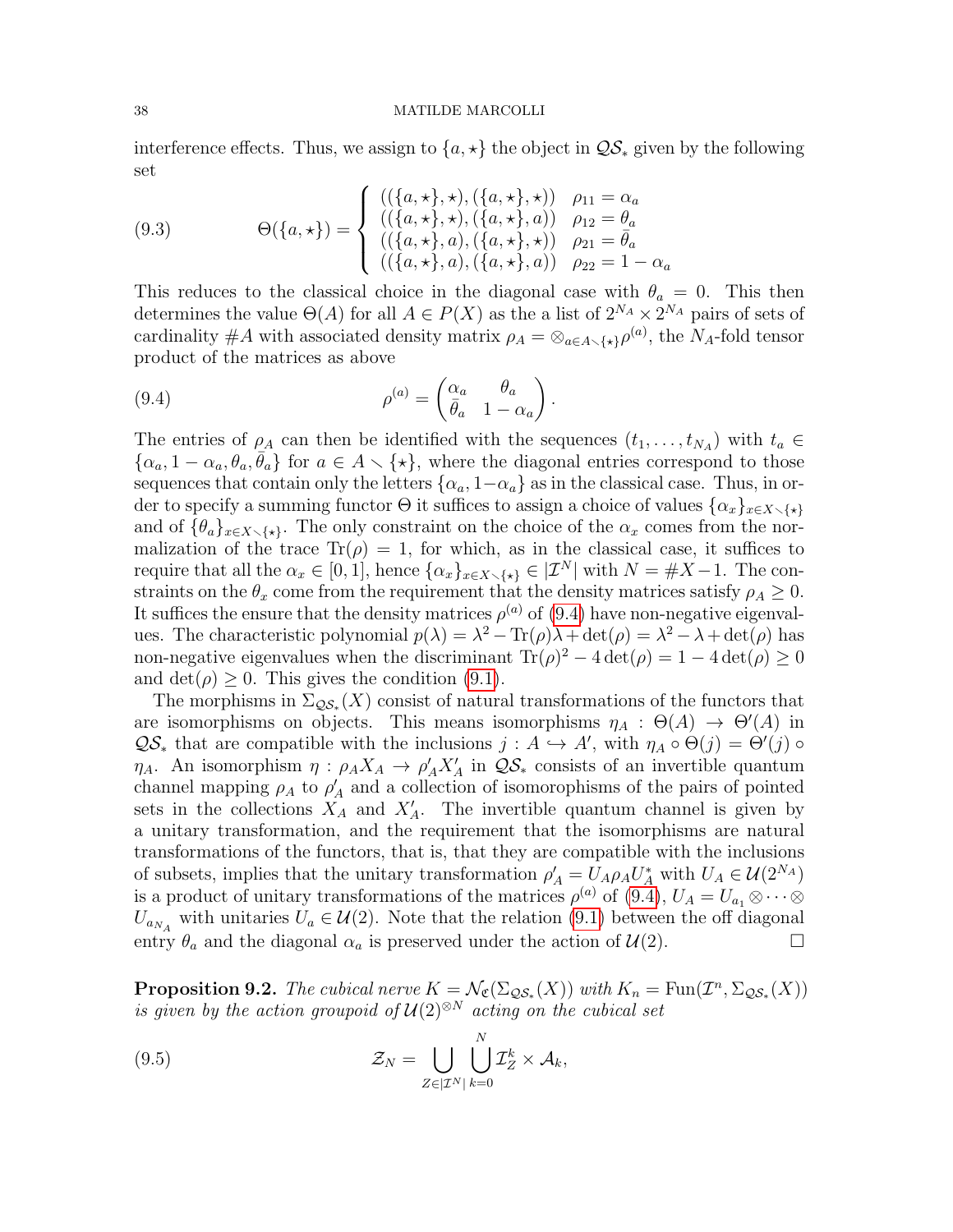interference effects. Thus, we assign to $\{a, \star\}$ the object in $\mathcal{QS}_*$ given by the following set

$$
\Theta(\{a,\star\}) = \left\{ \begin{array}{ll} ((\{a,\star\},\star),(\{a,\star\},\star)) & \rho_{11} = \alpha_a \\ ((\{a,\star\},\star),(\{a,\star\},a)) & \rho_{12} = \theta_a \\ ((\{a,\star\},a),(\{a,\star\},\star)) & \rho_{21} = \bar{\theta}_a \\ ((\{a,\star\},a),(\{a,\star\},a)) & \rho_{22} = 1-\alpha_a \end{array} \right. \tag{9.3}
$$

This reduces to the classical choice in the diagonal case with $\theta_a = 0$. This then determines the value $\Theta(A)$ for all $A \in P(X)$ as the a list of $2^{N_A} \times 2^{N_A}$ pairs of sets of cardinality $\#A$ with associated density matrix $\rho_A = \otimes_{a \in A \smallsetminus \{\star\}} \rho^{(a)}$, the $N_A$-fold tensor product of the matrices as above

$$
\rho^{(a)} = \begin{pmatrix} \alpha_a & \theta_a \\ \bar{\theta}_a & 1-\alpha_a \end{pmatrix}. \tag{9.4}
$$

The entries of $\rho_A$ can then be identified with the sequences $(t_1, \dots, t_{N_A})$ with $t_a \in \{\alpha_a, 1-\alpha_a, \theta_a, \bar{\theta}_a\}$ for $a \in A \smallsetminus \{\star\}$, where the diagonal entries correspond to those sequences that contain only the letters $\{\alpha_a, 1-\alpha_a\}$ as in the classical case. Thus, in order to specify a summing functor $\Theta$ it suffices to assign a choice of values $\{\alpha_x\}_{x \in X \smallsetminus \{\star\}}$ and of $\{\theta_a\}_{x \in X \smallsetminus \{\star\}}$. The only constraint on the choice of the $\alpha_x$ comes from the normalization of the trace $\mathrm{Tr}(\rho) = 1$, for which, as in the classical case, it suffices to require that all the $\alpha_x \in [0,1]$, hence $\{\alpha_x\}_{x \in X \smallsetminus \{\star\}} \in |\mathcal{I}^N|$ with $N = \#X - 1$. The constraints on the $\theta_x$ come from the requirement that the density matrices satisfy $\rho_A \geq 0$. It suffices the ensure that the density matrices $\rho^{(a)}$ of (9.4) have non-negative eigenvalues. The characteristic polynomial $p(\lambda) = \lambda^2 - \mathrm{Tr}(\rho)\lambda + \det(\rho) = \lambda^2 - \lambda + \det(\rho)$ has non-negative eigenvalues when the discriminant $\mathrm{Tr}(\rho)^2 - 4\det(\rho) = 1 - 4\det(\rho) \geq 0$ and $\det(\rho) \geq 0$. This gives the condition (9.1).

The morphisms in $\Sigma_{\mathcal{QS}_*}(X)$ consist of natural transformations of the functors that are isomorphisms on objects. This means isomorphisms $\eta_A : \Theta(A) \to \Theta'(A)$ in $\mathcal{QS}_*$ that are compatible with the inclusions $j : A \hookrightarrow A'$, with $\eta_A \circ \Theta(j) = \Theta'(j) \circ \eta_A$. An isomorphism $\eta : \rho_A X_A \to \rho'_A X'_A$ in $\mathcal{QS}_*$ consists of an invertible quantum channel mapping $\rho_A$ to $\rho'_A$ and a collection of isomorophisms of the pairs of pointed sets in the collections $X_A$ and $X'_A$. The invertible quantum channel is given by a unitary transformation, and the requirement that the isomorphisms are natural transformations of the functors, that is, that they are compatible with the inclusions of subsets, implies that the unitary transformation $\rho'_A = U_A \rho_A U_A^*$ with $U_A \in \mathcal{U}(2^{N_A})$ is a product of unitary transformations of the matrices $\rho^{(a)}$ of (9.4), $U_A = U_{a_1} \otimes \cdots \otimes U_{a_{N_A}}$ with unitaries $U_a \in \mathcal{U}(2)$. Note that the relation (9.1) between the off diagonal entry $\theta_a$ and the diagonal $\alpha_a$ is preserved under the action of $\mathcal{U}(2)$. $\square$

**Proposition 9.2.** *The cubical nerve $K = \mathcal{N}_{\mathfrak{C}}(\Sigma_{\mathcal{QS}_*}(X))$ with $K_n = \mathrm{Fun}(\mathcal{I}^n, \Sigma_{\mathcal{QS}_*}(X))$ is given by the action groupoid of $\mathcal{U}(2)^{\otimes N}$ acting on the cubical set*

$$
\mathcal{Z}_N = \bigcup_{Z \in |\mathcal{I}^N|} \bigcup_{k=0}^{N} \mathcal{I}^k_Z \times \mathcal{A}_k, \tag{9.5}
$$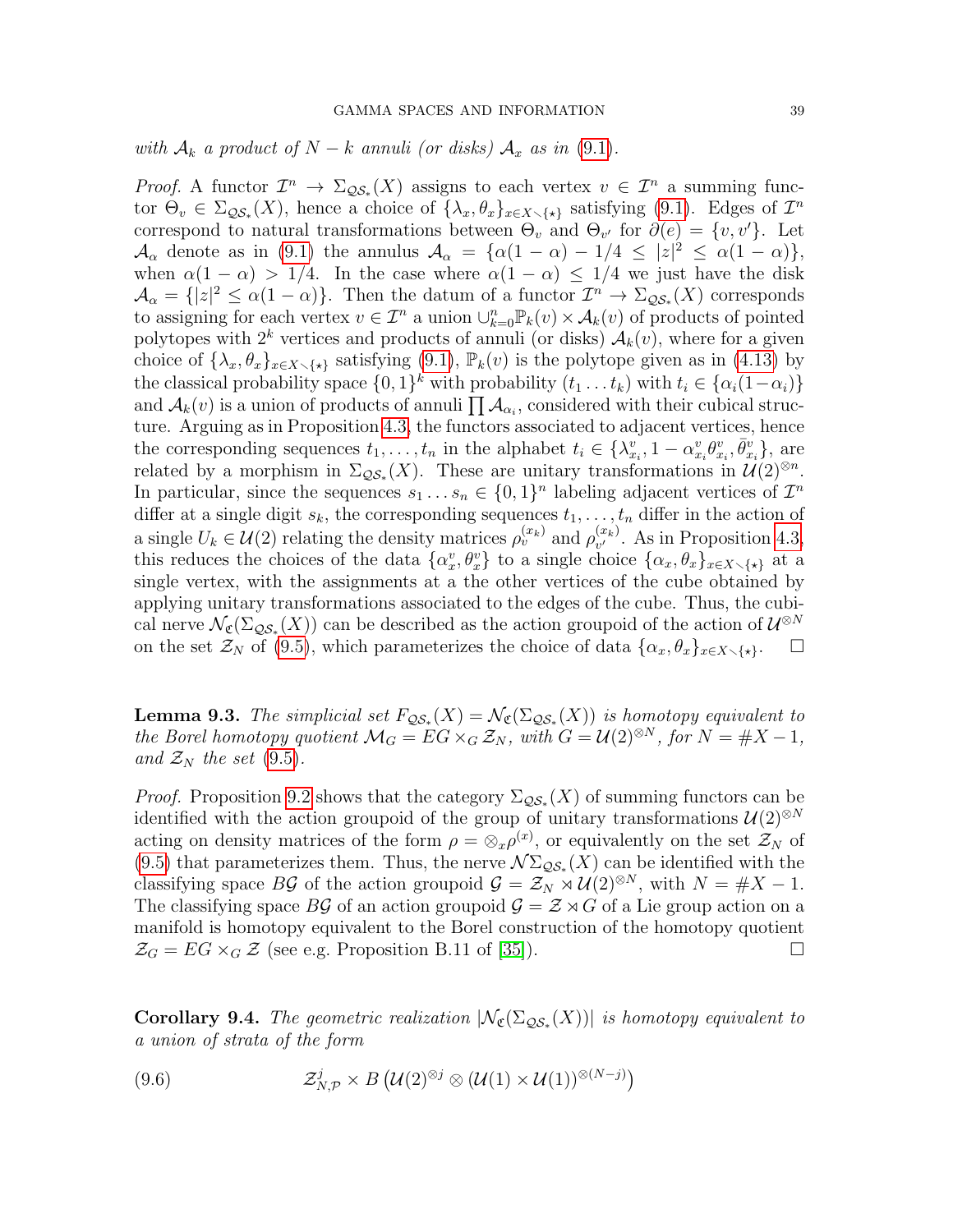*with $\mathcal{A}_k$ a product of $N-k$ annuli (or disks) $\mathcal{A}_x$ as in (9.1).*

*Proof.* A functor $\mathcal{I}^n \to \Sigma_{\mathcal{QS}_*}(X)$ assigns to each vertex $v \in \mathcal{I}^n$ a summing functor $\Theta_v \in \Sigma_{\mathcal{QS}_*}(X)$, hence a choice of $\{\lambda_x, \theta_x\}_{x\in X\smallsetminus\{\star\}}$ satisfying (9.1). Edges of $\mathcal{I}^n$ correspond to natural transformations between $\Theta_v$ and $\Theta_{v'}$ for $\partial(e) = \{v, v'\}$. Let $\mathcal{A}_\alpha$ denote as in (9.1) the annulus $\mathcal{A}_\alpha = \{\alpha(1-\alpha) - 1/4 \le |z|^2 \le \alpha(1-\alpha)\}$, when $\alpha(1-\alpha) > 1/4$. In the case where $\alpha(1-\alpha) \le 1/4$ we just have the disk $\mathcal{A}_\alpha = \{|z|^2 \le \alpha(1-\alpha)\}$. Then the datum of a functor $\mathcal{I}^n \to \Sigma_{\mathcal{QS}_*}(X)$ corresponds to assigning for each vertex $v \in \mathcal{I}^n$ a union $\cup_{k=0}^n \mathbb{P}_k(v) \times \mathcal{A}_k(v)$ of products of pointed polytopes with $2^k$ vertices and products of annuli (or disks) $\mathcal{A}_k(v)$, where for a given choice of $\{\lambda_x, \theta_x\}_{x\in X\smallsetminus\{\star\}}$ satisfying (9.1), $\mathbb{P}_k(v)$ is the polytope given as in (4.13) by the classical probability space $\{0,1\}^k$ with probability $(t_1 \dots t_k)$ with $t_i \in \{\alpha_i(1-\alpha_i)\}$ and $\mathcal{A}_k(v)$ is a union of products of annuli $\prod \mathcal{A}_{\alpha_i}$, considered with their cubical structure. Arguing as in Proposition 4.3, the functors associated to adjacent vertices, hence the corresponding sequences $t_1, \dots, t_n$ in the alphabet $t_i \in \{\lambda^v_{x_i}, 1-\alpha^v_{x_i}\theta^v_{x_i}, \bar\theta^v_{x_i}\}$, are related by a morphism in $\Sigma_{\mathcal{QS}_*}(X)$. These are unitary transformations in $\mathcal{U}(2)^{\otimes n}$. In particular, since the sequences $s_1 \dots s_n \in \{0,1\}^n$ labeling adjacent vertices of $\mathcal{I}^n$ differ at a single digit $s_k$, the corresponding sequences $t_1, \dots, t_n$ differ in the action of a single $U_k \in \mathcal{U}(2)$ relating the density matrices $\rho^{(x_k)}_v$ and $\rho^{(x_k)}_{v'}$. As in Proposition 4.3, this reduces the choices of the data $\{\alpha^v_x, \theta^v_x\}$ to a single choice $\{\alpha_x, \theta_x\}_{x\in X\smallsetminus\{\star\}}$ at a single vertex, with the assignments at a the other vertices of the cube obtained by applying unitary transformations associated to the edges of the cube. Thus, the cubical nerve $\mathcal{N}_{\mathfrak{C}}(\Sigma_{\mathcal{QS}_*}(X))$ can be described as the action groupoid of the action of $\mathcal{U}^{\otimes N}$ on the set $\mathcal{Z}_N$ of (9.5), which parameterizes the choice of data $\{\alpha_x, \theta_x\}_{x\in X\smallsetminus\{\star\}}$. $\square$

**Lemma 9.3.** *The simplicial set $F_{\mathcal{QS}_*}(X) = \mathcal{N}_{\mathfrak{C}}(\Sigma_{\mathcal{QS}_*}(X))$ is homotopy equivalent to the Borel homotopy quotient $\mathcal{M}_G = EG \times_G \mathcal{Z}_N$, with $G = \mathcal{U}(2)^{\otimes N}$, for $N = \#X - 1$, and $\mathcal{Z}_N$ the set (9.5).*

*Proof.* Proposition 9.2 shows that the category $\Sigma_{\mathcal{QS}_*}(X)$ of summing functors can be identified with the action groupoid of the group of unitary transformations $\mathcal{U}(2)^{\otimes N}$ acting on density matrices of the form $\rho = \otimes_x \rho^{(x)}$, or equivalently on the set $\mathcal{Z}_N$ of (9.5) that parameterizes them. Thus, the nerve $\mathcal{N}\Sigma_{\mathcal{QS}_*}(X)$ can be identified with the classifying space $B\mathcal{G}$ of the action groupoid $\mathcal{G} = \mathcal{Z}_N \rtimes \mathcal{U}(2)^{\otimes N}$, with $N = \#X - 1$. The classifying space $B\mathcal{G}$ of an action groupoid $\mathcal{G} = \mathcal{Z} \rtimes G$ of a Lie group action on a manifold is homotopy equivalent to the Borel construction of the homotopy quotient $\mathcal{Z}_G = EG \times_G \mathcal{Z}$ (see e.g. Proposition B.11 of [35]). $\square$

**Corollary 9.4.** *The geometric realization $|\mathcal{N}_{\mathfrak{C}}(\Sigma_{\mathcal{QS}_*}(X))|$ is homotopy equivalent to a union of strata of the form*

$$\mathcal{Z}^j_{N,\mathcal{P}} \times B\left(\mathcal{U}(2)^{\otimes j} \otimes (\mathcal{U}(1) \times \mathcal{U}(1))^{\otimes(N-j)}\right) \tag{9.6}$$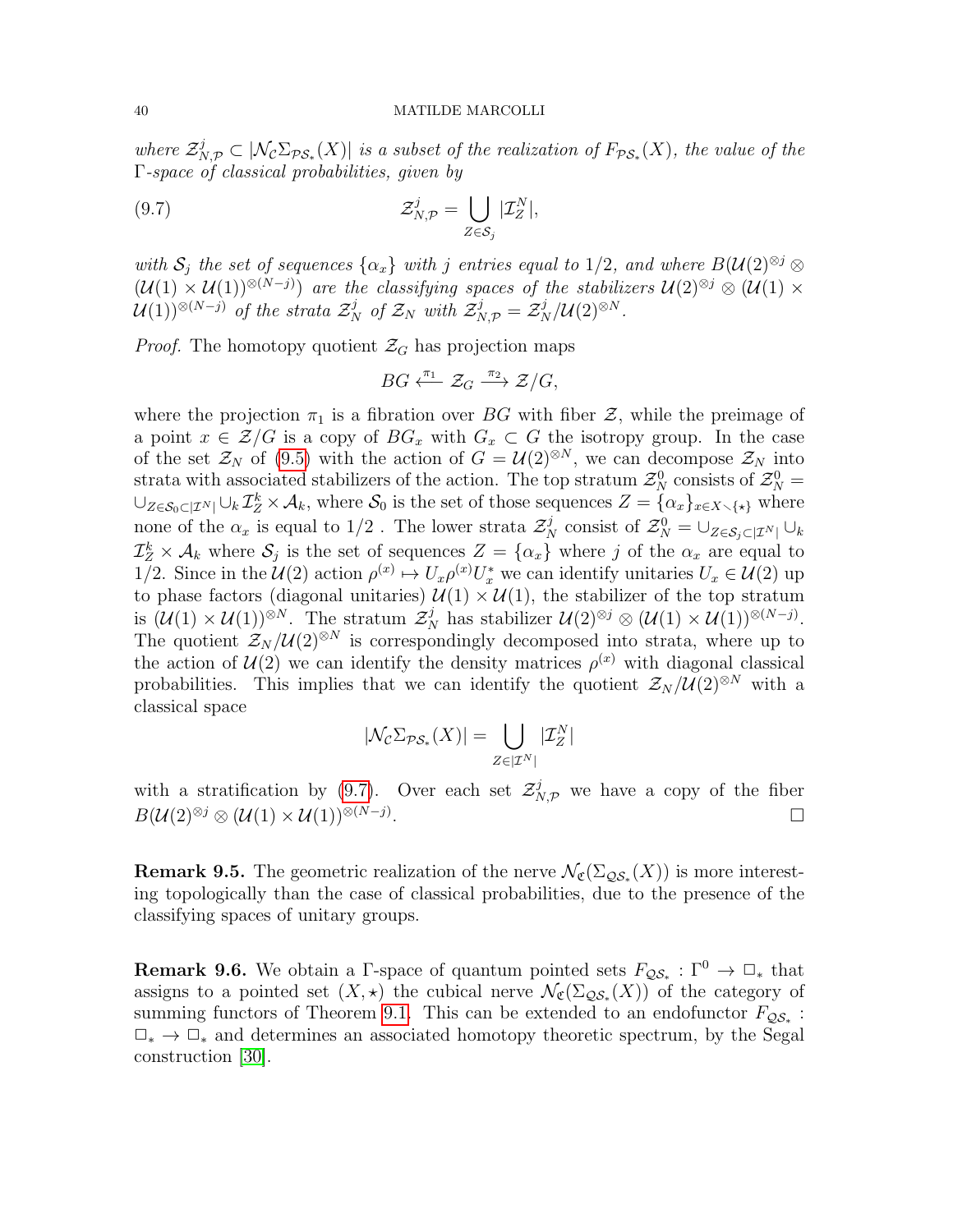*where $\mathcal{Z}^j_{N,\mathcal{P}} \subset |\mathcal{N}_\mathcal{C}\Sigma_{\mathcal{PS}_*}(X)|$ is a subset of the realization of $F_{\mathcal{PS}_*}(X)$, the value of the $\Gamma$-space of classical probabilities, given by*

$$\mathcal{Z}^j_{N,\mathcal{P}} = \bigcup_{Z\in\mathcal{S}_j} |\mathcal{I}^N_Z|, \tag{9.7}$$

*with $\mathcal{S}_j$ the set of sequences $\{\alpha_x\}$ with $j$ entries equal to $1/2$, and where $B(\mathcal{U}(2)^{\otimes j} \otimes (\mathcal{U}(1)\times\mathcal{U}(1))^{\otimes(N-j)})$ are the classifying spaces of the stabilizers $\mathcal{U}(2)^{\otimes j} \otimes (\mathcal{U}(1)\times\mathcal{U}(1))^{\otimes(N-j)}$ of the strata $\mathcal{Z}^j_N$ of $\mathcal{Z}_N$ with $\mathcal{Z}^j_{N,\mathcal{P}} = \mathcal{Z}^j_N/\mathcal{U}(2)^{\otimes N}$.*

*Proof.* The homotopy quotient $\mathcal{Z}_G$ has projection maps

$$BG \xleftarrow{\pi_1} \mathcal{Z}_G \xrightarrow{\pi_2} \mathcal{Z}/G,$$

where the projection $\pi_1$ is a fibration over $BG$ with fiber $\mathcal{Z}$, while the preimage of a point $x \in \mathcal{Z}/G$ is a copy of $BG_x$ with $G_x \subset G$ the isotropy group. In the case of the set $\mathcal{Z}_N$ of (9.5) with the action of $G = \mathcal{U}(2)^{\otimes N}$, we can decompose $\mathcal{Z}_N$ into strata with associated stabilizers of the action. The top stratum $\mathcal{Z}^0_N$ consists of $\mathcal{Z}^0_N = \cup_{Z\in\mathcal{S}_0\subset|\mathcal{I}^N|} \cup_k \mathcal{I}^k_Z \times \mathcal{A}_k$, where $\mathcal{S}_0$ is the set of those sequences $Z = \{\alpha_x\}_{x\in X\smallsetminus\{\star\}}$ where none of the $\alpha_x$ is equal to $1/2$ . The lower strata $\mathcal{Z}^j_N$ consist of $\mathcal{Z}^0_N = \cup_{Z\in\mathcal{S}_j\subset|\mathcal{I}^N|} \cup_k \mathcal{I}^k_Z \times \mathcal{A}_k$ where $\mathcal{S}_j$ is the set of sequences $Z = \{\alpha_x\}$ where $j$ of the $\alpha_x$ are equal to $1/2$. Since in the $\mathcal{U}(2)$ action $\rho^{(x)} \mapsto U_x\rho^{(x)}U_x^*$ we can identify unitaries $U_x \in \mathcal{U}(2)$ up to phase factors (diagonal unitaries) $\mathcal{U}(1)\times\mathcal{U}(1)$, the stabilizer of the top stratum is $(\mathcal{U}(1)\times\mathcal{U}(1))^{\otimes N}$. The stratum $\mathcal{Z}^j_N$ has stabilizer $\mathcal{U}(2)^{\otimes j} \otimes (\mathcal{U}(1)\times\mathcal{U}(1))^{\otimes(N-j)}$. The quotient $\mathcal{Z}_N/\mathcal{U}(2)^{\otimes N}$ is correspondingly decomposed into strata, where up to the action of $\mathcal{U}(2)$ we can identify the density matrices $\rho^{(x)}$ with diagonal classical probabilities. This implies that we can identify the quotient $\mathcal{Z}_N/\mathcal{U}(2)^{\otimes N}$ with a classical space

$$|\mathcal{N}_\mathcal{C}\Sigma_{\mathcal{PS}_*}(X)| = \bigcup_{Z\in|\mathcal{I}^N|} |\mathcal{I}^N_Z|$$

with a stratification by (9.7). Over each set $\mathcal{Z}^j_{N,\mathcal{P}}$ we have a copy of the fiber $B(\mathcal{U}(2)^{\otimes j} \otimes (\mathcal{U}(1)\times\mathcal{U}(1))^{\otimes(N-j)}$. $\square$

**Remark 9.5.** The geometric realization of the nerve $\mathcal{N}_\mathfrak{C}(\Sigma_{\mathcal{QS}_*}(X))$ is more interesting topologically than the case of classical probabilities, due to the presence of the classifying spaces of unitary groups.

**Remark 9.6.** We obtain a $\Gamma$-space of quantum pointed sets $F_{\mathcal{QS}_*} : \Gamma^0 \to \square_*$ that assigns to a pointed set $(X,\star)$ the cubical nerve $\mathcal{N}_\mathfrak{C}(\Sigma_{\mathcal{QS}_*}(X))$ of the category of summing functors of Theorem 9.1. This can be extended to an endofunctor $F_{\mathcal{QS}_*} : \square_* \to \square_*$ and determines an associated homotopy theoretic spectrum, by the Segal construction [30].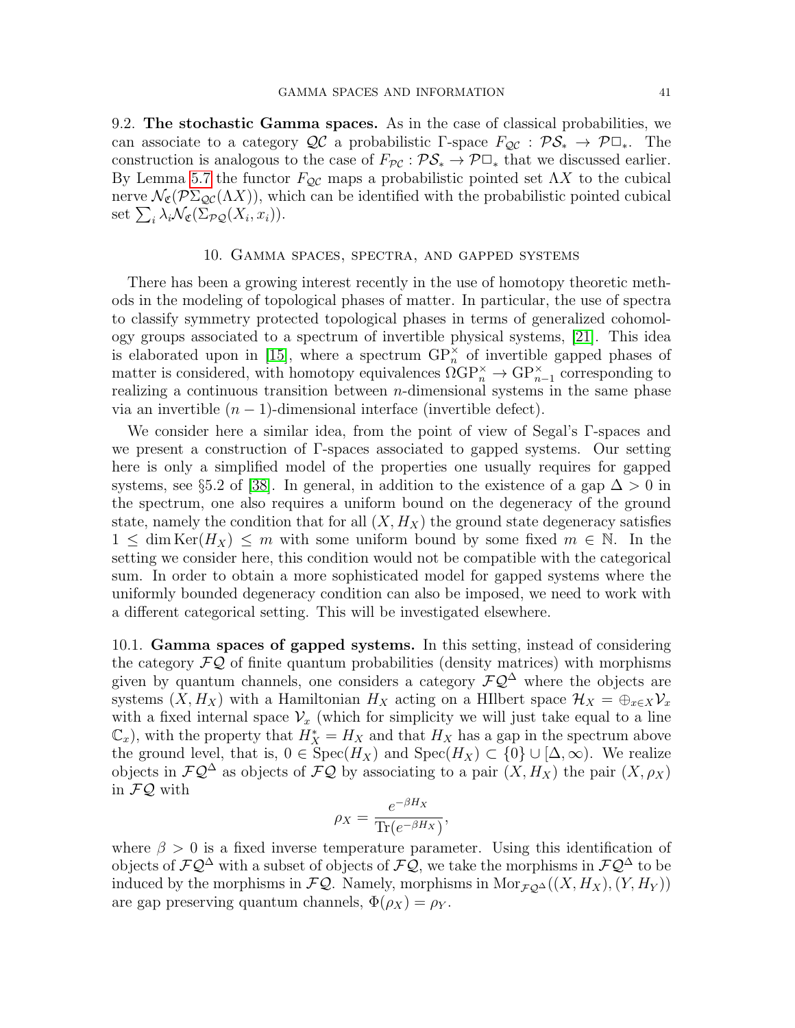9.2. **The stochastic Gamma spaces.** As in the case of classical probabilities, we can associate to a category $\mathcal{QC}$ a probabilistic $\Gamma$-space $F_{\mathcal{QC}} : \mathcal{PS}_* \to \mathcal{P}\square_*$. The construction is analogous to the case of $F_{\mathcal{PC}} : \mathcal{PS}_* \to \mathcal{P}\square_*$ that we discussed earlier. By Lemma 5.7 the functor $F_{\mathcal{QC}}$ maps a probabilistic pointed set $\Lambda X$ to the cubical nerve $\mathcal{N}_{\mathfrak{C}}(\mathcal{P}\Sigma_{\mathcal{QC}}(\Lambda X))$, which can be identified with the probabilistic pointed cubical set $\sum_i \lambda_i \mathcal{N}_{\mathfrak{C}}(\Sigma_{\mathcal{PQ}}(X_i, x_i))$.

## 10. Gamma spaces, spectra, and gapped systems

There has been a growing interest recently in the use of homotopy theoretic methods in the modeling of topological phases of matter. In particular, the use of spectra to classify symmetry protected topological phases in terms of generalized cohomology groups associated to a spectrum of invertible physical systems, [21]. This idea is elaborated upon in [15], where a spectrum $\mathrm{GP}_n^\times$ of invertible gapped phases of matter is considered, with homotopy equivalences $\Omega\mathrm{GP}_n^\times \to \mathrm{GP}_{n-1}^\times$ corresponding to realizing a continuous transition between $n$-dimensional systems in the same phase via an invertible $(n-1)$-dimensional interface (invertible defect).

We consider here a similar idea, from the point of view of Segal's $\Gamma$-spaces and we present a construction of $\Gamma$-spaces associated to gapped systems. Our setting here is only a simplified model of the properties one usually requires for gapped systems, see §5.2 of [38]. In general, in addition to the existence of a gap $\Delta > 0$ in the spectrum, one also requires a uniform bound on the degeneracy of the ground state, namely the condition that for all $(X, H_X)$ the ground state degeneracy satisfies $1 \leq \dim \mathrm{Ker}(H_X) \leq m$ with some uniform bound by some fixed $m \in \mathbb{N}$. In the setting we consider here, this condition would not be compatible with the categorical sum. In order to obtain a more sophisticated model for gapped systems where the uniformly bounded degeneracy condition can also be imposed, we need to work with a different categorical setting. This will be investigated elsewhere.

10.1. **Gamma spaces of gapped systems.** In this setting, instead of considering the category $\mathcal{FQ}$ of finite quantum probabilities (density matrices) with morphisms given by quantum channels, one considers a category $\mathcal{FQ}^\Delta$ where the objects are systems $(X, H_X)$ with a Hamiltonian $H_X$ acting on a HIlbert space $\mathcal{H}_X = \oplus_{x\in X}\mathcal{V}_x$ with a fixed internal space $\mathcal{V}_x$ (which for simplicity we will just take equal to a line $\mathbb{C}_x$), with the property that $H_X^* = H_X$ and that $H_X$ has a gap in the spectrum above the ground level, that is, $0 \in \mathrm{Spec}(H_X)$ and $\mathrm{Spec}(H_X) \subset \{0\} \cup [\Delta, \infty)$. We realize objects in $\mathcal{FQ}^\Delta$ as objects of $\mathcal{FQ}$ by associating to a pair $(X, H_X)$ the pair $(X, \rho_X)$ in $\mathcal{FQ}$ with

$$\rho_X = \frac{e^{-\beta H_X}}{\mathrm{Tr}(e^{-\beta H_X})},$$

where $\beta > 0$ is a fixed inverse temperature parameter. Using this identification of objects of $\mathcal{FQ}^\Delta$ with a subset of objects of $\mathcal{FQ}$, we take the morphisms in $\mathcal{FQ}^\Delta$ to be induced by the morphisms in $\mathcal{FQ}$. Namely, morphisms in $\mathrm{Mor}_{\mathcal{FQ}^\Delta}((X, H_X), (Y, H_Y))$ are gap preserving quantum channels, $\Phi(\rho_X) = \rho_Y$.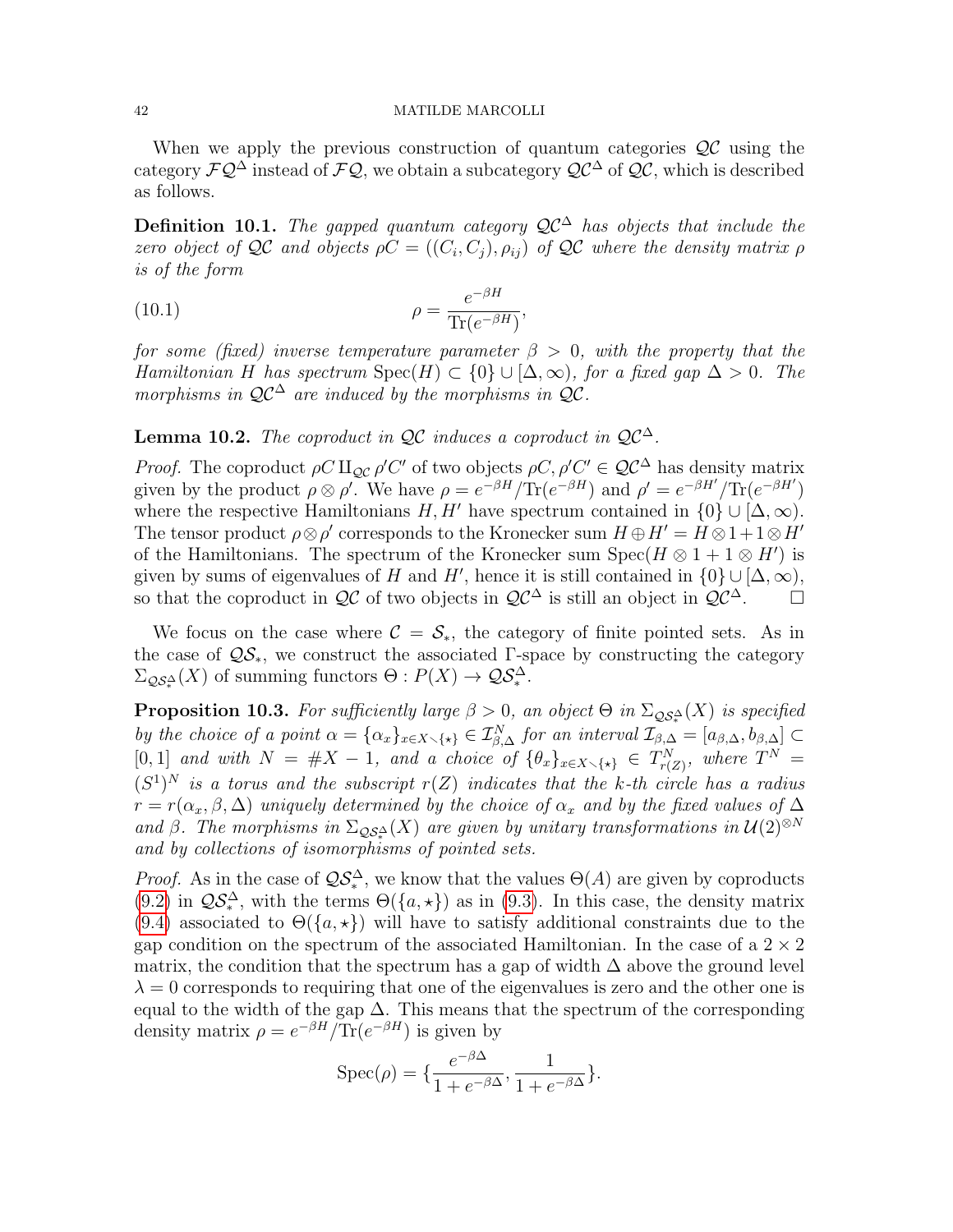When we apply the previous construction of quantum categories $\mathcal{QC}$ using the category $\mathcal{FQ}^\Delta$ instead of $\mathcal{FQ}$, we obtain a subcategory $\mathcal{QC}^\Delta$ of $\mathcal{QC}$, which is described as follows.

**Definition 10.1.** *The gapped quantum category $\mathcal{QC}^\Delta$ has objects that include the zero object of $\mathcal{QC}$ and objects $\rho C = ((C_i, C_j), \rho_{ij})$ of $\mathcal{QC}$ where the density matrix $\rho$ is of the form*

$$\rho = \frac{e^{-\beta H}}{\mathrm{Tr}(e^{-\beta H})}, \tag{10.1}$$

*for some (fixed) inverse temperature parameter $\beta > 0$, with the property that the Hamiltonian $H$ has spectrum $\mathrm{Spec}(H) \subset \{0\} \cup [\Delta, \infty)$, for a fixed gap $\Delta > 0$. The morphisms in $\mathcal{QC}^\Delta$ are induced by the morphisms in $\mathcal{QC}$.*

**Lemma 10.2.** *The coproduct in $\mathcal{QC}$ induces a coproduct in $\mathcal{QC}^\Delta$.*

*Proof.* The coproduct $\rho C \amalg_{\mathcal{QC}} \rho' C'$ of two objects $\rho C, \rho' C' \in \mathcal{QC}^\Delta$ has density matrix given by the product $\rho \otimes \rho'$. We have $\rho = e^{-\beta H}/\mathrm{Tr}(e^{-\beta H})$ and $\rho' = e^{-\beta H'}/\mathrm{Tr}(e^{-\beta H'})$ where the respective Hamiltonians $H, H'$ have spectrum contained in $\{0\} \cup [\Delta, \infty)$. The tensor product $\rho \otimes \rho'$ corresponds to the Kronecker sum $H \oplus H' = H \otimes 1 + 1 \otimes H'$ of the Hamiltonians. The spectrum of the Kronecker sum $\mathrm{Spec}(H \otimes 1 + 1 \otimes H')$ is given by sums of eigenvalues of $H$ and $H'$, hence it is still contained in $\{0\} \cup [\Delta, \infty)$, so that the coproduct in $\mathcal{QC}$ of two objects in $\mathcal{QC}^\Delta$ is still an object in $\mathcal{QC}^\Delta$. □

We focus on the case where $\mathcal{C} = \mathcal{S}_*$, the category of finite pointed sets. As in the case of $\mathcal{QS}_*$, we construct the associated $\Gamma$-space by constructing the category $\Sigma_{\mathcal{QS}_*^\Delta}(X)$ of summing functors $\Theta : P(X) \to \mathcal{QS}_*^\Delta$.

**Proposition 10.3.** *For sufficiently large $\beta > 0$, an object $\Theta$ in $\Sigma_{\mathcal{QS}_*^\Delta}(X)$ is specified by the choice of a point $\alpha = \{\alpha_x\}_{x \in X \setminus \{\star\}} \in \mathcal{I}_{\beta,\Delta}^N$ for an interval $\mathcal{I}_{\beta,\Delta} = [a_{\beta,\Delta}, b_{\beta,\Delta}] \subset [0,1]$ and with $N = \#X - 1$, and a choice of $\{\theta_x\}_{x \in X \setminus \{\star\}} \in T^N_{r(Z)}$, where $T^N = (S^1)^N$ is a torus and the subscript $r(Z)$ indicates that the $k$-th circle has a radius $r = r(\alpha_x, \beta, \Delta)$ uniquely determined by the choice of $\alpha_x$ and by the fixed values of $\Delta$ and $\beta$. The morphisms in $\Sigma_{\mathcal{QS}_*^\Delta}(X)$ are given by unitary transformations in $\mathcal{U}(2)^{\otimes N}$ and by collections of isomorphisms of pointed sets.*

*Proof.* As in the case of $\mathcal{QS}_*^\Delta$, we know that the values $\Theta(A)$ are given by coproducts (9.2) in $\mathcal{QS}_*^\Delta$, with the terms $\Theta(\{a, \star\})$ as in (9.3). In this case, the density matrix (9.4) associated to $\Theta(\{a, \star\})$ will have to satisfy additional constraints due to the gap condition on the spectrum of the associated Hamiltonian. In the case of a $2 \times 2$ matrix, the condition that the spectrum has a gap of width $\Delta$ above the ground level $\lambda = 0$ corresponds to requiring that one of the eigenvalues is zero and the other one is equal to the width of the gap $\Delta$. This means that the spectrum of the corresponding density matrix $\rho = e^{-\beta H}/\mathrm{Tr}(e^{-\beta H})$ is given by

$$\mathrm{Spec}(\rho) = \{\frac{e^{-\beta \Delta}}{1 + e^{-\beta \Delta}}, \frac{1}{1 + e^{-\beta \Delta}}\}.$$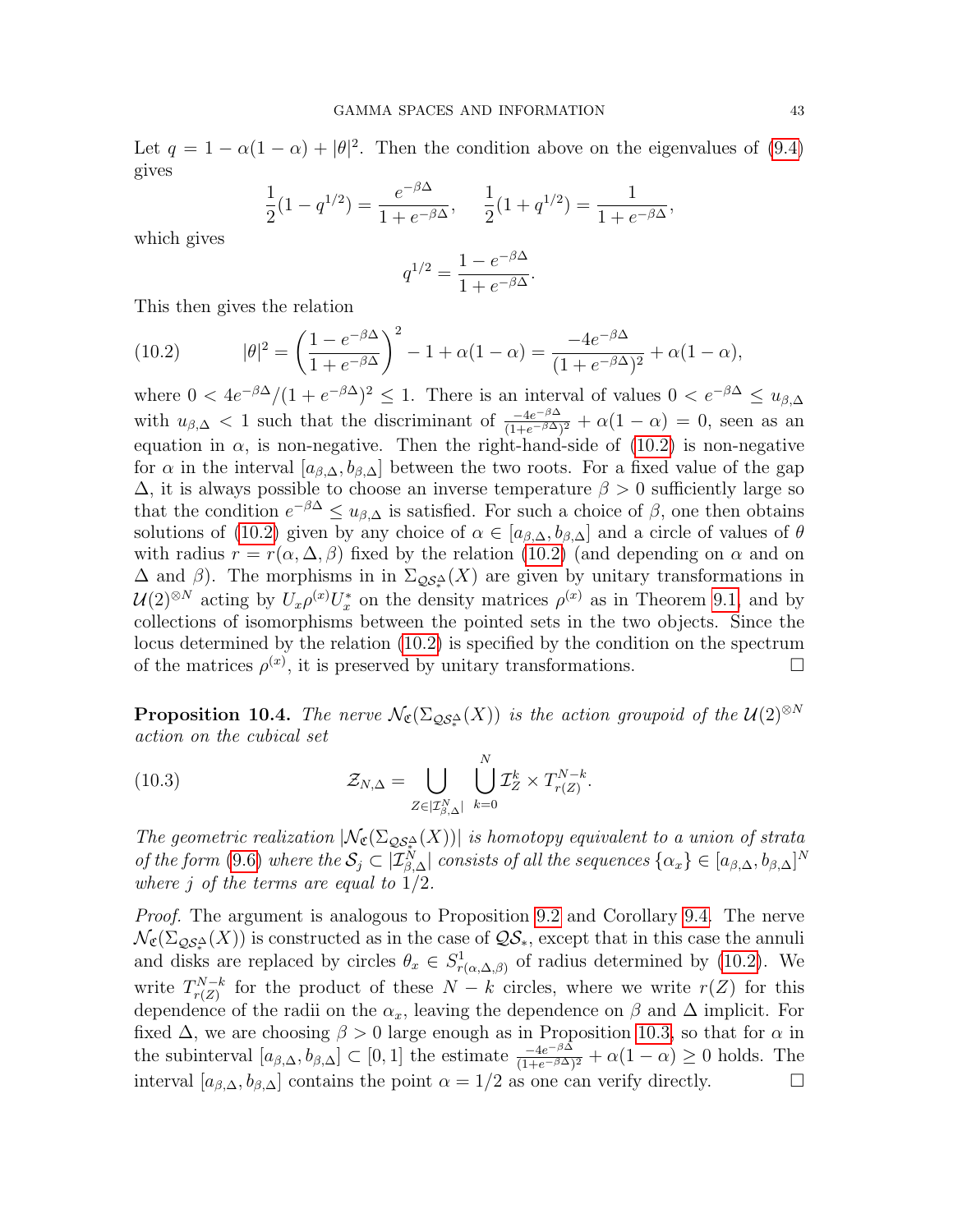Let $q = 1 - \alpha(1-\alpha) + |\theta|^2$. Then the condition above on the eigenvalues of (9.4) gives

$$\frac{1}{2}(1 - q^{1/2}) = \frac{e^{-\beta\Delta}}{1+e^{-\beta\Delta}}, \quad \frac{1}{2}(1 + q^{1/2}) = \frac{1}{1+e^{-\beta\Delta}},$$

which gives

$$q^{1/2} = \frac{1 - e^{-\beta\Delta}}{1+e^{-\beta\Delta}}.$$

This then gives the relation

$$|\theta|^2 = \left(\frac{1 - e^{-\beta\Delta}}{1+e^{-\beta\Delta}}\right)^2 - 1 + \alpha(1-\alpha) = \frac{-4e^{-\beta\Delta}}{(1+e^{-\beta\Delta})^2} + \alpha(1-\alpha), \tag{10.2}$$

where $0 < 4e^{-\beta\Delta}/(1+e^{-\beta\Delta})^2 \leq 1$. There is an interval of values $0 < e^{-\beta\Delta} \leq u_{\beta,\Delta}$ with $u_{\beta,\Delta} < 1$ such that the discriminant of $\frac{-4e^{-\beta\Delta}}{(1+e^{-\beta\Delta})^2} + \alpha(1-\alpha) = 0$, seen as an equation in $\alpha$, is non-negative. Then the right-hand-side of (10.2) is non-negative for $\alpha$ in the interval $[a_{\beta,\Delta}, b_{\beta,\Delta}]$ between the two roots. For a fixed value of the gap $\Delta$, it is always possible to choose an inverse temperature $\beta > 0$ sufficiently large so that the condition $e^{-\beta\Delta} \leq u_{\beta,\Delta}$ is satisfied. For such a choice of $\beta$, one then obtains solutions of (10.2) given by any choice of $\alpha \in [a_{\beta,\Delta}, b_{\beta,\Delta}]$ and a circle of values of $\theta$ with radius $r = r(\alpha, \Delta, \beta)$ fixed by the relation (10.2) (and depending on $\alpha$ and on $\Delta$ and $\beta$). The morphisms in in $\Sigma_{\mathcal{QS}_*^\Delta}(X)$ are given by unitary transformations in $\mathcal{U}(2)^{\otimes N}$ acting by $U_x \rho^{(x)} U_x^*$ on the density matrices $\rho^{(x)}$ as in Theorem 9.1, and by collections of isomorphisms between the pointed sets in the two objects. Since the locus determined by the relation (10.2) is specified by the condition on the spectrum of the matrices $\rho^{(x)}$, it is preserved by unitary transformations. ∎

**Proposition 10.4.** *The nerve $\mathcal{N}_{\mathfrak{C}}(\Sigma_{\mathcal{QS}_*^\Delta}(X))$ is the action groupoid of the $\mathcal{U}(2)^{\otimes N}$ action on the cubical set*

$$\mathcal{Z}_{N,\Delta} = \bigcup_{Z \in |\mathcal{I}^N_{\beta,\Delta}|} \bigcup_{k=0}^{N} \mathcal{I}^k_Z \times T^{N-k}_{r(Z)}. \tag{10.3}$$

*The geometric realization $|\mathcal{N}_{\mathfrak{C}}(\Sigma_{\mathcal{QS}_*^\Delta}(X))|$ is homotopy equivalent to a union of strata of the form (9.6) where the $\mathcal{S}_j \subset |\mathcal{I}^N_{\beta,\Delta}|$ consists of all the sequences $\{\alpha_x\} \in [a_{\beta,\Delta}, b_{\beta,\Delta}]^N$ where $j$ of the terms are equal to $1/2$.*

*Proof.* The argument is analogous to Proposition 9.2 and Corollary 9.4. The nerve $\mathcal{N}_{\mathfrak{C}}(\Sigma_{\mathcal{QS}_*^\Delta}(X))$ is constructed as in the case of $\mathcal{QS}_*$, except that in this case the annuli and disks are replaced by circles $\theta_x \in S^1_{r(\alpha,\Delta,\beta)}$ of radius determined by (10.2). We write $T^{N-k}_{r(Z)}$ for the product of these $N-k$ circles, where we write $r(Z)$ for this dependence of the radii on the $\alpha_x$, leaving the dependence on $\beta$ and $\Delta$ implicit. For fixed $\Delta$, we are choosing $\beta > 0$ large enough as in Proposition 10.3, so that for $\alpha$ in the subinterval $[a_{\beta,\Delta}, b_{\beta,\Delta}] \subset [0,1]$ the estimate $\frac{-4e^{-\beta\Delta}}{(1+e^{-\beta\Delta})^2} + \alpha(1-\alpha) \geq 0$ holds. The interval $[a_{\beta,\Delta}, b_{\beta,\Delta}]$ contains the point $\alpha = 1/2$ as one can verify directly. ∎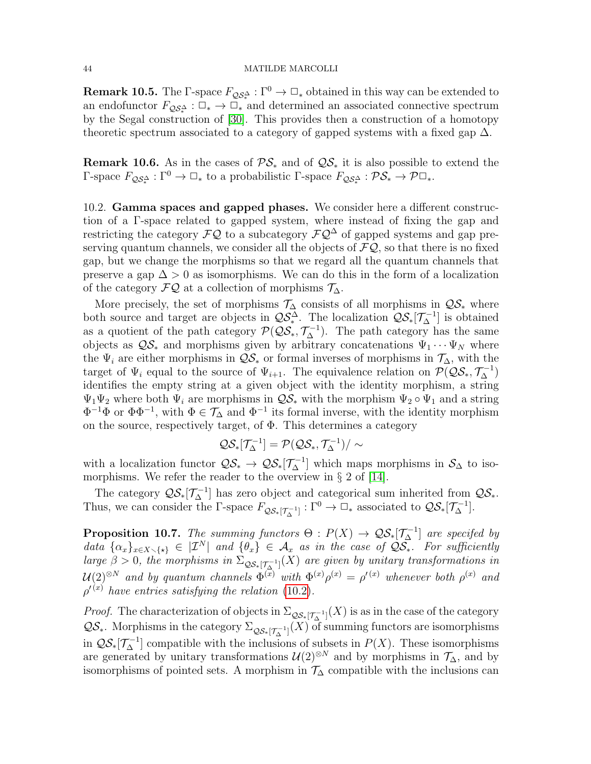**Remark 10.5.** The Γ-space $F_{\mathcal{QS}_*^\Delta} : \Gamma^0 \to \square_*$ obtained in this way can be extended to an endofunctor $F_{\mathcal{QS}_*^\Delta} : \square_* \to \square_*$ and determined an associated connective spectrum by the Segal construction of [30]. This provides then a construction of a homotopy theoretic spectrum associated to a category of gapped systems with a fixed gap Δ.

**Remark 10.6.** As in the cases of $\mathcal{PS}_*$ and of $\mathcal{QS}_*$ it is also possible to extend the Γ-space $F_{\mathcal{QS}_*^\Delta} : \Gamma^0 \to \square_*$ to a probabilistic Γ-space $F_{\mathcal{QS}_*^\Delta} : \mathcal{PS}_* \to \mathcal{P}\square_*$.

10.2. **Gamma spaces and gapped phases.** We consider here a different construction of a Γ-space related to gapped system, where instead of fixing the gap and restricting the category $\mathcal{FQ}$ to a subcategory $\mathcal{FQ}^\Delta$ of gapped systems and gap preserving quantum channels, we consider all the objects of $\mathcal{FQ}$, so that there is no fixed gap, but we change the morphisms so that we regard all the quantum channels that preserve a gap $\Delta > 0$ as isomorphisms. We can do this in the form of a localization of the category $\mathcal{FQ}$ at a collection of morphisms $\mathcal{T}_\Delta$.

More precisely, the set of morphisms $\mathcal{T}_\Delta$ consists of all morphisms in $\mathcal{QS}_*$ where both source and target are objects in $\mathcal{QS}_*^\Delta$. The localization $\mathcal{QS}_*[\mathcal{T}_\Delta^{-1}]$ is obtained as a quotient of the path category $\mathcal{P}(\mathcal{QS}_*, \mathcal{T}_\Delta^{-1})$. The path category has the same objects as $\mathcal{QS}_*$ and morphisms given by arbitrary concatenations $\Psi_1 \cdots \Psi_N$ where the $\Psi_i$ are either morphisms in $\mathcal{QS}_*$ or formal inverses of morphisms in $\mathcal{T}_\Delta$, with the target of $\Psi_i$ equal to the source of $\Psi_{i+1}$. The equivalence relation on $\mathcal{P}(\mathcal{QS}_*, \mathcal{T}_\Delta^{-1})$ identifies the empty string at a given object with the identity morphism, a string $\Psi_1\Psi_2$ where both $\Psi_i$ are morphisms in $\mathcal{QS}_*$ with the morphism $\Psi_2 \circ \Psi_1$ and a string $\Phi^{-1}\Phi$ or $\Phi\Phi^{-1}$, with $\Phi \in \mathcal{T}_\Delta$ and $\Phi^{-1}$ its formal inverse, with the identity morphism on the source, respectively target, of Φ. This determines a category

$$\mathcal{QS}_*[\mathcal{T}_\Delta^{-1}] = \mathcal{P}(\mathcal{QS}_*, \mathcal{T}_\Delta^{-1})/\sim$$

with a localization functor $\mathcal{QS}_* \to \mathcal{QS}_*[\mathcal{T}_\Delta^{-1}]$ which maps morphisms in $\mathcal{S}_\Delta$ to isomorphisms. We refer the reader to the overview in § 2 of [14].

The category $\mathcal{QS}_*[\mathcal{T}_\Delta^{-1}]$ has zero object and categorical sum inherited from $\mathcal{QS}_*$. Thus, we can consider the Γ-space $F_{\mathcal{QS}_*[\mathcal{T}_\Delta^{-1}]} : \Gamma^0 \to \square_*$ associated to $\mathcal{QS}_*[\mathcal{T}_\Delta^{-1}]$.

**Proposition 10.7.** *The summing functors $\Theta : P(X) \to \mathcal{QS}_*[\mathcal{T}_\Delta^{-1}]$ are specifed by data $\{\alpha_x\}_{x\in X\smallsetminus\{\star\}} \in |\mathcal{I}^N|$ and $\{\theta_x\} \in \mathcal{A}_x$ as in the case of $\mathcal{QS}_*$. For sufficiently large $\beta > 0$, the morphisms in $\Sigma_{\mathcal{QS}_*[\mathcal{T}_\Delta^{-1}]}(X)$ are given by unitary transformations in $\mathcal{U}(2)^{\otimes N}$ and by quantum channels $\Phi^{(x)}$ with $\Phi^{(x)}\rho^{(x)} = \rho'^{(x)}$ whenever both $\rho^{(x)}$ and $\rho'^{(x)}$ have entries satisfying the relation (10.2).*

*Proof.* The characterization of objects in $\Sigma_{\mathcal{QS}_*[\mathcal{T}_\Delta^{-1}]}(X)$ is as in the case of the category $\mathcal{QS}_*$. Morphisms in the category $\Sigma_{\mathcal{QS}_*[\mathcal{T}_\Delta^{-1}]}(X)$ of summing functors are isomorphisms in $\mathcal{QS}_*[\mathcal{T}_\Delta^{-1}]$ compatible with the inclusions of subsets in $P(X)$. These isomorphisms are generated by unitary transformations $\mathcal{U}(2)^{\otimes N}$ and by morphisms in $\mathcal{T}_\Delta$, and by isomorphisms of pointed sets. A morphism in $\mathcal{T}_\Delta$ compatible with the inclusions can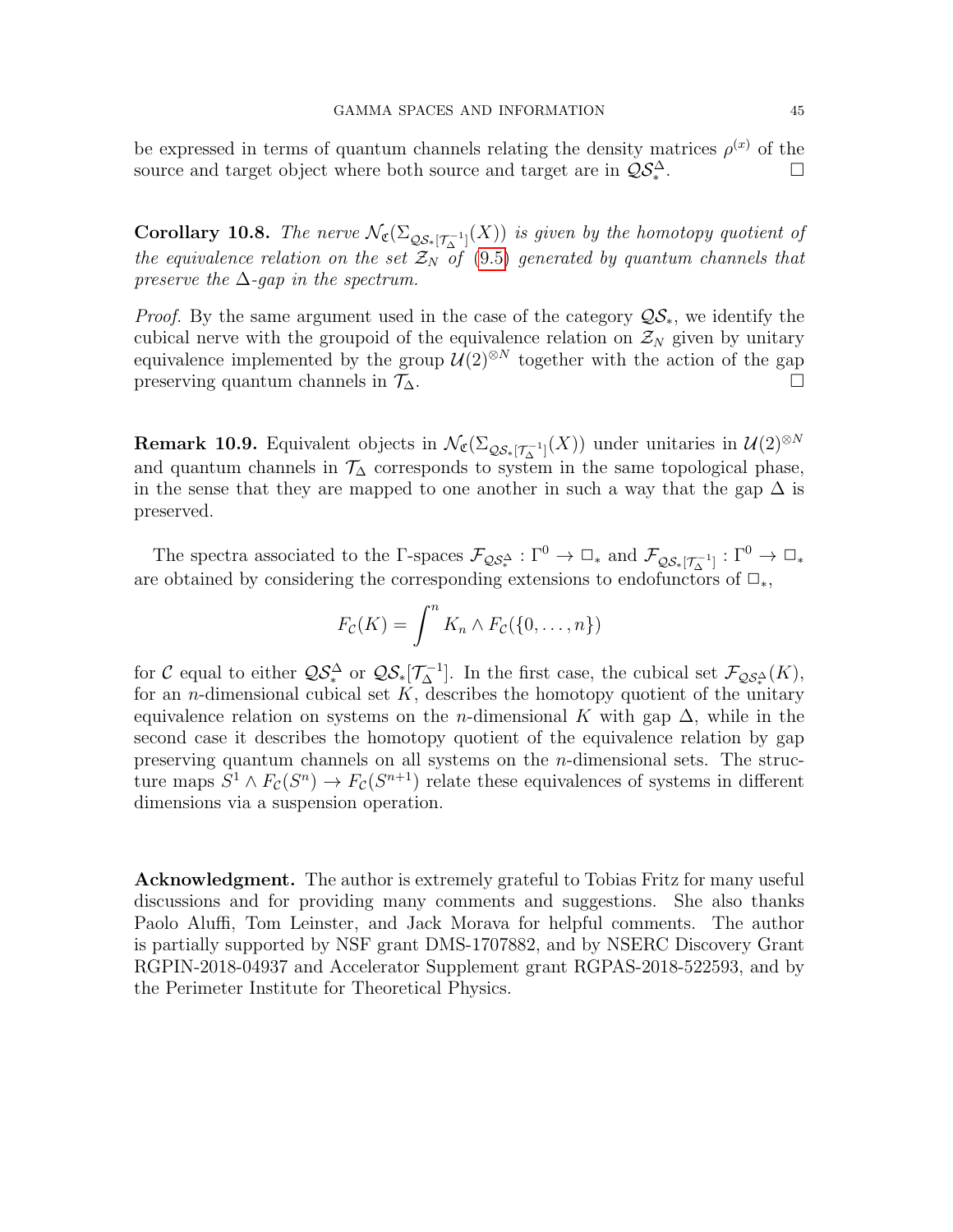be expressed in terms of quantum channels relating the density matrices $\rho^{(x)}$ of the source and target object where both source and target are in $\mathcal{QS}_*^\Delta$. $\square$

**Corollary 10.8.** *The nerve $\mathcal{N}_{\mathfrak{C}}(\Sigma_{\mathcal{QS}_*[\mathcal{T}_\Delta^{-1}]}(X))$ is given by the homotopy quotient of the equivalence relation on the set $\mathcal{Z}_N$ of (9.5) generated by quantum channels that preserve the $\Delta$-gap in the spectrum.*

*Proof.* By the same argument used in the case of the category $\mathcal{QS}_*$, we identify the cubical nerve with the groupoid of the equivalence relation on $\mathcal{Z}_N$ given by unitary equivalence implemented by the group $\mathcal{U}(2)^{\otimes N}$ together with the action of the gap preserving quantum channels in $\mathcal{T}_\Delta$. $\square$

**Remark 10.9.** Equivalent objects in $\mathcal{N}_{\mathfrak{C}}(\Sigma_{\mathcal{QS}_*[\mathcal{T}_\Delta^{-1}]}(X))$ under unitaries in $\mathcal{U}(2)^{\otimes N}$ and quantum channels in $\mathcal{T}_\Delta$ corresponds to system in the same topological phase, in the sense that they are mapped to one another in such a way that the gap $\Delta$ is preserved.

The spectra associated to the $\Gamma$-spaces $\mathcal{F}_{\mathcal{QS}_*^\Delta} : \Gamma^0 \to \square_*$ and $\mathcal{F}_{\mathcal{QS}_*[\mathcal{T}_\Delta^{-1}]} : \Gamma^0 \to \square_*$ are obtained by considering the corresponding extensions to endofunctors of $\square_*$,

$$F_{\mathcal{C}}(K) = \int^n K_n \wedge F_{\mathcal{C}}(\{0, \ldots, n\})$$

for $\mathcal{C}$ equal to either $\mathcal{QS}_*^\Delta$ or $\mathcal{QS}_*[\mathcal{T}_\Delta^{-1}]$. In the first case, the cubical set $\mathcal{F}_{\mathcal{QS}_*^\Delta}(K)$, for an $n$-dimensional cubical set $K$, describes the homotopy quotient of the unitary equivalence relation on systems on the $n$-dimensional $K$ with gap $\Delta$, while in the second case it describes the homotopy quotient of the equivalence relation by gap preserving quantum channels on all systems on the $n$-dimensional sets. The structure maps $S^1 \wedge F_{\mathcal{C}}(S^n) \to F_{\mathcal{C}}(S^{n+1})$ relate these equivalences of systems in different dimensions via a suspension operation.

**Acknowledgment.** The author is extremely grateful to Tobias Fritz for many useful discussions and for providing many comments and suggestions. She also thanks Paolo Aluffi, Tom Leinster, and Jack Morava for helpful comments. The author is partially supported by NSF grant DMS-1707882, and by NSERC Discovery Grant RGPIN-2018-04937 and Accelerator Supplement grant RGPAS-2018-522593, and by the Perimeter Institute for Theoretical Physics.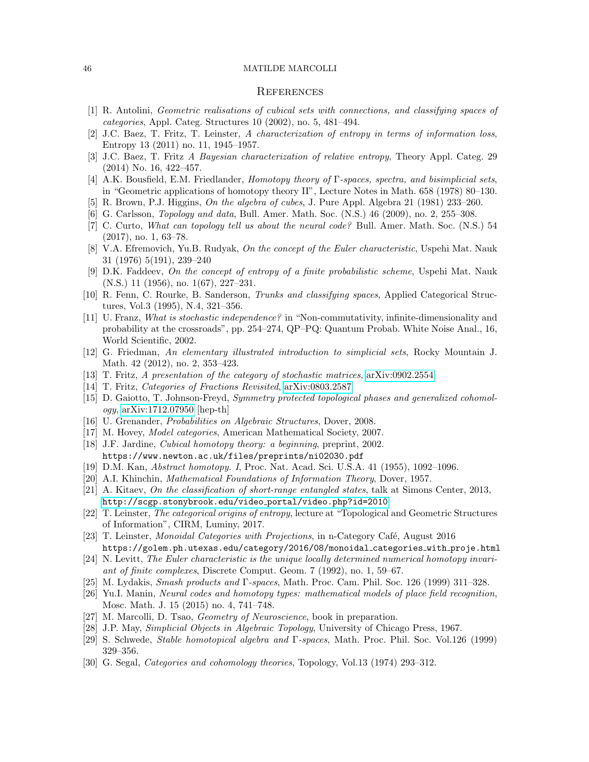## References

[1] R. Antolini, *Geometric realisations of cubical sets with connections, and classifying spaces of categories*, Appl. Categ. Structures 10 (2002), no. 5, 481–494.

[2] J.C. Baez, T. Fritz, T. Leinster, *A characterization of entropy in terms of information loss*, Entropy 13 (2011) no. 11, 1945–1957.

[3] J.C. Baez, T. Fritz *A Bayesian characterization of relative entropy*, Theory Appl. Categ. 29 (2014) No. 16, 422–457.

[4] A.K. Bousfield, E.M. Friedlander, *Homotopy theory of Γ-spaces, spectra, and bisimplicial sets*, in "Geometric applications of homotopy theory II", Lecture Notes in Math. 658 (1978) 80–130.

[5] R. Brown, P.J. Higgins, *On the algebra of cubes*, J. Pure Appl. Algebra 21 (1981) 233–260.

[6] G. Carlsson, *Topology and data*, Bull. Amer. Math. Soc. (N.S.) 46 (2009), no. 2, 255–308.

[7] C. Curto, *What can topology tell us about the neural code?* Bull. Amer. Math. Soc. (N.S.) 54 (2017), no. 1, 63–78.

[8] V.A. Efremovich, Yu.B. Rudyak, *On the concept of the Euler characteristic*, Uspehi Mat. Nauk 31 (1976) 5(191), 239–240

[9] D.K. Faddeev, *On the concept of entropy of a finite probabilistic scheme*, Uspehi Mat. Nauk (N.S.) 11 (1956), no. 1(67), 227–231.

[10] R. Fenn, C. Rourke, B. Sanderson, *Trunks and classifying spaces*, Applied Categorical Structures, Vol.3 (1995), N.4, 321–356.

[11] U. Franz, *What is stochastic independence?* in "Non-commutativity, infinite-dimensionality and probability at the crossroads", pp. 254–274, QP–PQ: Quantum Probab. White Noise Anal., 16, World Scientific, 2002.

[12] G. Friedman, *An elementary illustrated introduction to simplicial sets*, Rocky Mountain J. Math. 42 (2012), no. 2, 353–423.

[13] T. Fritz, *A presentation of the category of stochastic matrices*, arXiv:0902.2554

[14] T. Fritz, *Categories of Fractions Revisited*, arXiv:0803.2587

[15] D. Gaiotto, T. Johnson-Freyd, *Symmetry protected topological phases and generalized cohomology*, arXiv:1712.07950 [hep-th]

[16] U. Grenander, *Probabilities on Algebraic Structures*, Dover, 2008.

[17] M. Hovey, *Model categories*, American Mathematical Society, 2007.

[18] J.F. Jardine, *Cubical homotopy theory: a beginning*, preprint, 2002. https://www.newton.ac.uk/files/preprints/ni02030.pdf

[19] D.M. Kan, *Abstract homotopy. I*, Proc. Nat. Acad. Sci. U.S.A. 41 (1955), 1092–1096.

[20] A.I. Khinchin, *Mathematical Foundations of Information Theory*, Dover, 1957.

[21] A. Kitaev, *On the classification of short-range entangled states*, talk at Simons Center, 2013, http://scgp.stonybrook.edu/video_portal/video.php?id=2010

[22] T. Leinster, *The categorical origins of entropy*, lecture at "Topological and Geometric Structures of Information", CIRM, Luminy, 2017.

[23] T. Leinster, *Monoidal Categories with Projections*, in n-Category Café, August 2016 https://golem.ph.utexas.edu/category/2016/08/monoidal_categories_with_proje.html

[24] N. Levitt, *The Euler characteristic is the unique locally determined numerical homotopy invariant of finite complexes*, Discrete Comput. Geom. 7 (1992), no. 1, 59–67.

[25] M. Lydakis, *Smash products and Γ-spaces*, Math. Proc. Cam. Phil. Soc. 126 (1999) 311–328.

[26] Yu.I. Manin, *Neural codes and homotopy types: mathematical models of place field recognition*, Mosc. Math. J. 15 (2015) no. 4, 741–748.

[27] M. Marcolli, D. Tsao, *Geometry of Neuroscience*, book in preparation.

[28] J.P. May, *Simplicial Objects in Algebraic Topology*, University of Chicago Press, 1967.

[29] S. Schwede, *Stable homotopical algebra and Γ-spaces*, Math. Proc. Phil. Soc. Vol.126 (1999) 329–356.

[30] G. Segal, *Categories and cohomology theories*, Topology, Vol.13 (1974) 293–312.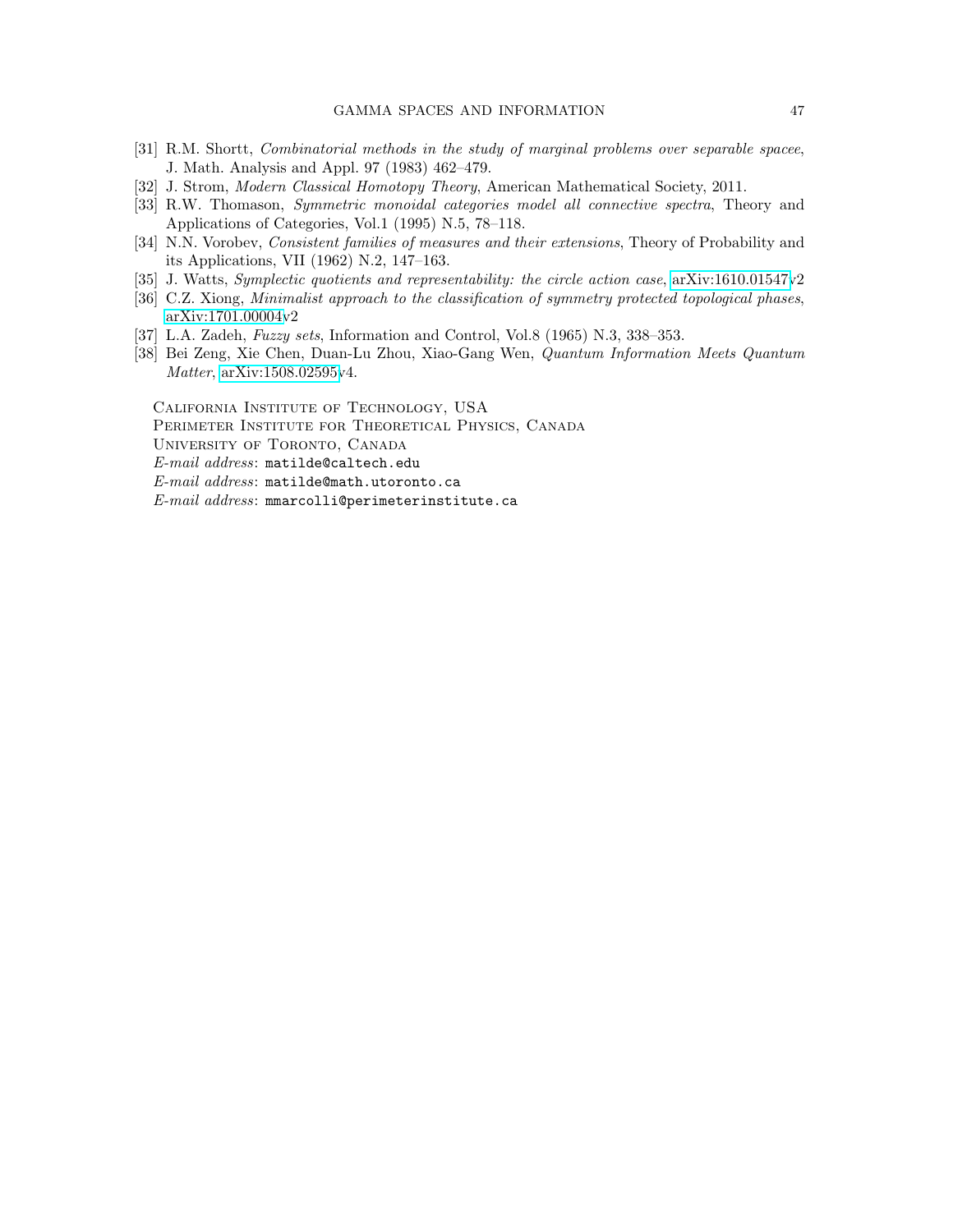[31] R.M. Shortt, *Combinatorial methods in the study of marginal problems over separable spacee*, J. Math. Analysis and Appl. 97 (1983) 462–479.

[32] J. Strom, *Modern Classical Homotopy Theory*, American Mathematical Society, 2011.

[33] R.W. Thomason, *Symmetric monoidal categories model all connective spectra*, Theory and Applications of Categories, Vol.1 (1995) N.5, 78–118.

[34] N.N. Vorobev, *Consistent families of measures and their extensions*, Theory of Probability and its Applications, VII (1962) N.2, 147–163.

[35] J. Watts, *Symplectic quotients and representability: the circle action case*, arXiv:1610.01547v2

[36] C.Z. Xiong, *Minimalist approach to the classification of symmetry protected topological phases*, arXiv:1701.00004v2

[37] L.A. Zadeh, *Fuzzy sets*, Information and Control, Vol.8 (1965) N.3, 338–353.

[38] Bei Zeng, Xie Chen, Duan-Lu Zhou, Xiao-Gang Wen, *Quantum Information Meets Quantum Matter*, arXiv:1508.02595v4.

California Institute of Technology, USA
Perimeter Institute for Theoretical Physics, Canada
University of Toronto, Canada
*E-mail address*: matilde@caltech.edu
*E-mail address*: matilde@math.utoronto.ca
*E-mail address*: mmarcolli@perimeterinstitute.ca